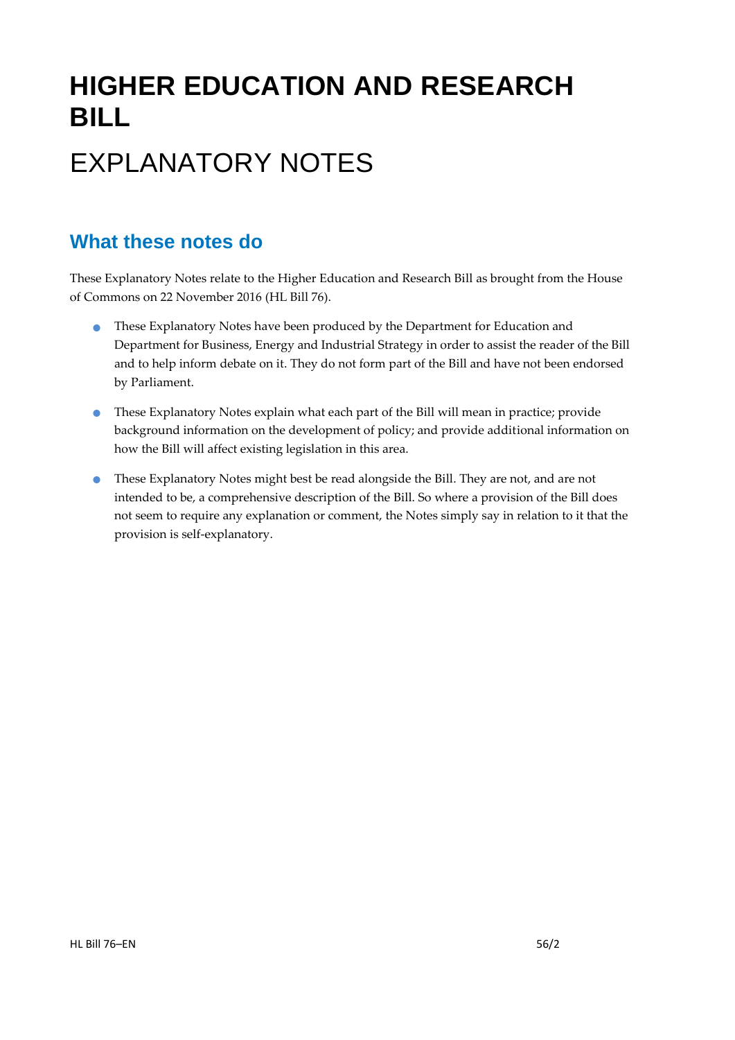# HIGHER EDUCATION AND RESEARCH BILL

# EXPLANATORY NOTES

## What these notes do

These Explanatory Notes relate to the Higher Education and Research Bill as brought from the House of Commons on 22 November 2016 (HL Bill 76).

- These Explanatory Notes have been produced by the Department for Education and Department for Business, Energy and Industrial Strategy in order to assist the reader of the Bill and to help inform debate on it. They do not form part of the Bill and have not been endorsed by Parliament.
- These Explanatory Notes explain what each part of the Bill will mean in practice; provide background information on the development of policy; and provide additional information on how the Bill will affect existing legislation in this area.
- These Explanatory Notes might best be read alongside the Bill. They are not, and are not intended to be, a comprehensive description of the Bill. So where a provision of the Bill does not seem to require any explanation or comment, the Notes simply say in relation to it that the provision is self-explanatory.

HL Bill 76–EN 56/2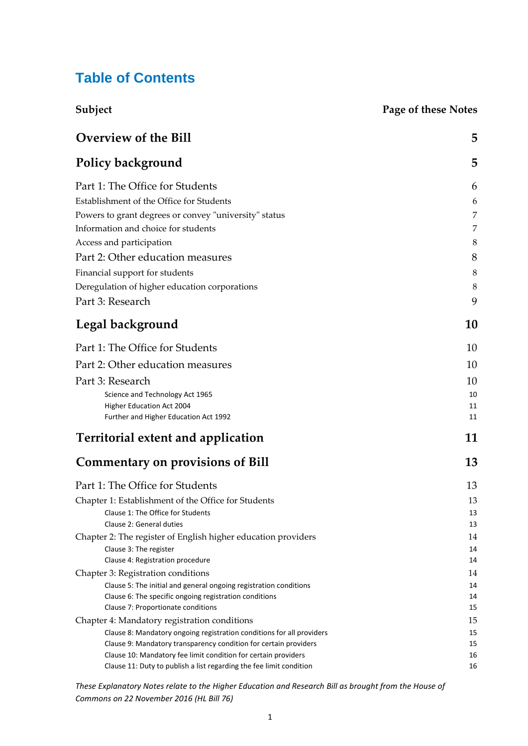# Table of Contents

| Subject | Page of these Notes |
|---|---|
| **Overview of the Bill** | **5** |
| **Policy background** | **5** |
| Part 1: The Office for Students | 6 |
| Establishment of the Office for Students | 6 |
| Powers to grant degrees or convey "university" status | 7 |
| Information and choice for students | 7 |
| Access and participation | 8 |
| Part 2: Other education measures | 8 |
| Financial support for students | 8 |
| Deregulation of higher education corporations | 8 |
| Part 3: Research | 9 |
| **Legal background** | **10** |
| Part 1: The Office for Students | 10 |
| Part 2: Other education measures | 10 |
| Part 3: Research | 10 |
| Science and Technology Act 1965 | 10 |
| Higher Education Act 2004 | 11 |
| Further and Higher Education Act 1992 | 11 |
| **Territorial extent and application** | **11** |
| **Commentary on provisions of Bill** | **13** |
| Part 1: The Office for Students | 13 |
| Chapter 1: Establishment of the Office for Students | 13 |
| Clause 1: The Office for Students | 13 |
| Clause 2: General duties | 13 |
| Chapter 2: The register of English higher education providers | 14 |
| Clause 3: The register | 14 |
| Clause 4: Registration procedure | 14 |
| Chapter 3: Registration conditions | 14 |
| Clause 5: The initial and general ongoing registration conditions | 14 |
| Clause 6: The specific ongoing registration conditions | 14 |
| Clause 7: Proportionate conditions | 15 |
| Chapter 4: Mandatory registration conditions | 15 |
| Clause 8: Mandatory ongoing registration conditions for all providers | 15 |
| Clause 9: Mandatory transparency condition for certain providers | 15 |
| Clause 10: Mandatory fee limit condition for certain providers | 16 |
| Clause 11: Duty to publish a list regarding the fee limit condition | 16 |

*These Explanatory Notes relate to the Higher Education and Research Bill as brought from the House of Commons on 22 November 2016 (HL Bill 76)*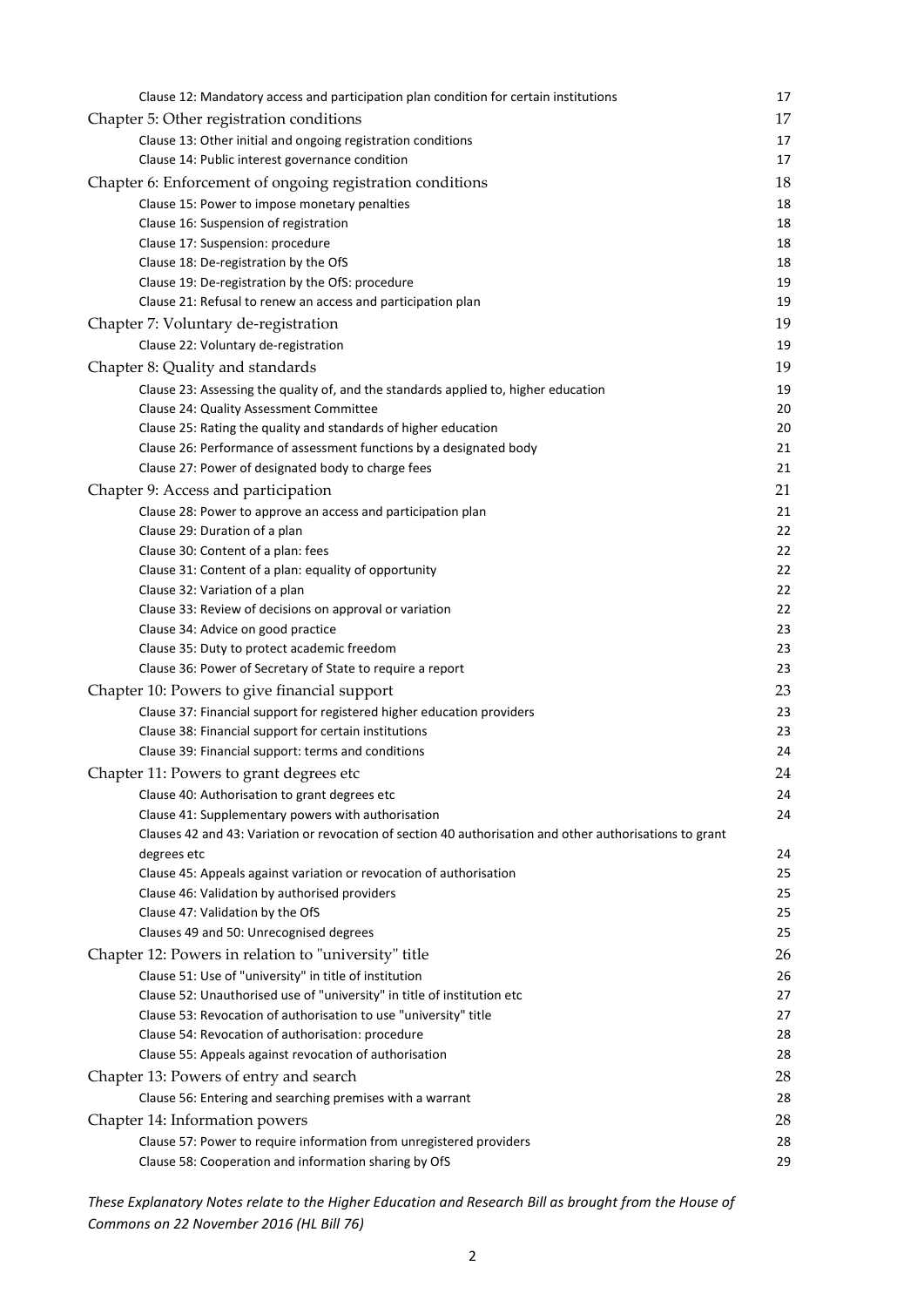| | |
|---|---|
| Clause 12: Mandatory access and participation plan condition for certain institutions | 17 |
| **Chapter 5: Other registration conditions** | **17** |
| Clause 13: Other initial and ongoing registration conditions | 17 |
| Clause 14: Public interest governance condition | 17 |
| **Chapter 6: Enforcement of ongoing registration conditions** | **18** |
| Clause 15: Power to impose monetary penalties | 18 |
| Clause 16: Suspension of registration | 18 |
| Clause 17: Suspension: procedure | 18 |
| Clause 18: De-registration by the OfS | 18 |
| Clause 19: De-registration by the OfS: procedure | 19 |
| Clause 21: Refusal to renew an access and participation plan | 19 |
| **Chapter 7: Voluntary de-registration** | **19** |
| Clause 22: Voluntary de-registration | 19 |
| **Chapter 8: Quality and standards** | **19** |
| Clause 23: Assessing the quality of, and the standards applied to, higher education | 19 |
| Clause 24: Quality Assessment Committee | 20 |
| Clause 25: Rating the quality and standards of higher education | 20 |
| Clause 26: Performance of assessment functions by a designated body | 21 |
| Clause 27: Power of designated body to charge fees | 21 |
| **Chapter 9: Access and participation** | **21** |
| Clause 28: Power to approve an access and participation plan | 21 |
| Clause 29: Duration of a plan | 22 |
| Clause 30: Content of a plan: fees | 22 |
| Clause 31: Content of a plan: equality of opportunity | 22 |
| Clause 32: Variation of a plan | 22 |
| Clause 33: Review of decisions on approval or variation | 22 |
| Clause 34: Advice on good practice | 23 |
| Clause 35: Duty to protect academic freedom | 23 |
| Clause 36: Power of Secretary of State to require a report | 23 |
| **Chapter 10: Powers to give financial support** | **23** |
| Clause 37: Financial support for registered higher education providers | 23 |
| Clause 38: Financial support for certain institutions | 23 |
| Clause 39: Financial support: terms and conditions | 24 |
| **Chapter 11: Powers to grant degrees etc** | **24** |
| Clause 40: Authorisation to grant degrees etc | 24 |
| Clause 41: Supplementary powers with authorisation | 24 |
| Clauses 42 and 43: Variation or revocation of section 40 authorisation and other authorisations to grant degrees etc | 24 |
| Clause 45: Appeals against variation or revocation of authorisation | 25 |
| Clause 46: Validation by authorised providers | 25 |
| Clause 47: Validation by the OfS | 25 |
| Clauses 49 and 50: Unrecognised degrees | 25 |
| **Chapter 12: Powers in relation to "university" title** | **26** |
| Clause 51: Use of "university" in title of institution | 26 |
| Clause 52: Unauthorised use of "university" in title of institution etc | 27 |
| Clause 53: Revocation of authorisation to use "university" title | 27 |
| Clause 54: Revocation of authorisation: procedure | 28 |
| Clause 55: Appeals against revocation of authorisation | 28 |
| **Chapter 13: Powers of entry and search** | **28** |
| Clause 56: Entering and searching premises with a warrant | 28 |
| **Chapter 14: Information powers** | **28** |
| Clause 57: Power to require information from unregistered providers | 28 |
| Clause 58: Cooperation and information sharing by OfS | 29 |

*These Explanatory Notes relate to the Higher Education and Research Bill as brought from the House of Commons on 22 November 2016 (HL Bill 76)*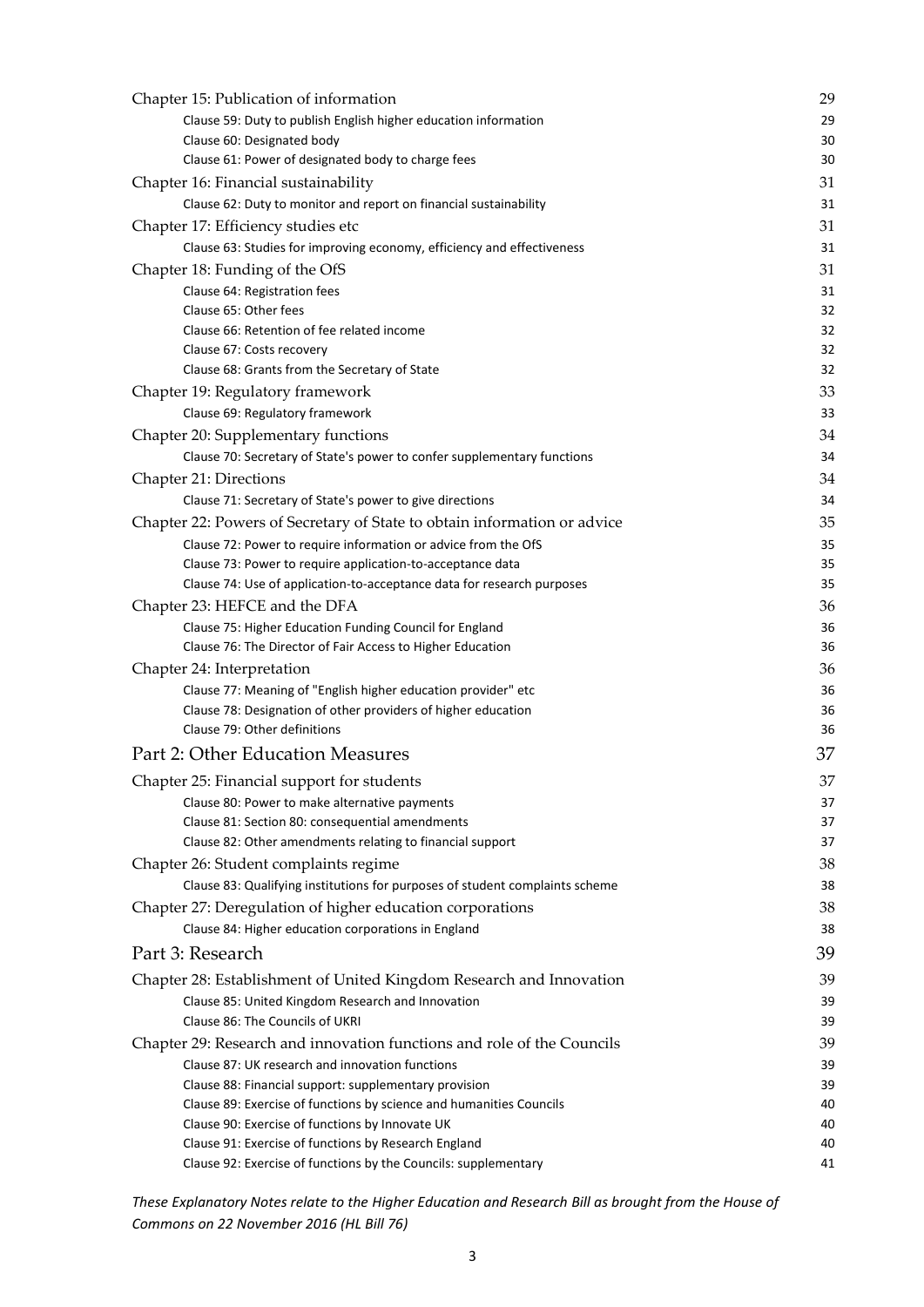| | |
|---|---|
| Chapter 15: Publication of information | 29 |
| Clause 59: Duty to publish English higher education information | 29 |
| Clause 60: Designated body | 30 |
| Clause 61: Power of designated body to charge fees | 30 |
| Chapter 16: Financial sustainability | 31 |
| Clause 62: Duty to monitor and report on financial sustainability | 31 |
| Chapter 17: Efficiency studies etc | 31 |
| Clause 63: Studies for improving economy, efficiency and effectiveness | 31 |
| Chapter 18: Funding of the OfS | 31 |
| Clause 64: Registration fees | 31 |
| Clause 65: Other fees | 32 |
| Clause 66: Retention of fee related income | 32 |
| Clause 67: Costs recovery | 32 |
| Clause 68: Grants from the Secretary of State | 32 |
| Chapter 19: Regulatory framework | 33 |
| Clause 69: Regulatory framework | 33 |
| Chapter 20: Supplementary functions | 34 |
| Clause 70: Secretary of State's power to confer supplementary functions | 34 |
| Chapter 21: Directions | 34 |
| Clause 71: Secretary of State's power to give directions | 34 |
| Chapter 22: Powers of Secretary of State to obtain information or advice | 35 |
| Clause 72: Power to require information or advice from the OfS | 35 |
| Clause 73: Power to require application-to-acceptance data | 35 |
| Clause 74: Use of application-to-acceptance data for research purposes | 35 |
| Chapter 23: HEFCE and the DFA | 36 |
| Clause 75: Higher Education Funding Council for England | 36 |
| Clause 76: The Director of Fair Access to Higher Education | 36 |
| Chapter 24: Interpretation | 36 |
| Clause 77: Meaning of "English higher education provider" etc | 36 |
| Clause 78: Designation of other providers of higher education | 36 |
| Clause 79: Other definitions | 36 |
| Part 2: Other Education Measures | 37 |
| Chapter 25: Financial support for students | 37 |
| Clause 80: Power to make alternative payments | 37 |
| Clause 81: Section 80: consequential amendments | 37 |
| Clause 82: Other amendments relating to financial support | 37 |
| Chapter 26: Student complaints regime | 38 |
| Clause 83: Qualifying institutions for purposes of student complaints scheme | 38 |
| Chapter 27: Deregulation of higher education corporations | 38 |
| Clause 84: Higher education corporations in England | 38 |
| Part 3: Research | 39 |
| Chapter 28: Establishment of United Kingdom Research and Innovation | 39 |
| Clause 85: United Kingdom Research and Innovation | 39 |
| Clause 86: The Councils of UKRI | 39 |
| Chapter 29: Research and innovation functions and role of the Councils | 39 |
| Clause 87: UK research and innovation functions | 39 |
| Clause 88: Financial support: supplementary provision | 39 |
| Clause 89: Exercise of functions by science and humanities Councils | 40 |
| Clause 90: Exercise of functions by Innovate UK | 40 |
| Clause 91: Exercise of functions by Research England | 40 |
| Clause 92: Exercise of functions by the Councils: supplementary | 41 |

*These Explanatory Notes relate to the Higher Education and Research Bill as brought from the House of Commons on 22 November 2016 (HL Bill 76)*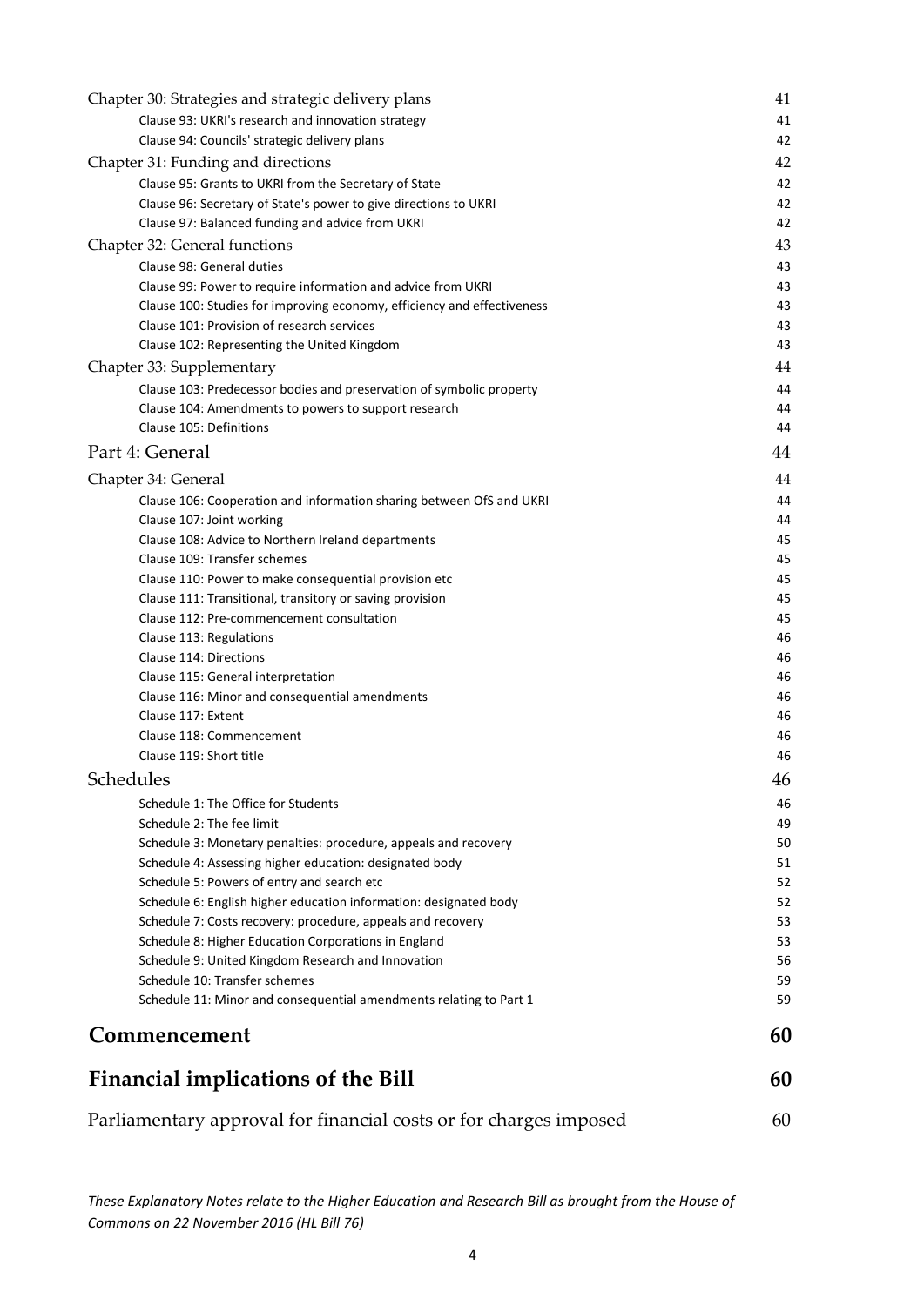| | |
|---|---|
| Chapter 30: Strategies and strategic delivery plans | 41 |
| Clause 93: UKRI's research and innovation strategy | 41 |
| Clause 94: Councils' strategic delivery plans | 42 |
| Chapter 31: Funding and directions | 42 |
| Clause 95: Grants to UKRI from the Secretary of State | 42 |
| Clause 96: Secretary of State's power to give directions to UKRI | 42 |
| Clause 97: Balanced funding and advice from UKRI | 42 |
| Chapter 32: General functions | 43 |
| Clause 98: General duties | 43 |
| Clause 99: Power to require information and advice from UKRI | 43 |
| Clause 100: Studies for improving economy, efficiency and effectiveness | 43 |
| Clause 101: Provision of research services | 43 |
| Clause 102: Representing the United Kingdom | 43 |
| Chapter 33: Supplementary | 44 |
| Clause 103: Predecessor bodies and preservation of symbolic property | 44 |
| Clause 104: Amendments to powers to support research | 44 |
| Clause 105: Definitions | 44 |
| Part 4: General | 44 |
| Chapter 34: General | 44 |
| Clause 106: Cooperation and information sharing between OfS and UKRI | 44 |
| Clause 107: Joint working | 44 |
| Clause 108: Advice to Northern Ireland departments | 45 |
| Clause 109: Transfer schemes | 45 |
| Clause 110: Power to make consequential provision etc | 45 |
| Clause 111: Transitional, transitory or saving provision | 45 |
| Clause 112: Pre-commencement consultation | 45 |
| Clause 113: Regulations | 46 |
| Clause 114: Directions | 46 |
| Clause 115: General interpretation | 46 |
| Clause 116: Minor and consequential amendments | 46 |
| Clause 117: Extent | 46 |
| Clause 118: Commencement | 46 |
| Clause 119: Short title | 46 |
| Schedules | 46 |
| Schedule 1: The Office for Students | 46 |
| Schedule 2: The fee limit | 49 |
| Schedule 3: Monetary penalties: procedure, appeals and recovery | 50 |
| Schedule 4: Assessing higher education: designated body | 51 |
| Schedule 5: Powers of entry and search etc | 52 |
| Schedule 6: English higher education information: designated body | 52 |
| Schedule 7: Costs recovery: procedure, appeals and recovery | 53 |
| Schedule 8: Higher Education Corporations in England | 53 |
| Schedule 9: United Kingdom Research and Innovation | 56 |
| Schedule 10: Transfer schemes | 59 |
| Schedule 11: Minor and consequential amendments relating to Part 1 | 59 |
| **Commencement** | **60** |
| **Financial implications of the Bill** | **60** |
| Parliamentary approval for financial costs or for charges imposed | 60 |

*These Explanatory Notes relate to the Higher Education and Research Bill as brought from the House of Commons on 22 November 2016 (HL Bill 76)*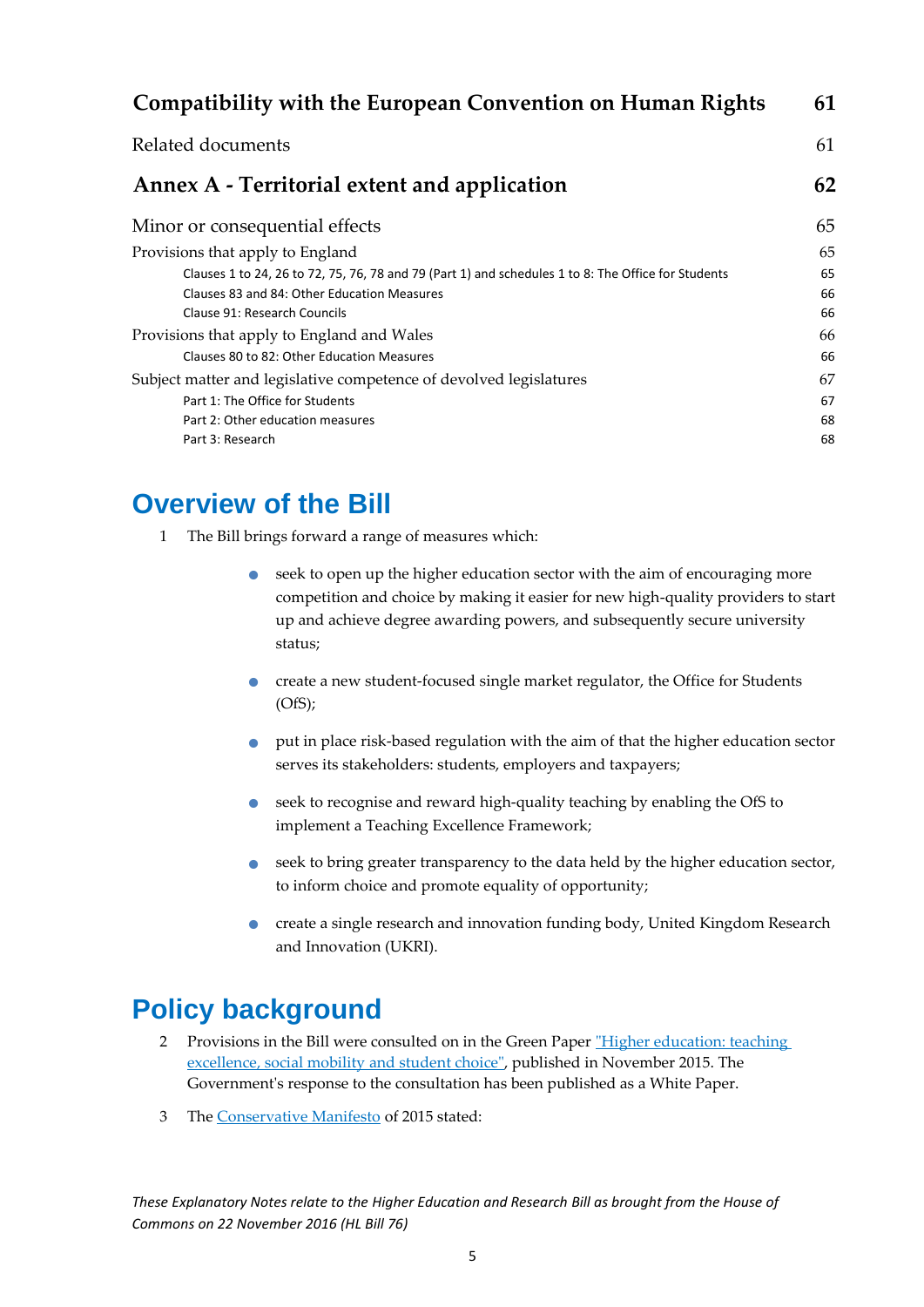| | |
|---|---|
| **Compatibility with the European Convention on Human Rights** | **61** |
| Related documents | 61 |
| **Annex A - Territorial extent and application** | **62** |
| Minor or consequential effects | 65 |
| Provisions that apply to England | 65 |
| Clauses 1 to 24, 26 to 72, 75, 76, 78 and 79 (Part 1) and schedules 1 to 8: The Office for Students | 65 |
| Clauses 83 and 84: Other Education Measures | 66 |
| Clause 91: Research Councils | 66 |
| Provisions that apply to England and Wales | 66 |
| Clauses 80 to 82: Other Education Measures | 66 |
| Subject matter and legislative competence of devolved legislatures | 67 |
| Part 1: The Office for Students | 67 |
| Part 2: Other education measures | 68 |
| Part 3: Research | 68 |

# Overview of the Bill

1 The Bill brings forward a range of measures which:

- seek to open up the higher education sector with the aim of encouraging more competition and choice by making it easier for new high-quality providers to start up and achieve degree awarding powers, and subsequently secure university status;
- create a new student-focused single market regulator, the Office for Students (OfS);
- put in place risk-based regulation with the aim of that the higher education sector serves its stakeholders: students, employers and taxpayers;
- seek to recognise and reward high-quality teaching by enabling the OfS to implement a Teaching Excellence Framework;
- seek to bring greater transparency to the data held by the higher education sector, to inform choice and promote equality of opportunity;
- create a single research and innovation funding body, United Kingdom Research and Innovation (UKRI).

# Policy background

2 Provisions in the Bill were consulted on in the Green Paper "Higher education: teaching excellence, social mobility and student choice", published in November 2015. The Government's response to the consultation has been published as a White Paper.

3 The Conservative Manifesto of 2015 stated: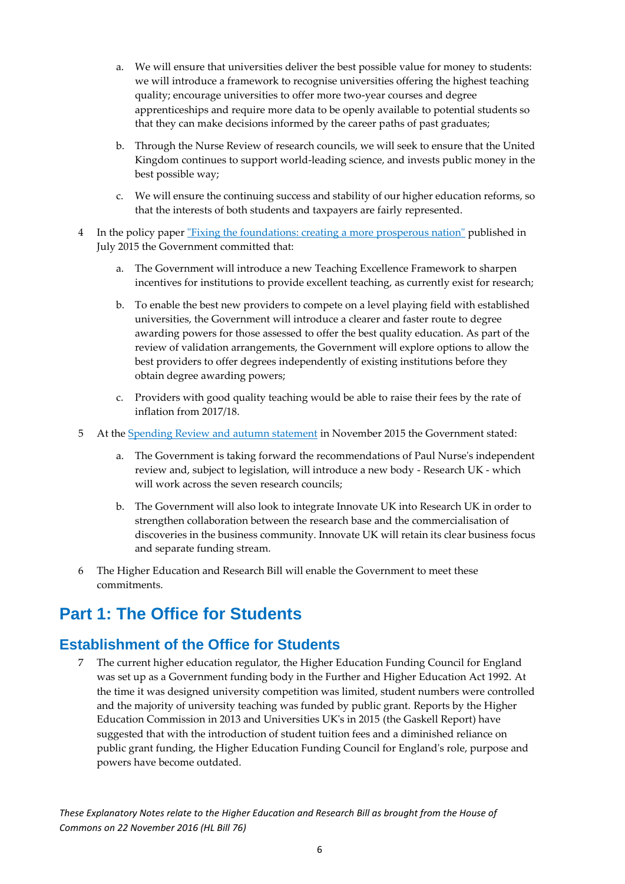a. We will ensure that universities deliver the best possible value for money to students: we will introduce a framework to recognise universities offering the highest teaching quality; encourage universities to offer more two-year courses and degree apprenticeships and require more data to be openly available to potential students so that they can make decisions informed by the career paths of past graduates;

b. Through the Nurse Review of research councils, we will seek to ensure that the United Kingdom continues to support world-leading science, and invests public money in the best possible way;

c. We will ensure the continuing success and stability of our higher education reforms, so that the interests of both students and taxpayers are fairly represented.

4 In the policy paper "Fixing the foundations: creating a more prosperous nation" published in July 2015 the Government committed that:

a. The Government will introduce a new Teaching Excellence Framework to sharpen incentives for institutions to provide excellent teaching, as currently exist for research;

b. To enable the best new providers to compete on a level playing field with established universities, the Government will introduce a clearer and faster route to degree awarding powers for those assessed to offer the best quality education. As part of the review of validation arrangements, the Government will explore options to allow the best providers to offer degrees independently of existing institutions before they obtain degree awarding powers;

c. Providers with good quality teaching would be able to raise their fees by the rate of inflation from 2017/18.

5 At the Spending Review and autumn statement in November 2015 the Government stated:

a. The Government is taking forward the recommendations of Paul Nurse's independent review and, subject to legislation, will introduce a new body - Research UK - which will work across the seven research councils;

b. The Government will also look to integrate Innovate UK into Research UK in order to strengthen collaboration between the research base and the commercialisation of discoveries in the business community. Innovate UK will retain its clear business focus and separate funding stream.

6 The Higher Education and Research Bill will enable the Government to meet these commitments.

# Part 1: The Office for Students

## Establishment of the Office for Students

7 The current higher education regulator, the Higher Education Funding Council for England was set up as a Government funding body in the Further and Higher Education Act 1992. At the time it was designed university competition was limited, student numbers were controlled and the majority of university teaching was funded by public grant. Reports by the Higher Education Commission in 2013 and Universities UK's in 2015 (the Gaskell Report) have suggested that with the introduction of student tuition fees and a diminished reliance on public grant funding, the Higher Education Funding Council for England's role, purpose and powers have become outdated.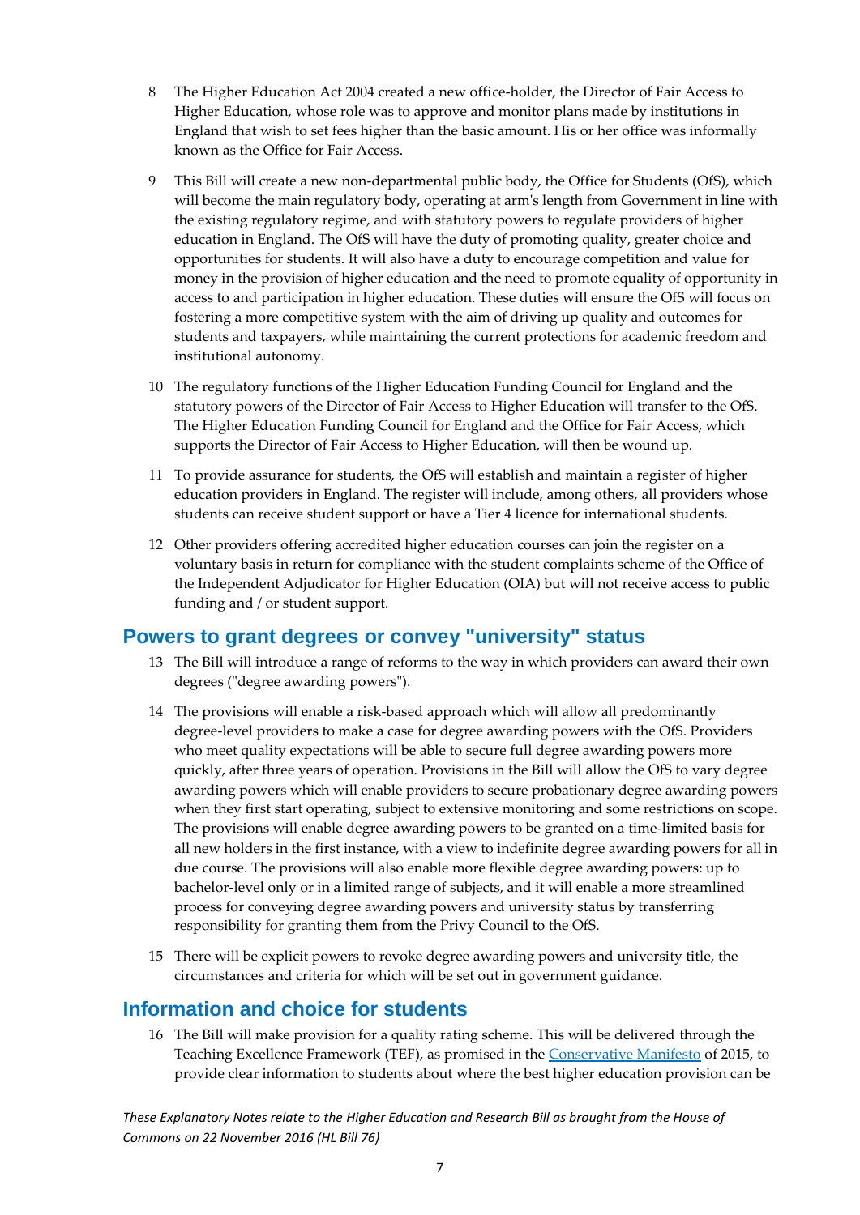8 The Higher Education Act 2004 created a new office-holder, the Director of Fair Access to Higher Education, whose role was to approve and monitor plans made by institutions in England that wish to set fees higher than the basic amount. His or her office was informally known as the Office for Fair Access.

9 This Bill will create a new non-departmental public body, the Office for Students (OfS), which will become the main regulatory body, operating at arm's length from Government in line with the existing regulatory regime, and with statutory powers to regulate providers of higher education in England. The OfS will have the duty of promoting quality, greater choice and opportunities for students. It will also have a duty to encourage competition and value for money in the provision of higher education and the need to promote equality of opportunity in access to and participation in higher education. These duties will ensure the OfS will focus on fostering a more competitive system with the aim of driving up quality and outcomes for students and taxpayers, while maintaining the current protections for academic freedom and institutional autonomy.

10 The regulatory functions of the Higher Education Funding Council for England and the statutory powers of the Director of Fair Access to Higher Education will transfer to the OfS. The Higher Education Funding Council for England and the Office for Fair Access, which supports the Director of Fair Access to Higher Education, will then be wound up.

11 To provide assurance for students, the OfS will establish and maintain a register of higher education providers in England. The register will include, among others, all providers whose students can receive student support or have a Tier 4 licence for international students.

12 Other providers offering accredited higher education courses can join the register on a voluntary basis in return for compliance with the student complaints scheme of the Office of the Independent Adjudicator for Higher Education (OIA) but will not receive access to public funding and / or student support.

## Powers to grant degrees or convey "university" status

13 The Bill will introduce a range of reforms to the way in which providers can award their own degrees ("degree awarding powers").

14 The provisions will enable a risk-based approach which will allow all predominantly degree-level providers to make a case for degree awarding powers with the OfS. Providers who meet quality expectations will be able to secure full degree awarding powers more quickly, after three years of operation. Provisions in the Bill will allow the OfS to vary degree awarding powers which will enable providers to secure probationary degree awarding powers when they first start operating, subject to extensive monitoring and some restrictions on scope. The provisions will enable degree awarding powers to be granted on a time-limited basis for all new holders in the first instance, with a view to indefinite degree awarding powers for all in due course. The provisions will also enable more flexible degree awarding powers: up to bachelor-level only or in a limited range of subjects, and it will enable a more streamlined process for conveying degree awarding powers and university status by transferring responsibility for granting them from the Privy Council to the OfS.

15 There will be explicit powers to revoke degree awarding powers and university title, the circumstances and criteria for which will be set out in government guidance.

## Information and choice for students

16 The Bill will make provision for a quality rating scheme. This will be delivered through the Teaching Excellence Framework (TEF), as promised in the Conservative Manifesto of 2015, to provide clear information to students about where the best higher education provision can be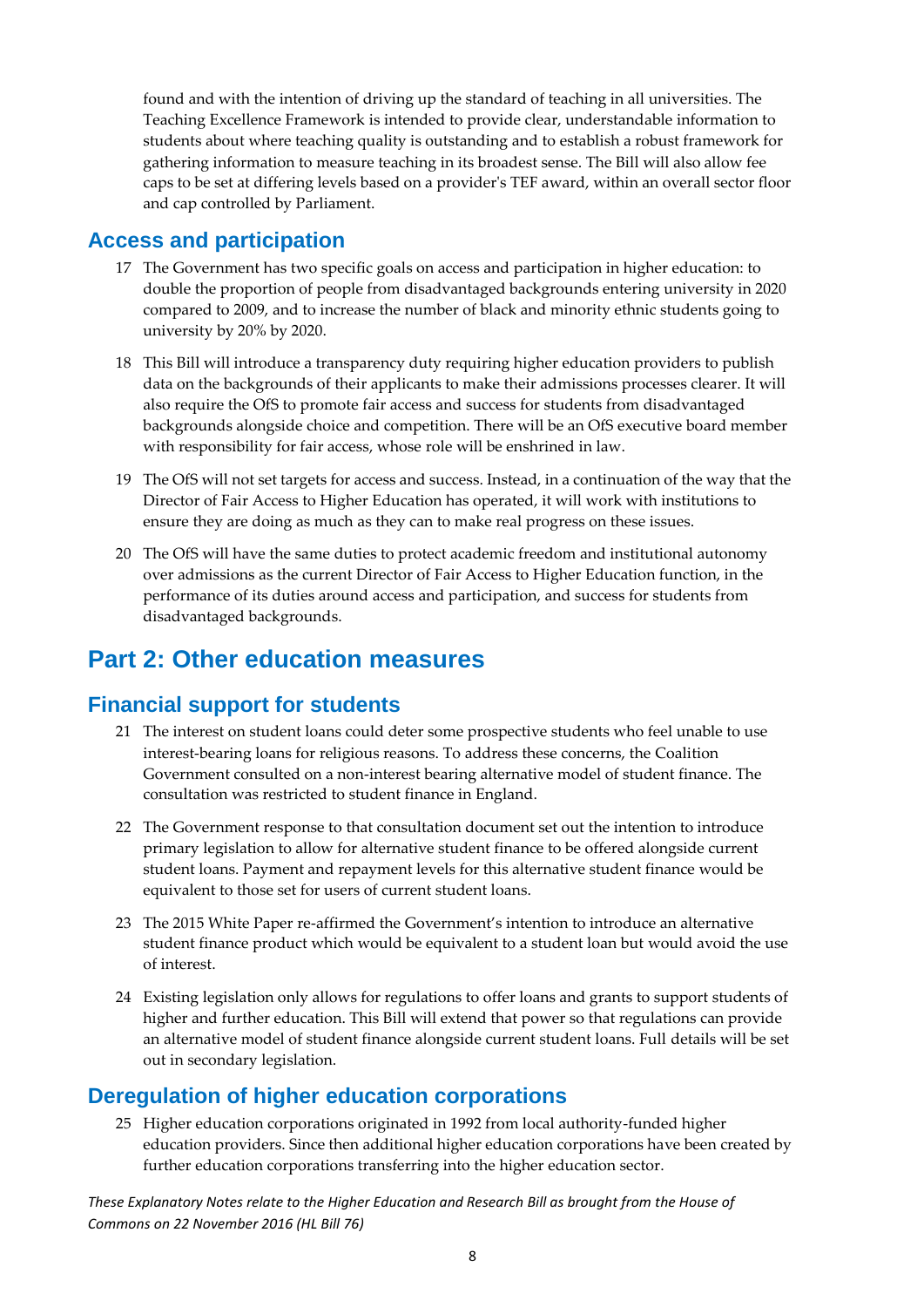found and with the intention of driving up the standard of teaching in all universities. The Teaching Excellence Framework is intended to provide clear, understandable information to students about where teaching quality is outstanding and to establish a robust framework for gathering information to measure teaching in its broadest sense. The Bill will also allow fee caps to be set at differing levels based on a provider's TEF award, within an overall sector floor and cap controlled by Parliament.

## Access and participation

17 The Government has two specific goals on access and participation in higher education: to double the proportion of people from disadvantaged backgrounds entering university in 2020 compared to 2009, and to increase the number of black and minority ethnic students going to university by 20% by 2020.

18 This Bill will introduce a transparency duty requiring higher education providers to publish data on the backgrounds of their applicants to make their admissions processes clearer. It will also require the OfS to promote fair access and success for students from disadvantaged backgrounds alongside choice and competition. There will be an OfS executive board member with responsibility for fair access, whose role will be enshrined in law.

19 The OfS will not set targets for access and success. Instead, in a continuation of the way that the Director of Fair Access to Higher Education has operated, it will work with institutions to ensure they are doing as much as they can to make real progress on these issues.

20 The OfS will have the same duties to protect academic freedom and institutional autonomy over admissions as the current Director of Fair Access to Higher Education function, in the performance of its duties around access and participation, and success for students from disadvantaged backgrounds.

# Part 2: Other education measures

## Financial support for students

21 The interest on student loans could deter some prospective students who feel unable to use interest-bearing loans for religious reasons. To address these concerns, the Coalition Government consulted on a non-interest bearing alternative model of student finance. The consultation was restricted to student finance in England.

22 The Government response to that consultation document set out the intention to introduce primary legislation to allow for alternative student finance to be offered alongside current student loans. Payment and repayment levels for this alternative student finance would be equivalent to those set for users of current student loans.

23 The 2015 White Paper re-affirmed the Government's intention to introduce an alternative student finance product which would be equivalent to a student loan but would avoid the use of interest.

24 Existing legislation only allows for regulations to offer loans and grants to support students of higher and further education. This Bill will extend that power so that regulations can provide an alternative model of student finance alongside current student loans. Full details will be set out in secondary legislation.

## Deregulation of higher education corporations

25 Higher education corporations originated in 1992 from local authority-funded higher education providers. Since then additional higher education corporations have been created by further education corporations transferring into the higher education sector.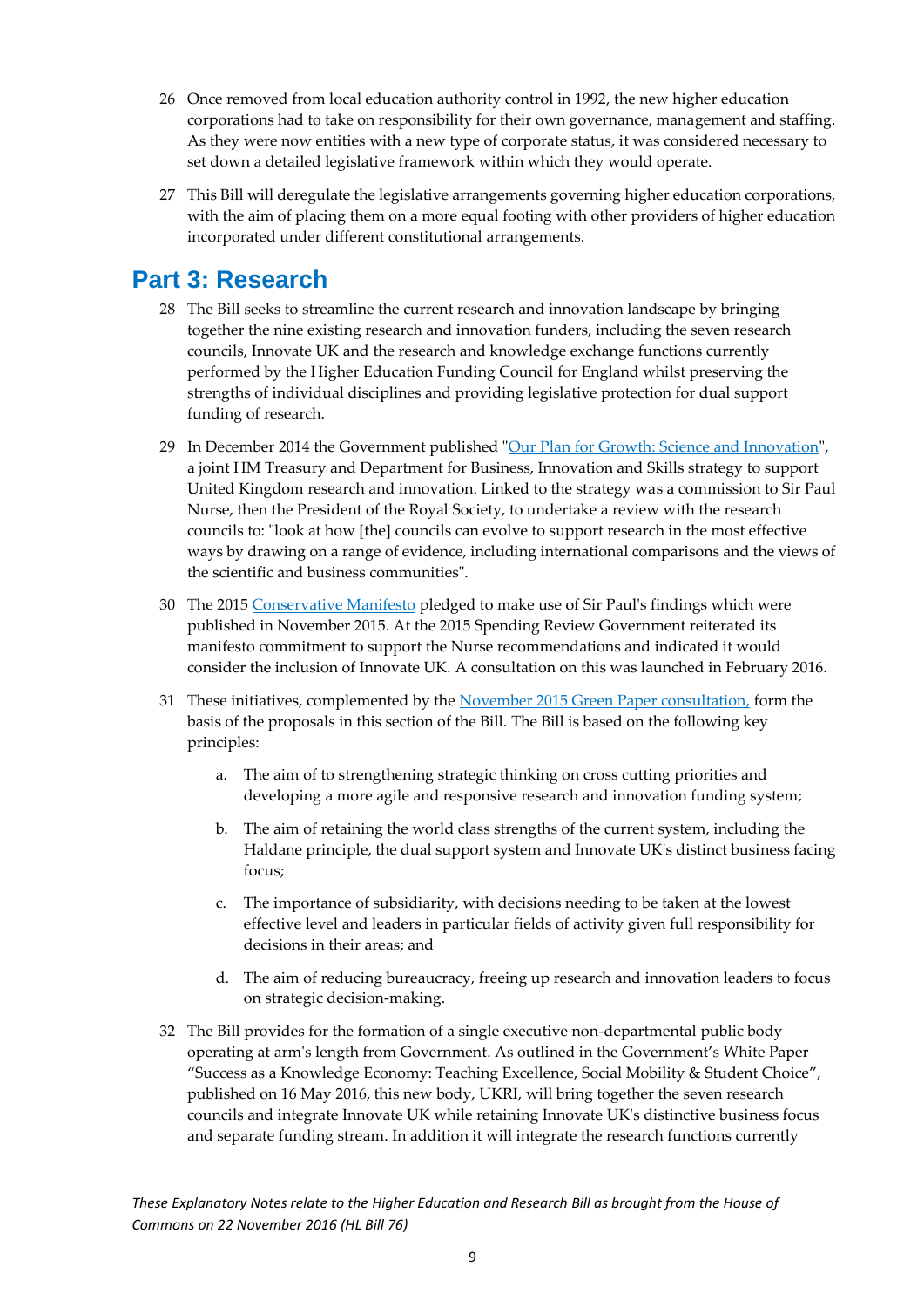26 Once removed from local education authority control in 1992, the new higher education corporations had to take on responsibility for their own governance, management and staffing. As they were now entities with a new type of corporate status, it was considered necessary to set down a detailed legislative framework within which they would operate.

27 This Bill will deregulate the legislative arrangements governing higher education corporations, with the aim of placing them on a more equal footing with other providers of higher education incorporated under different constitutional arrangements.

## Part 3: Research

28 The Bill seeks to streamline the current research and innovation landscape by bringing together the nine existing research and innovation funders, including the seven research councils, Innovate UK and the research and knowledge exchange functions currently performed by the Higher Education Funding Council for England whilst preserving the strengths of individual disciplines and providing legislative protection for dual support funding of research.

29 In December 2014 the Government published "Our Plan for Growth: Science and Innovation", a joint HM Treasury and Department for Business, Innovation and Skills strategy to support United Kingdom research and innovation. Linked to the strategy was a commission to Sir Paul Nurse, then the President of the Royal Society, to undertake a review with the research councils to: "look at how [the] councils can evolve to support research in the most effective ways by drawing on a range of evidence, including international comparisons and the views of the scientific and business communities".

30 The 2015 Conservative Manifesto pledged to make use of Sir Paul's findings which were published in November 2015. At the 2015 Spending Review Government reiterated its manifesto commitment to support the Nurse recommendations and indicated it would consider the inclusion of Innovate UK. A consultation on this was launched in February 2016.

31 These initiatives, complemented by the November 2015 Green Paper consultation, form the basis of the proposals in this section of the Bill. The Bill is based on the following key principles:

a. The aim of to strengthening strategic thinking on cross cutting priorities and developing a more agile and responsive research and innovation funding system;

b. The aim of retaining the world class strengths of the current system, including the Haldane principle, the dual support system and Innovate UK's distinct business facing focus;

c. The importance of subsidiarity, with decisions needing to be taken at the lowest effective level and leaders in particular fields of activity given full responsibility for decisions in their areas; and

d. The aim of reducing bureaucracy, freeing up research and innovation leaders to focus on strategic decision-making.

32 The Bill provides for the formation of a single executive non-departmental public body operating at arm's length from Government. As outlined in the Government's White Paper "Success as a Knowledge Economy: Teaching Excellence, Social Mobility & Student Choice", published on 16 May 2016, this new body, UKRI, will bring together the seven research councils and integrate Innovate UK while retaining Innovate UK's distinctive business focus and separate funding stream. In addition it will integrate the research functions currently

*These Explanatory Notes relate to the Higher Education and Research Bill as brought from the House of Commons on 22 November 2016 (HL Bill 76)*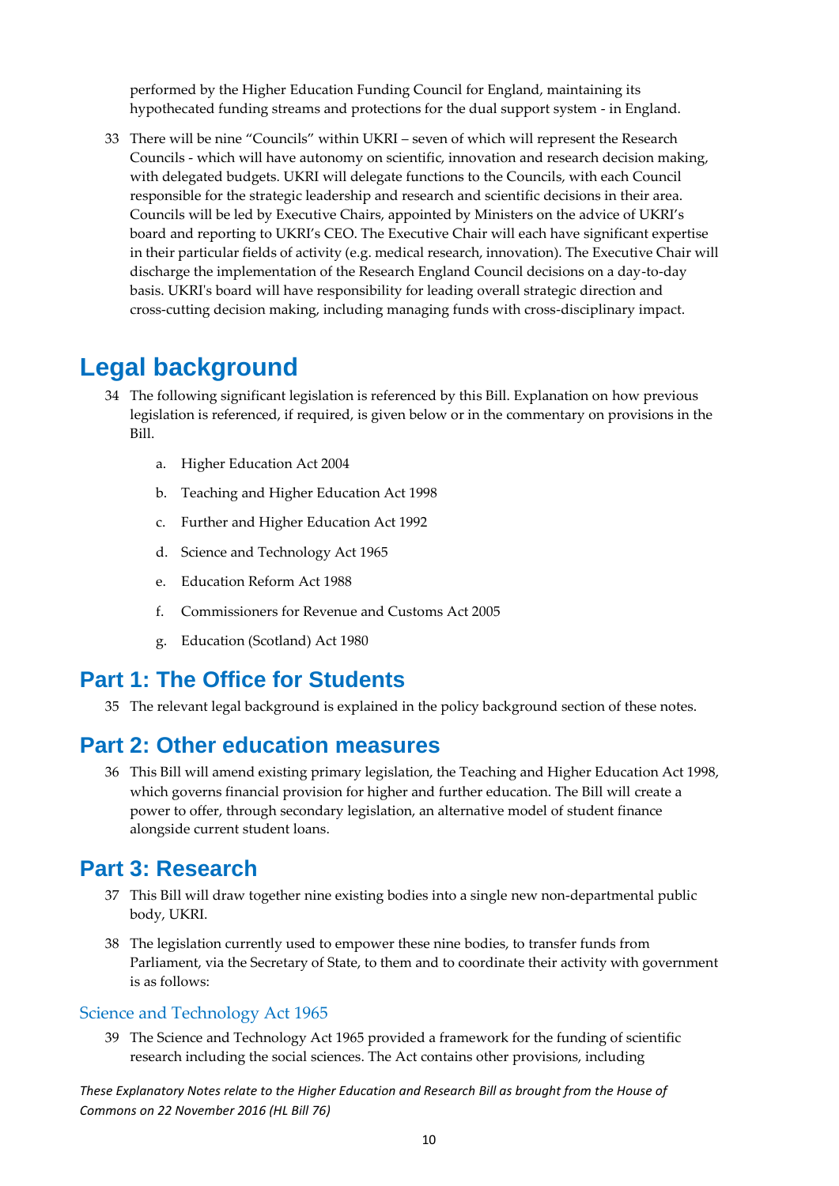performed by the Higher Education Funding Council for England, maintaining its hypothecated funding streams and protections for the dual support system - in England.

33 There will be nine "Councils" within UKRI – seven of which will represent the Research Councils - which will have autonomy on scientific, innovation and research decision making, with delegated budgets. UKRI will delegate functions to the Councils, with each Council responsible for the strategic leadership and research and scientific decisions in their area. Councils will be led by Executive Chairs, appointed by Ministers on the advice of UKRI's board and reporting to UKRI's CEO. The Executive Chair will each have significant expertise in their particular fields of activity (e.g. medical research, innovation). The Executive Chair will discharge the implementation of the Research England Council decisions on a day-to-day basis. UKRI's board will have responsibility for leading overall strategic direction and cross-cutting decision making, including managing funds with cross-disciplinary impact.

# Legal background

34 The following significant legislation is referenced by this Bill. Explanation on how previous legislation is referenced, if required, is given below or in the commentary on provisions in the Bill.

a. Higher Education Act 2004

b. Teaching and Higher Education Act 1998

c. Further and Higher Education Act 1992

d. Science and Technology Act 1965

e. Education Reform Act 1988

f. Commissioners for Revenue and Customs Act 2005

g. Education (Scotland) Act 1980

## Part 1: The Office for Students

35 The relevant legal background is explained in the policy background section of these notes.

## Part 2: Other education measures

36 This Bill will amend existing primary legislation, the Teaching and Higher Education Act 1998, which governs financial provision for higher and further education. The Bill will create a power to offer, through secondary legislation, an alternative model of student finance alongside current student loans.

## Part 3: Research

37 This Bill will draw together nine existing bodies into a single new non-departmental public body, UKRI.

38 The legislation currently used to empower these nine bodies, to transfer funds from Parliament, via the Secretary of State, to them and to coordinate their activity with government is as follows:

### Science and Technology Act 1965

39 The Science and Technology Act 1965 provided a framework for the funding of scientific research including the social sciences. The Act contains other provisions, including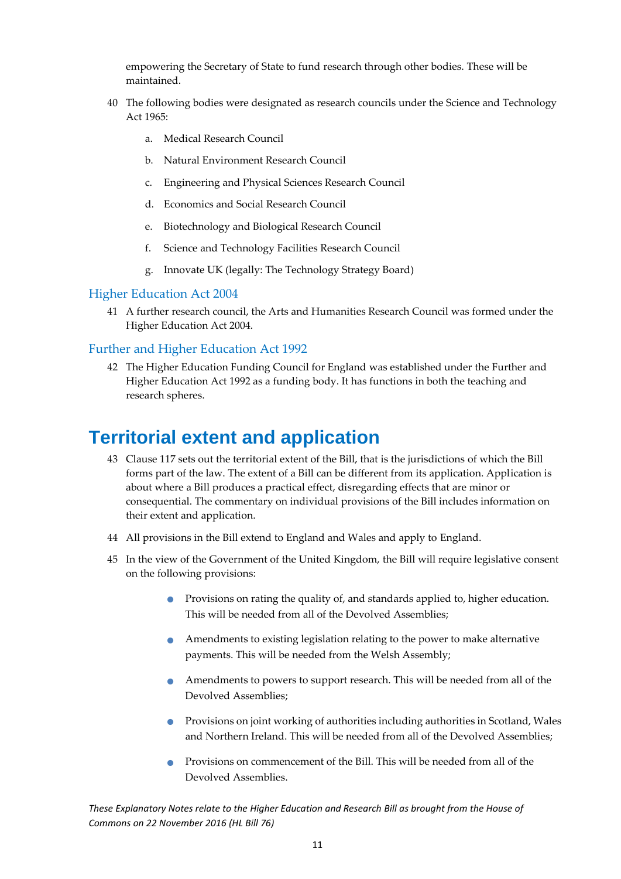empowering the Secretary of State to fund research through other bodies. These will be maintained.

40 The following bodies were designated as research councils under the Science and Technology Act 1965:

a. Medical Research Council

b. Natural Environment Research Council

c. Engineering and Physical Sciences Research Council

d. Economics and Social Research Council

e. Biotechnology and Biological Research Council

f. Science and Technology Facilities Research Council

g. Innovate UK (legally: The Technology Strategy Board)

### Higher Education Act 2004

41 A further research council, the Arts and Humanities Research Council was formed under the Higher Education Act 2004.

### Further and Higher Education Act 1992

42 The Higher Education Funding Council for England was established under the Further and Higher Education Act 1992 as a funding body. It has functions in both the teaching and research spheres.

# Territorial extent and application

43 Clause 117 sets out the territorial extent of the Bill, that is the jurisdictions of which the Bill forms part of the law. The extent of a Bill can be different from its application. Application is about where a Bill produces a practical effect, disregarding effects that are minor or consequential. The commentary on individual provisions of the Bill includes information on their extent and application.

44 All provisions in the Bill extend to England and Wales and apply to England.

45 In the view of the Government of the United Kingdom, the Bill will require legislative consent on the following provisions:

- Provisions on rating the quality of, and standards applied to, higher education. This will be needed from all of the Devolved Assemblies;
- Amendments to existing legislation relating to the power to make alternative payments. This will be needed from the Welsh Assembly;
- Amendments to powers to support research. This will be needed from all of the Devolved Assemblies;
- Provisions on joint working of authorities including authorities in Scotland, Wales and Northern Ireland. This will be needed from all of the Devolved Assemblies;
- Provisions on commencement of the Bill. This will be needed from all of the Devolved Assemblies.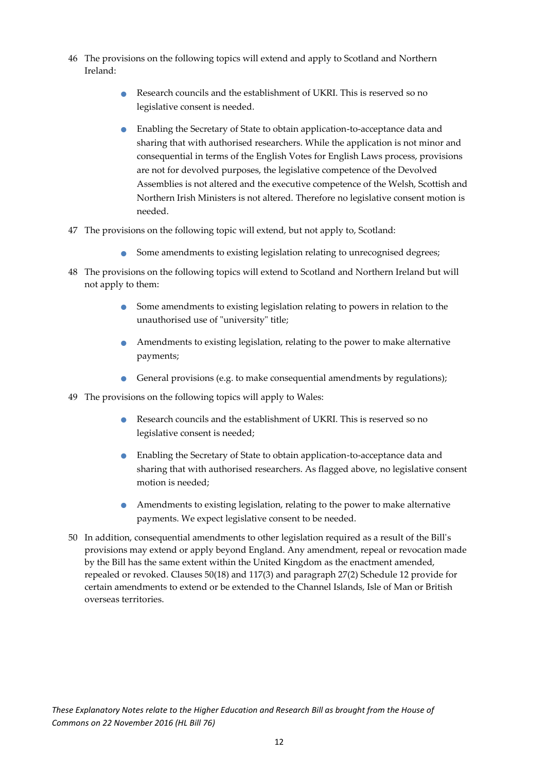46 The provisions on the following topics will extend and apply to Scotland and Northern Ireland:

- Research councils and the establishment of UKRI. This is reserved so no legislative consent is needed.
- Enabling the Secretary of State to obtain application-to-acceptance data and sharing that with authorised researchers. While the application is not minor and consequential in terms of the English Votes for English Laws process, provisions are not for devolved purposes, the legislative competence of the Devolved Assemblies is not altered and the executive competence of the Welsh, Scottish and Northern Irish Ministers is not altered. Therefore no legislative consent motion is needed.

47 The provisions on the following topic will extend, but not apply to, Scotland:

- Some amendments to existing legislation relating to unrecognised degrees;

48 The provisions on the following topics will extend to Scotland and Northern Ireland but will not apply to them:

- Some amendments to existing legislation relating to powers in relation to the unauthorised use of "university" title;
- Amendments to existing legislation, relating to the power to make alternative payments;
- General provisions (e.g. to make consequential amendments by regulations);

49 The provisions on the following topics will apply to Wales:

- Research councils and the establishment of UKRI. This is reserved so no legislative consent is needed;
- Enabling the Secretary of State to obtain application-to-acceptance data and sharing that with authorised researchers. As flagged above, no legislative consent motion is needed;
- Amendments to existing legislation, relating to the power to make alternative payments. We expect legislative consent to be needed.

50 In addition, consequential amendments to other legislation required as a result of the Bill's provisions may extend or apply beyond England. Any amendment, repeal or revocation made by the Bill has the same extent within the United Kingdom as the enactment amended, repealed or revoked. Clauses 50(18) and 117(3) and paragraph 27(2) Schedule 12 provide for certain amendments to extend or be extended to the Channel Islands, Isle of Man or British overseas territories.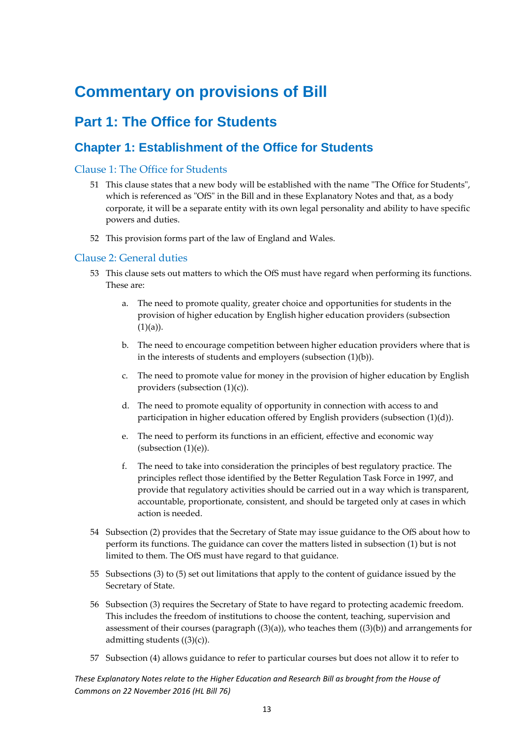# Commentary on provisions of Bill

## Part 1: The Office for Students

## Chapter 1: Establishment of the Office for Students

### Clause 1: The Office for Students

51 This clause states that a new body will be established with the name "The Office for Students", which is referenced as "OfS" in the Bill and in these Explanatory Notes and that, as a body corporate, it will be a separate entity with its own legal personality and ability to have specific powers and duties.

52 This provision forms part of the law of England and Wales.

### Clause 2: General duties

53 This clause sets out matters to which the OfS must have regard when performing its functions. These are:

a. The need to promote quality, greater choice and opportunities for students in the provision of higher education by English higher education providers (subsection (1)(a)).

b. The need to encourage competition between higher education providers where that is in the interests of students and employers (subsection (1)(b)).

c. The need to promote value for money in the provision of higher education by English providers (subsection (1)(c)).

d. The need to promote equality of opportunity in connection with access to and participation in higher education offered by English providers (subsection (1)(d)).

e. The need to perform its functions in an efficient, effective and economic way (subsection (1)(e)).

f. The need to take into consideration the principles of best regulatory practice. The principles reflect those identified by the Better Regulation Task Force in 1997, and provide that regulatory activities should be carried out in a way which is transparent, accountable, proportionate, consistent, and should be targeted only at cases in which action is needed.

54 Subsection (2) provides that the Secretary of State may issue guidance to the OfS about how to perform its functions. The guidance can cover the matters listed in subsection (1) but is not limited to them. The OfS must have regard to that guidance.

55 Subsections (3) to (5) set out limitations that apply to the content of guidance issued by the Secretary of State.

56 Subsection (3) requires the Secretary of State to have regard to protecting academic freedom. This includes the freedom of institutions to choose the content, teaching, supervision and assessment of their courses (paragraph ((3)(a)), who teaches them ((3)(b)) and arrangements for admitting students ((3)(c)).

57 Subsection (4) allows guidance to refer to particular courses but does not allow it to refer to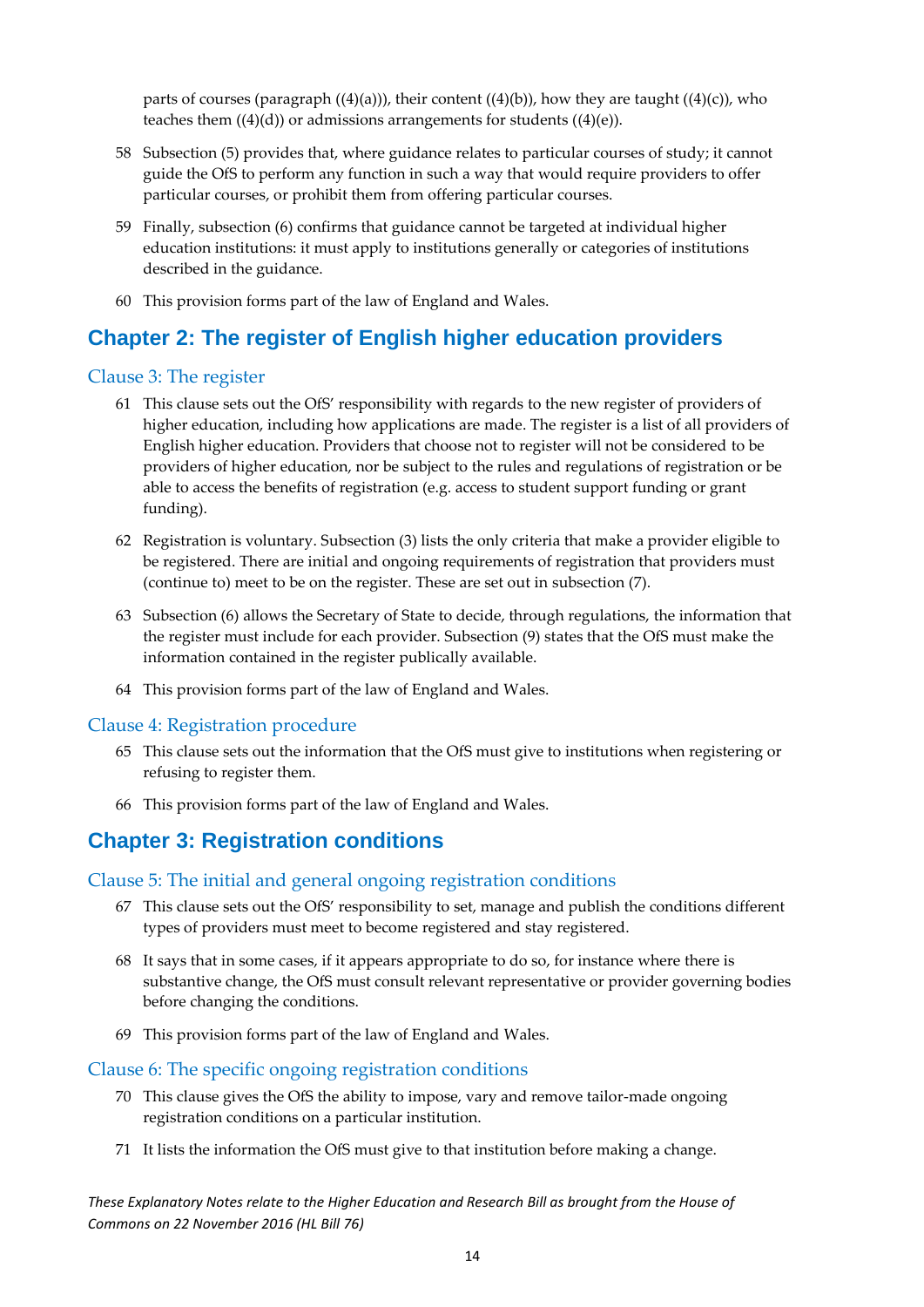parts of courses (paragraph ((4)(a))), their content ((4)(b)), how they are taught ((4)(c)), who teaches them ((4)(d)) or admissions arrangements for students ((4)(e)).

58 Subsection (5) provides that, where guidance relates to particular courses of study; it cannot guide the OfS to perform any function in such a way that would require providers to offer particular courses, or prohibit them from offering particular courses.

59 Finally, subsection (6) confirms that guidance cannot be targeted at individual higher education institutions: it must apply to institutions generally or categories of institutions described in the guidance.

60 This provision forms part of the law of England and Wales.

## Chapter 2: The register of English higher education providers

### Clause 3: The register

61 This clause sets out the OfS' responsibility with regards to the new register of providers of higher education, including how applications are made. The register is a list of all providers of English higher education. Providers that choose not to register will not be considered to be providers of higher education, nor be subject to the rules and regulations of registration or be able to access the benefits of registration (e.g. access to student support funding or grant funding).

62 Registration is voluntary. Subsection (3) lists the only criteria that make a provider eligible to be registered. There are initial and ongoing requirements of registration that providers must (continue to) meet to be on the register. These are set out in subsection (7).

63 Subsection (6) allows the Secretary of State to decide, through regulations, the information that the register must include for each provider. Subsection (9) states that the OfS must make the information contained in the register publically available.

64 This provision forms part of the law of England and Wales.

### Clause 4: Registration procedure

65 This clause sets out the information that the OfS must give to institutions when registering or refusing to register them.

66 This provision forms part of the law of England and Wales.

## Chapter 3: Registration conditions

### Clause 5: The initial and general ongoing registration conditions

67 This clause sets out the OfS' responsibility to set, manage and publish the conditions different types of providers must meet to become registered and stay registered.

68 It says that in some cases, if it appears appropriate to do so, for instance where there is substantive change, the OfS must consult relevant representative or provider governing bodies before changing the conditions.

69 This provision forms part of the law of England and Wales.

### Clause 6: The specific ongoing registration conditions

70 This clause gives the OfS the ability to impose, vary and remove tailor-made ongoing registration conditions on a particular institution.

71 It lists the information the OfS must give to that institution before making a change.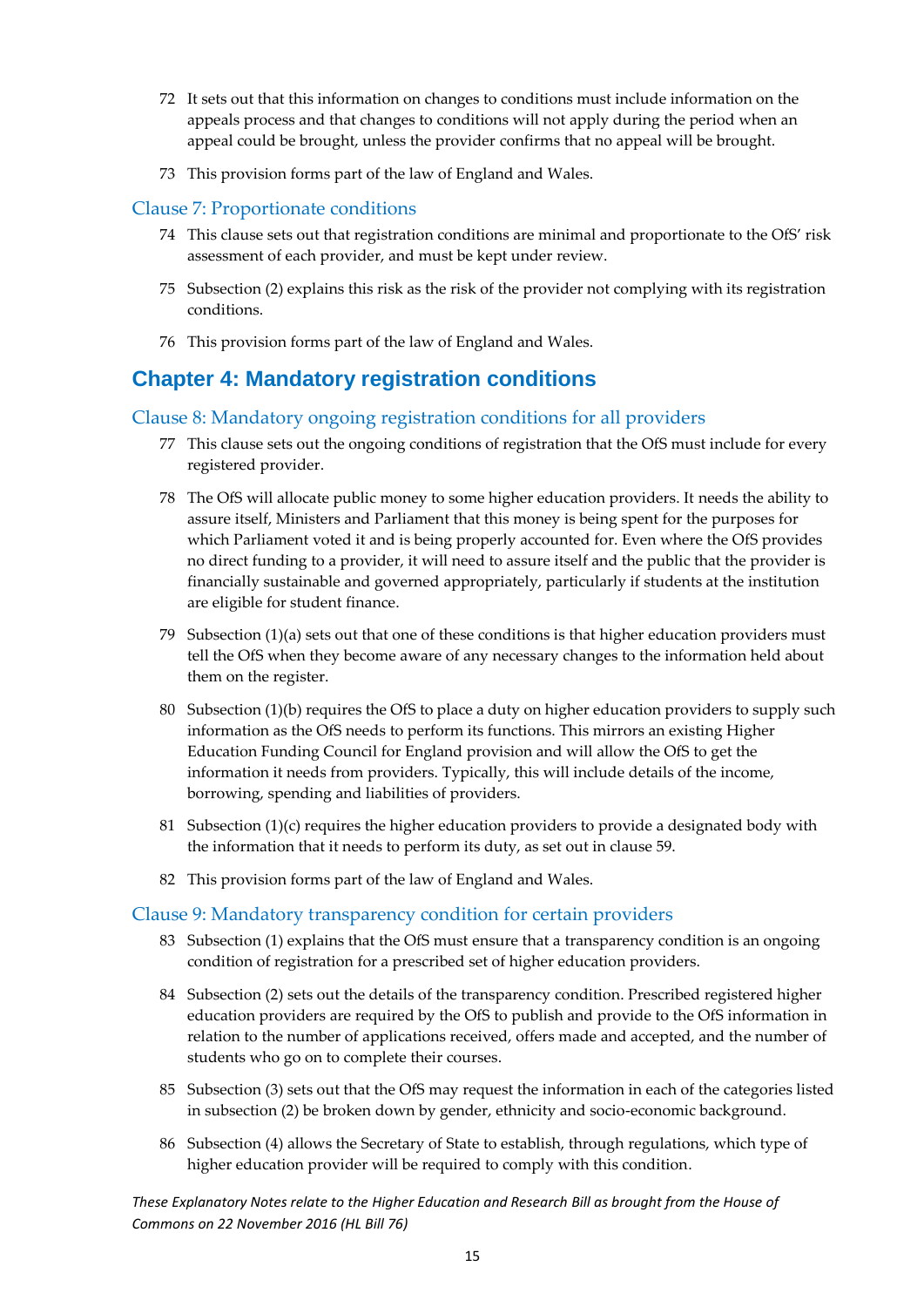72 It sets out that this information on changes to conditions must include information on the appeals process and that changes to conditions will not apply during the period when an appeal could be brought, unless the provider confirms that no appeal will be brought.

73 This provision forms part of the law of England and Wales.

### Clause 7: Proportionate conditions

74 This clause sets out that registration conditions are minimal and proportionate to the OfS' risk assessment of each provider, and must be kept under review.

75 Subsection (2) explains this risk as the risk of the provider not complying with its registration conditions.

76 This provision forms part of the law of England and Wales.

## Chapter 4: Mandatory registration conditions

### Clause 8: Mandatory ongoing registration conditions for all providers

77 This clause sets out the ongoing conditions of registration that the OfS must include for every registered provider.

78 The OfS will allocate public money to some higher education providers. It needs the ability to assure itself, Ministers and Parliament that this money is being spent for the purposes for which Parliament voted it and is being properly accounted for. Even where the OfS provides no direct funding to a provider, it will need to assure itself and the public that the provider is financially sustainable and governed appropriately, particularly if students at the institution are eligible for student finance.

79 Subsection (1)(a) sets out that one of these conditions is that higher education providers must tell the OfS when they become aware of any necessary changes to the information held about them on the register.

80 Subsection (1)(b) requires the OfS to place a duty on higher education providers to supply such information as the OfS needs to perform its functions. This mirrors an existing Higher Education Funding Council for England provision and will allow the OfS to get the information it needs from providers. Typically, this will include details of the income, borrowing, spending and liabilities of providers.

81 Subsection (1)(c) requires the higher education providers to provide a designated body with the information that it needs to perform its duty, as set out in clause 59.

82 This provision forms part of the law of England and Wales.

### Clause 9: Mandatory transparency condition for certain providers

83 Subsection (1) explains that the OfS must ensure that a transparency condition is an ongoing condition of registration for a prescribed set of higher education providers.

84 Subsection (2) sets out the details of the transparency condition. Prescribed registered higher education providers are required by the OfS to publish and provide to the OfS information in relation to the number of applications received, offers made and accepted, and the number of students who go on to complete their courses.

85 Subsection (3) sets out that the OfS may request the information in each of the categories listed in subsection (2) be broken down by gender, ethnicity and socio-economic background.

86 Subsection (4) allows the Secretary of State to establish, through regulations, which type of higher education provider will be required to comply with this condition.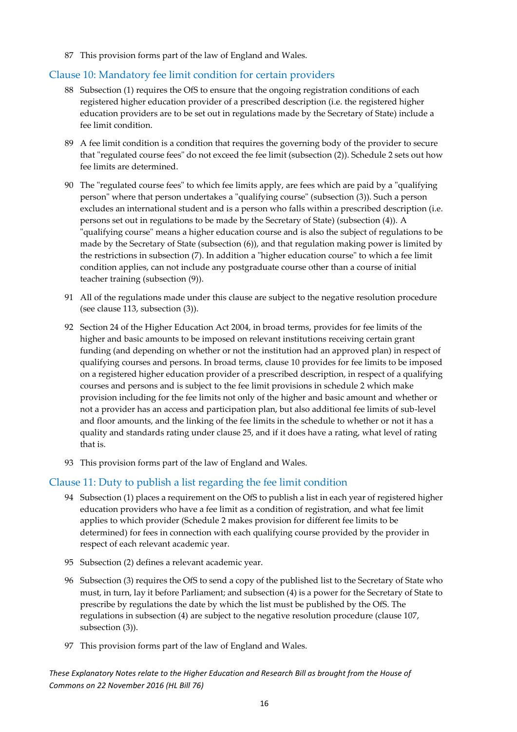87 This provision forms part of the law of England and Wales.

## Clause 10: Mandatory fee limit condition for certain providers

88 Subsection (1) requires the OfS to ensure that the ongoing registration conditions of each registered higher education provider of a prescribed description (i.e. the registered higher education providers are to be set out in regulations made by the Secretary of State) include a fee limit condition.

89 A fee limit condition is a condition that requires the governing body of the provider to secure that "regulated course fees" do not exceed the fee limit (subsection (2)). Schedule 2 sets out how fee limits are determined.

90 The "regulated course fees" to which fee limits apply, are fees which are paid by a "qualifying person" where that person undertakes a "qualifying course" (subsection (3)). Such a person excludes an international student and is a person who falls within a prescribed description (i.e. persons set out in regulations to be made by the Secretary of State) (subsection (4)). A "qualifying course" means a higher education course and is also the subject of regulations to be made by the Secretary of State (subsection (6)), and that regulation making power is limited by the restrictions in subsection (7). In addition a "higher education course" to which a fee limit condition applies, can not include any postgraduate course other than a course of initial teacher training (subsection (9)).

91 All of the regulations made under this clause are subject to the negative resolution procedure (see clause 113, subsection (3)).

92 Section 24 of the Higher Education Act 2004, in broad terms, provides for fee limits of the higher and basic amounts to be imposed on relevant institutions receiving certain grant funding (and depending on whether or not the institution had an approved plan) in respect of qualifying courses and persons. In broad terms, clause 10 provides for fee limits to be imposed on a registered higher education provider of a prescribed description, in respect of a qualifying courses and persons and is subject to the fee limit provisions in schedule 2 which make provision including for the fee limits not only of the higher and basic amount and whether or not a provider has an access and participation plan, but also additional fee limits of sub-level and floor amounts, and the linking of the fee limits in the schedule to whether or not it has a quality and standards rating under clause 25, and if it does have a rating, what level of rating that is.

93 This provision forms part of the law of England and Wales.

## Clause 11: Duty to publish a list regarding the fee limit condition

94 Subsection (1) places a requirement on the OfS to publish a list in each year of registered higher education providers who have a fee limit as a condition of registration, and what fee limit applies to which provider (Schedule 2 makes provision for different fee limits to be determined) for fees in connection with each qualifying course provided by the provider in respect of each relevant academic year.

95 Subsection (2) defines a relevant academic year.

96 Subsection (3) requires the OfS to send a copy of the published list to the Secretary of State who must, in turn, lay it before Parliament; and subsection (4) is a power for the Secretary of State to prescribe by regulations the date by which the list must be published by the OfS. The regulations in subsection (4) are subject to the negative resolution procedure (clause 107, subsection (3)).

97 This provision forms part of the law of England and Wales.

*These Explanatory Notes relate to the Higher Education and Research Bill as brought from the House of Commons on 22 November 2016 (HL Bill 76)*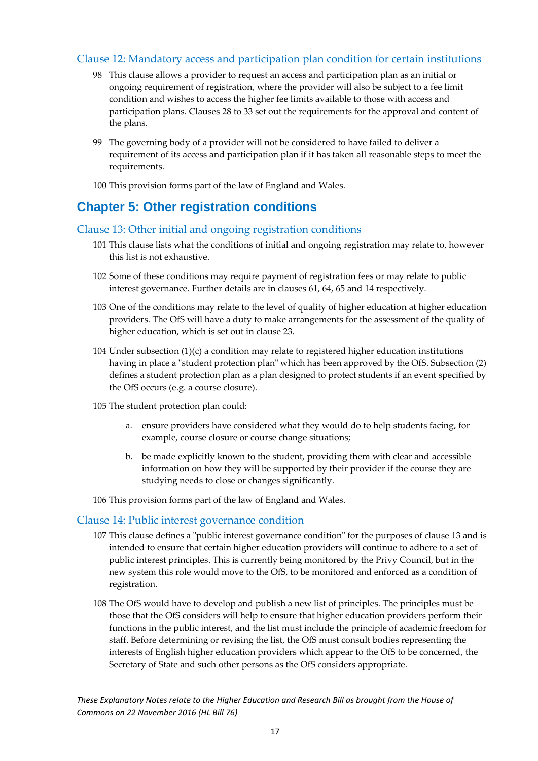### Clause 12: Mandatory access and participation plan condition for certain institutions

98 This clause allows a provider to request an access and participation plan as an initial or ongoing requirement of registration, where the provider will also be subject to a fee limit condition and wishes to access the higher fee limits available to those with access and participation plans. Clauses 28 to 33 set out the requirements for the approval and content of the plans.

99 The governing body of a provider will not be considered to have failed to deliver a requirement of its access and participation plan if it has taken all reasonable steps to meet the requirements.

100 This provision forms part of the law of England and Wales.

## Chapter 5: Other registration conditions

### Clause 13: Other initial and ongoing registration conditions

101 This clause lists what the conditions of initial and ongoing registration may relate to, however this list is not exhaustive.

102 Some of these conditions may require payment of registration fees or may relate to public interest governance. Further details are in clauses 61, 64, 65 and 14 respectively.

103 One of the conditions may relate to the level of quality of higher education at higher education providers. The OfS will have a duty to make arrangements for the assessment of the quality of higher education, which is set out in clause 23.

104 Under subsection (1)(c) a condition may relate to registered higher education institutions having in place a "student protection plan" which has been approved by the OfS. Subsection (2) defines a student protection plan as a plan designed to protect students if an event specified by the OfS occurs (e.g. a course closure).

105 The student protection plan could:

a. ensure providers have considered what they would do to help students facing, for example, course closure or course change situations;

b. be made explicitly known to the student, providing them with clear and accessible information on how they will be supported by their provider if the course they are studying needs to close or changes significantly.

106 This provision forms part of the law of England and Wales.

### Clause 14: Public interest governance condition

107 This clause defines a "public interest governance condition" for the purposes of clause 13 and is intended to ensure that certain higher education providers will continue to adhere to a set of public interest principles. This is currently being monitored by the Privy Council, but in the new system this role would move to the OfS, to be monitored and enforced as a condition of registration.

108 The OfS would have to develop and publish a new list of principles. The principles must be those that the OfS considers will help to ensure that higher education providers perform their functions in the public interest, and the list must include the principle of academic freedom for staff. Before determining or revising the list, the OfS must consult bodies representing the interests of English higher education providers which appear to the OfS to be concerned, the Secretary of State and such other persons as the OfS considers appropriate.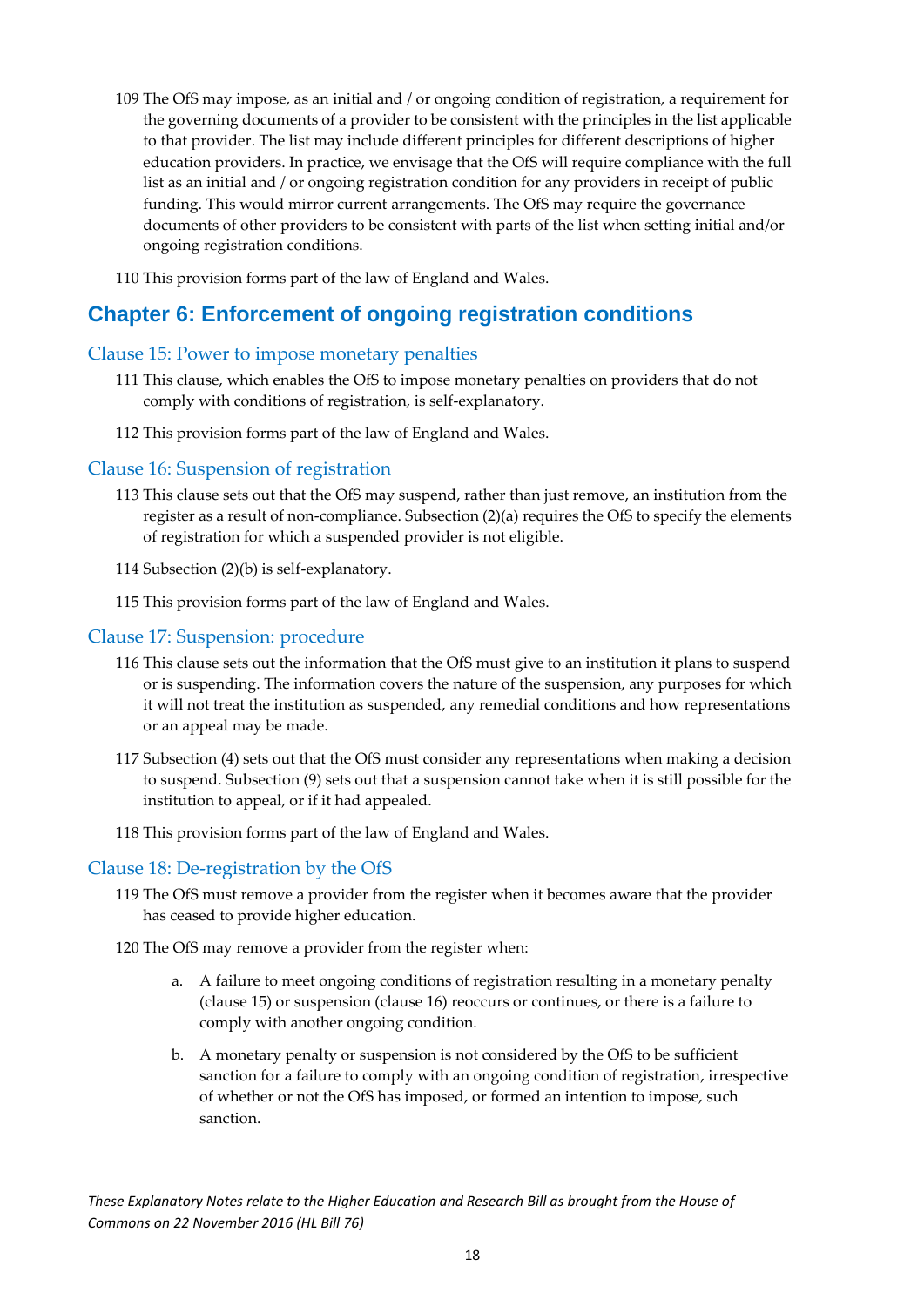109 The OfS may impose, as an initial and / or ongoing condition of registration, a requirement for the governing documents of a provider to be consistent with the principles in the list applicable to that provider. The list may include different principles for different descriptions of higher education providers. In practice, we envisage that the OfS will require compliance with the full list as an initial and / or ongoing registration condition for any providers in receipt of public funding. This would mirror current arrangements. The OfS may require the governance documents of other providers to be consistent with parts of the list when setting initial and/or ongoing registration conditions.

110 This provision forms part of the law of England and Wales.

## Chapter 6: Enforcement of ongoing registration conditions

### Clause 15: Power to impose monetary penalties

111 This clause, which enables the OfS to impose monetary penalties on providers that do not comply with conditions of registration, is self-explanatory.

112 This provision forms part of the law of England and Wales.

### Clause 16: Suspension of registration

113 This clause sets out that the OfS may suspend, rather than just remove, an institution from the register as a result of non-compliance. Subsection (2)(a) requires the OfS to specify the elements of registration for which a suspended provider is not eligible.

114 Subsection (2)(b) is self-explanatory.

115 This provision forms part of the law of England and Wales.

### Clause 17: Suspension: procedure

116 This clause sets out the information that the OfS must give to an institution it plans to suspend or is suspending. The information covers the nature of the suspension, any purposes for which it will not treat the institution as suspended, any remedial conditions and how representations or an appeal may be made.

117 Subsection (4) sets out that the OfS must consider any representations when making a decision to suspend. Subsection (9) sets out that a suspension cannot take when it is still possible for the institution to appeal, or if it had appealed.

118 This provision forms part of the law of England and Wales.

### Clause 18: De-registration by the OfS

119 The OfS must remove a provider from the register when it becomes aware that the provider has ceased to provide higher education.

120 The OfS may remove a provider from the register when:

a. A failure to meet ongoing conditions of registration resulting in a monetary penalty (clause 15) or suspension (clause 16) reoccurs or continues, or there is a failure to comply with another ongoing condition.

b. A monetary penalty or suspension is not considered by the OfS to be sufficient sanction for a failure to comply with an ongoing condition of registration, irrespective of whether or not the OfS has imposed, or formed an intention to impose, such sanction.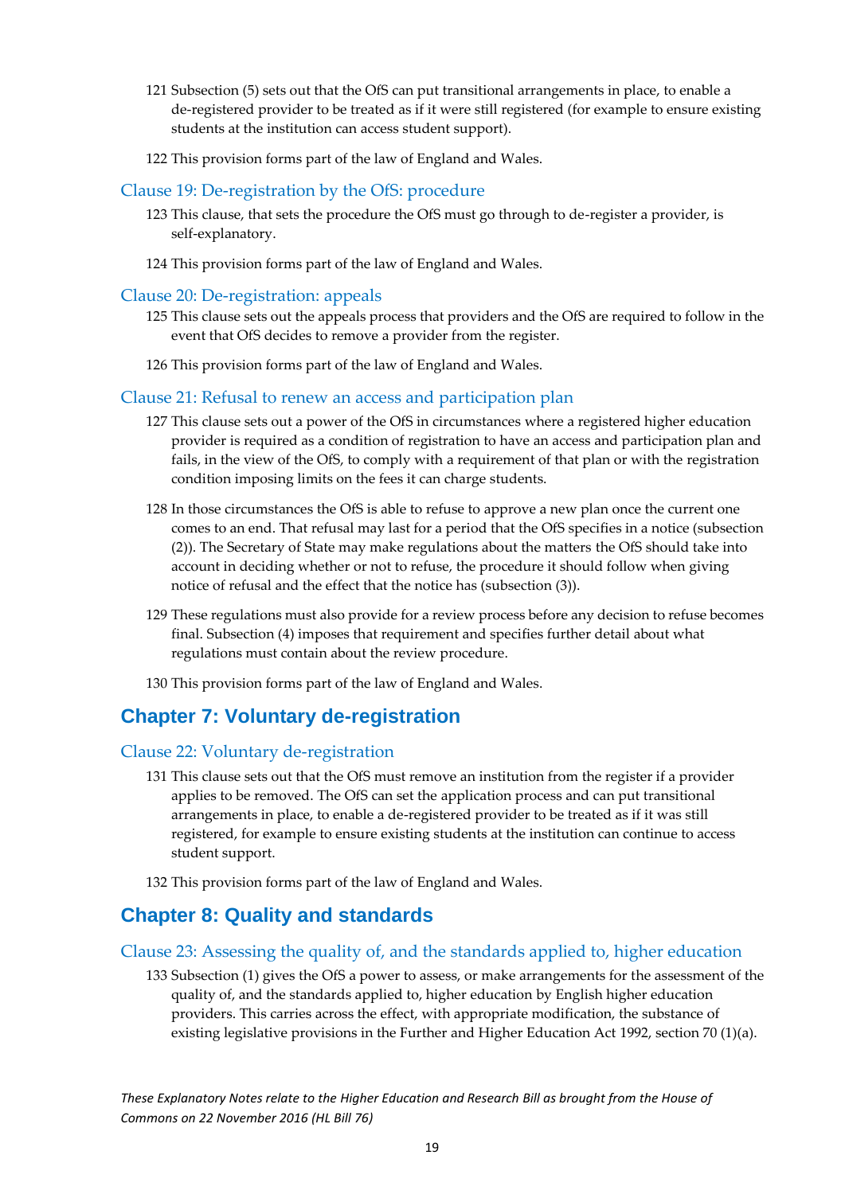121 Subsection (5) sets out that the OfS can put transitional arrangements in place, to enable a de-registered provider to be treated as if it were still registered (for example to ensure existing students at the institution can access student support).

122 This provision forms part of the law of England and Wales.

### Clause 19: De-registration by the OfS: procedure

123 This clause, that sets the procedure the OfS must go through to de-register a provider, is self-explanatory.

124 This provision forms part of the law of England and Wales.

### Clause 20: De-registration: appeals

125 This clause sets out the appeals process that providers and the OfS are required to follow in the event that OfS decides to remove a provider from the register.

126 This provision forms part of the law of England and Wales.

### Clause 21: Refusal to renew an access and participation plan

127 This clause sets out a power of the OfS in circumstances where a registered higher education provider is required as a condition of registration to have an access and participation plan and fails, in the view of the OfS, to comply with a requirement of that plan or with the registration condition imposing limits on the fees it can charge students.

128 In those circumstances the OfS is able to refuse to approve a new plan once the current one comes to an end. That refusal may last for a period that the OfS specifies in a notice (subsection (2)). The Secretary of State may make regulations about the matters the OfS should take into account in deciding whether or not to refuse, the procedure it should follow when giving notice of refusal and the effect that the notice has (subsection (3)).

129 These regulations must also provide for a review process before any decision to refuse becomes final. Subsection (4) imposes that requirement and specifies further detail about what regulations must contain about the review procedure.

130 This provision forms part of the law of England and Wales.

## Chapter 7: Voluntary de-registration

### Clause 22: Voluntary de-registration

131 This clause sets out that the OfS must remove an institution from the register if a provider applies to be removed. The OfS can set the application process and can put transitional arrangements in place, to enable a de-registered provider to be treated as if it was still registered, for example to ensure existing students at the institution can continue to access student support.

132 This provision forms part of the law of England and Wales.

## Chapter 8: Quality and standards

### Clause 23: Assessing the quality of, and the standards applied to, higher education

133 Subsection (1) gives the OfS a power to assess, or make arrangements for the assessment of the quality of, and the standards applied to, higher education by English higher education providers. This carries across the effect, with appropriate modification, the substance of existing legislative provisions in the Further and Higher Education Act 1992, section 70 (1)(a).

*These Explanatory Notes relate to the Higher Education and Research Bill as brought from the House of Commons on 22 November 2016 (HL Bill 76)*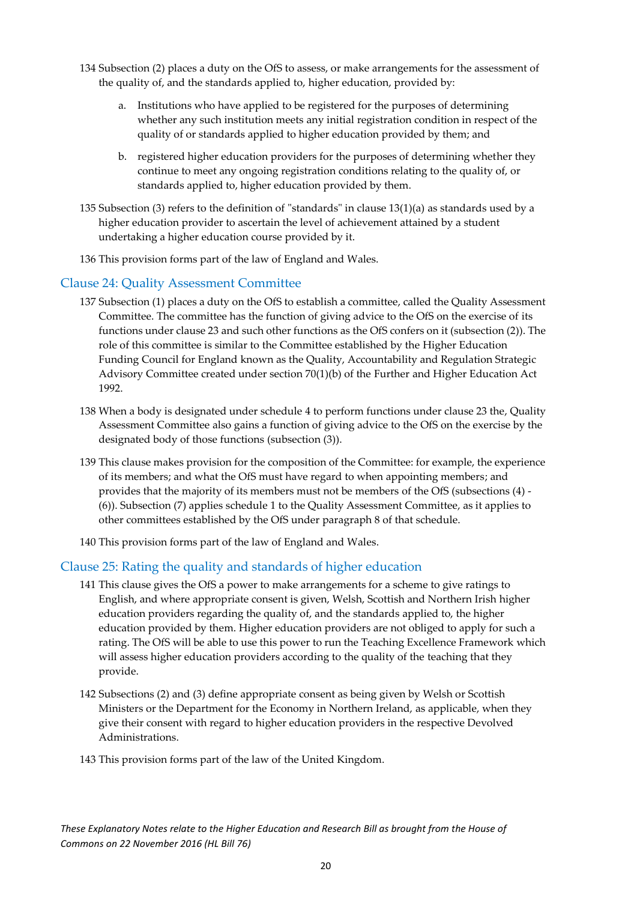134 Subsection (2) places a duty on the OfS to assess, or make arrangements for the assessment of the quality of, and the standards applied to, higher education, provided by:

a. Institutions who have applied to be registered for the purposes of determining whether any such institution meets any initial registration condition in respect of the quality of or standards applied to higher education provided by them; and

b. registered higher education providers for the purposes of determining whether they continue to meet any ongoing registration conditions relating to the quality of, or standards applied to, higher education provided by them.

135 Subsection (3) refers to the definition of "standards" in clause 13(1)(a) as standards used by a higher education provider to ascertain the level of achievement attained by a student undertaking a higher education course provided by it.

136 This provision forms part of the law of England and Wales.

## Clause 24: Quality Assessment Committee

137 Subsection (1) places a duty on the OfS to establish a committee, called the Quality Assessment Committee. The committee has the function of giving advice to the OfS on the exercise of its functions under clause 23 and such other functions as the OfS confers on it (subsection (2)). The role of this committee is similar to the Committee established by the Higher Education Funding Council for England known as the Quality, Accountability and Regulation Strategic Advisory Committee created under section 70(1)(b) of the Further and Higher Education Act 1992.

138 When a body is designated under schedule 4 to perform functions under clause 23 the, Quality Assessment Committee also gains a function of giving advice to the OfS on the exercise by the designated body of those functions (subsection (3)).

139 This clause makes provision for the composition of the Committee: for example, the experience of its members; and what the OfS must have regard to when appointing members; and provides that the majority of its members must not be members of the OfS (subsections (4) - (6)). Subsection (7) applies schedule 1 to the Quality Assessment Committee, as it applies to other committees established by the OfS under paragraph 8 of that schedule.

140 This provision forms part of the law of England and Wales.

## Clause 25: Rating the quality and standards of higher education

141 This clause gives the OfS a power to make arrangements for a scheme to give ratings to English, and where appropriate consent is given, Welsh, Scottish and Northern Irish higher education providers regarding the quality of, and the standards applied to, the higher education provided by them. Higher education providers are not obliged to apply for such a rating. The OfS will be able to use this power to run the Teaching Excellence Framework which will assess higher education providers according to the quality of the teaching that they provide.

142 Subsections (2) and (3) define appropriate consent as being given by Welsh or Scottish Ministers or the Department for the Economy in Northern Ireland, as applicable, when they give their consent with regard to higher education providers in the respective Devolved Administrations.

143 This provision forms part of the law of the United Kingdom.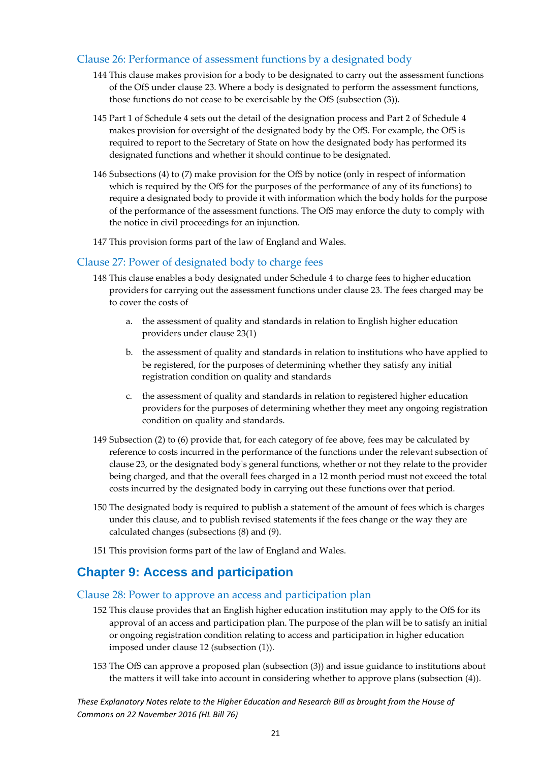### Clause 26: Performance of assessment functions by a designated body

144 This clause makes provision for a body to be designated to carry out the assessment functions of the OfS under clause 23. Where a body is designated to perform the assessment functions, those functions do not cease to be exercisable by the OfS (subsection (3)).

145 Part 1 of Schedule 4 sets out the detail of the designation process and Part 2 of Schedule 4 makes provision for oversight of the designated body by the OfS. For example, the OfS is required to report to the Secretary of State on how the designated body has performed its designated functions and whether it should continue to be designated.

146 Subsections (4) to (7) make provision for the OfS by notice (only in respect of information which is required by the OfS for the purposes of the performance of any of its functions) to require a designated body to provide it with information which the body holds for the purpose of the performance of the assessment functions. The OfS may enforce the duty to comply with the notice in civil proceedings for an injunction.

147 This provision forms part of the law of England and Wales.

### Clause 27: Power of designated body to charge fees

148 This clause enables a body designated under Schedule 4 to charge fees to higher education providers for carrying out the assessment functions under clause 23. The fees charged may be to cover the costs of

a. the assessment of quality and standards in relation to English higher education providers under clause 23(1)

b. the assessment of quality and standards in relation to institutions who have applied to be registered, for the purposes of determining whether they satisfy any initial registration condition on quality and standards

c. the assessment of quality and standards in relation to registered higher education providers for the purposes of determining whether they meet any ongoing registration condition on quality and standards.

149 Subsection (2) to (6) provide that, for each category of fee above, fees may be calculated by reference to costs incurred in the performance of the functions under the relevant subsection of clause 23, or the designated body's general functions, whether or not they relate to the provider being charged, and that the overall fees charged in a 12 month period must not exceed the total costs incurred by the designated body in carrying out these functions over that period.

150 The designated body is required to publish a statement of the amount of fees which is charges under this clause, and to publish revised statements if the fees change or the way they are calculated changes (subsections (8) and (9).

151 This provision forms part of the law of England and Wales.

## Chapter 9: Access and participation

### Clause 28: Power to approve an access and participation plan

152 This clause provides that an English higher education institution may apply to the OfS for its approval of an access and participation plan. The purpose of the plan will be to satisfy an initial or ongoing registration condition relating to access and participation in higher education imposed under clause 12 (subsection (1)).

153 The OfS can approve a proposed plan (subsection (3)) and issue guidance to institutions about the matters it will take into account in considering whether to approve plans (subsection (4)).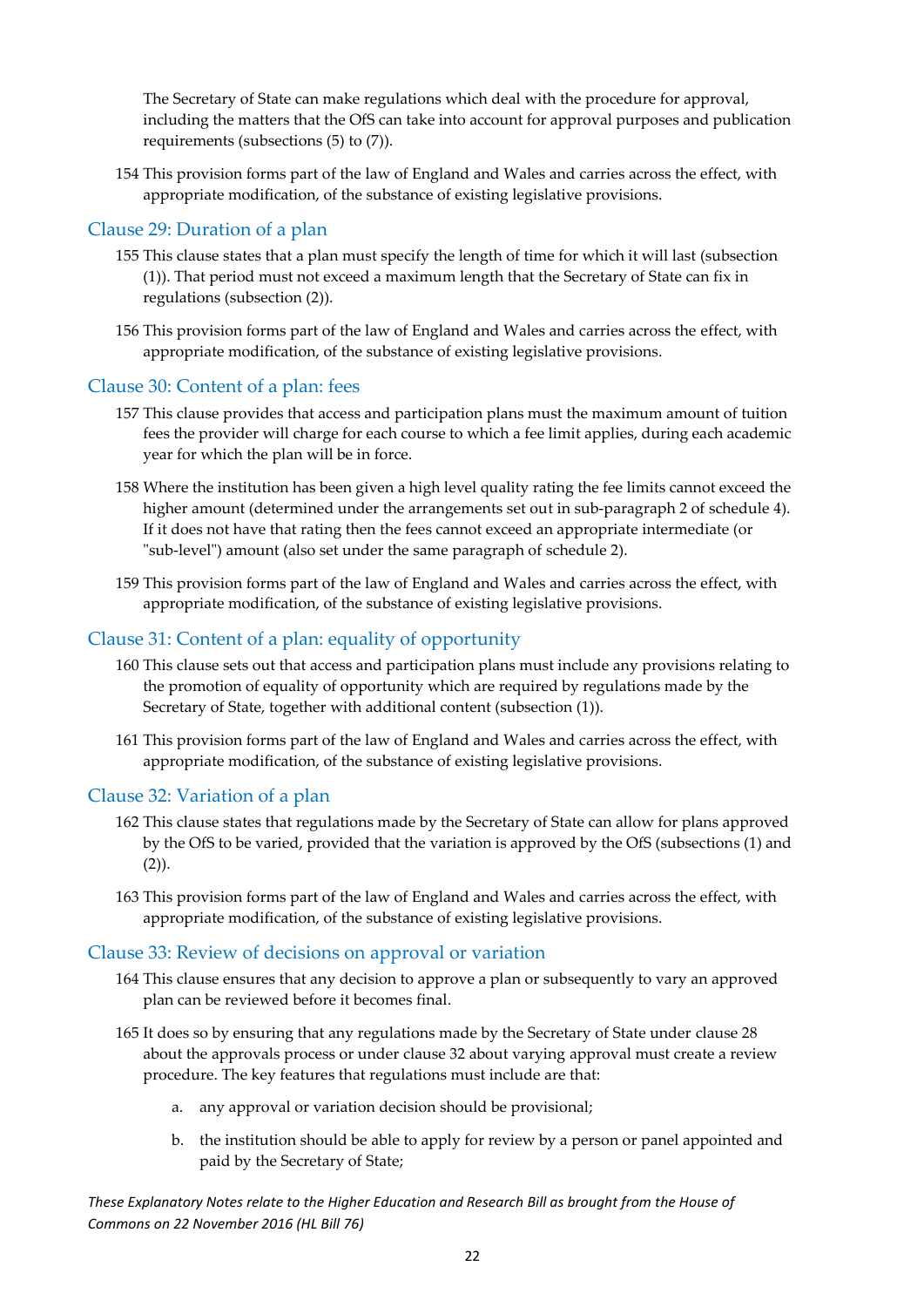The Secretary of State can make regulations which deal with the procedure for approval, including the matters that the OfS can take into account for approval purposes and publication requirements (subsections (5) to (7)).

154 This provision forms part of the law of England and Wales and carries across the effect, with appropriate modification, of the substance of existing legislative provisions.

## Clause 29: Duration of a plan

155 This clause states that a plan must specify the length of time for which it will last (subsection (1)). That period must not exceed a maximum length that the Secretary of State can fix in regulations (subsection (2)).

156 This provision forms part of the law of England and Wales and carries across the effect, with appropriate modification, of the substance of existing legislative provisions.

## Clause 30: Content of a plan: fees

157 This clause provides that access and participation plans must the maximum amount of tuition fees the provider will charge for each course to which a fee limit applies, during each academic year for which the plan will be in force.

158 Where the institution has been given a high level quality rating the fee limits cannot exceed the higher amount (determined under the arrangements set out in sub-paragraph 2 of schedule 4). If it does not have that rating then the fees cannot exceed an appropriate intermediate (or "sub-level") amount (also set under the same paragraph of schedule 2).

159 This provision forms part of the law of England and Wales and carries across the effect, with appropriate modification, of the substance of existing legislative provisions.

## Clause 31: Content of a plan: equality of opportunity

160 This clause sets out that access and participation plans must include any provisions relating to the promotion of equality of opportunity which are required by regulations made by the Secretary of State, together with additional content (subsection (1)).

161 This provision forms part of the law of England and Wales and carries across the effect, with appropriate modification, of the substance of existing legislative provisions.

## Clause 32: Variation of a plan

162 This clause states that regulations made by the Secretary of State can allow for plans approved by the OfS to be varied, provided that the variation is approved by the OfS (subsections (1) and (2)).

163 This provision forms part of the law of England and Wales and carries across the effect, with appropriate modification, of the substance of existing legislative provisions.

## Clause 33: Review of decisions on approval or variation

164 This clause ensures that any decision to approve a plan or subsequently to vary an approved plan can be reviewed before it becomes final.

165 It does so by ensuring that any regulations made by the Secretary of State under clause 28 about the approvals process or under clause 32 about varying approval must create a review procedure. The key features that regulations must include are that:

a. any approval or variation decision should be provisional;

b. the institution should be able to apply for review by a person or panel appointed and paid by the Secretary of State;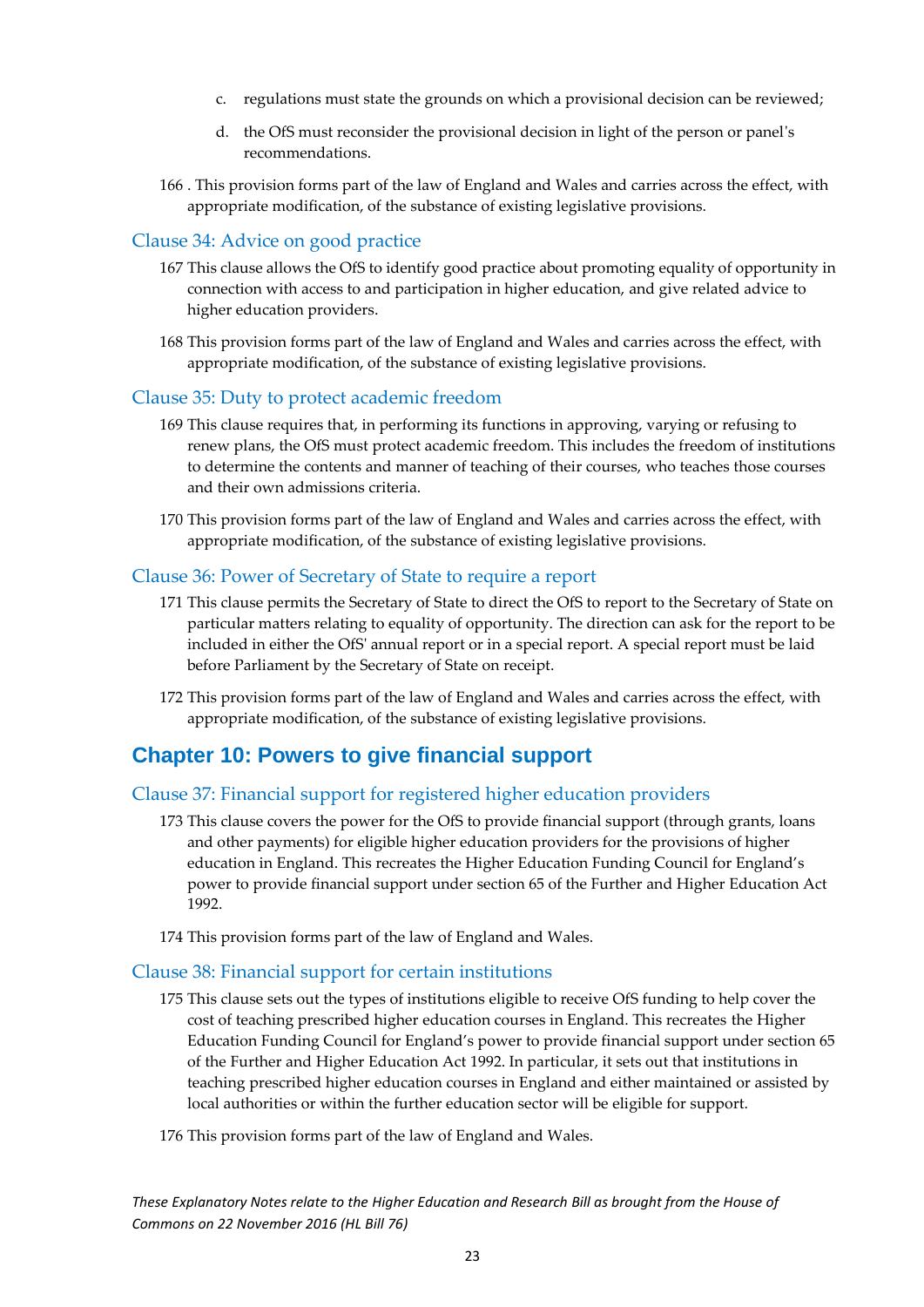c. regulations must state the grounds on which a provisional decision can be reviewed;

d. the OfS must reconsider the provisional decision in light of the person or panel's recommendations.

166 . This provision forms part of the law of England and Wales and carries across the effect, with appropriate modification, of the substance of existing legislative provisions.

### Clause 34: Advice on good practice

167 This clause allows the OfS to identify good practice about promoting equality of opportunity in connection with access to and participation in higher education, and give related advice to higher education providers.

168 This provision forms part of the law of England and Wales and carries across the effect, with appropriate modification, of the substance of existing legislative provisions.

### Clause 35: Duty to protect academic freedom

169 This clause requires that, in performing its functions in approving, varying or refusing to renew plans, the OfS must protect academic freedom. This includes the freedom of institutions to determine the contents and manner of teaching of their courses, who teaches those courses and their own admissions criteria.

170 This provision forms part of the law of England and Wales and carries across the effect, with appropriate modification, of the substance of existing legislative provisions.

### Clause 36: Power of Secretary of State to require a report

171 This clause permits the Secretary of State to direct the OfS to report to the Secretary of State on particular matters relating to equality of opportunity. The direction can ask for the report to be included in either the OfS' annual report or in a special report. A special report must be laid before Parliament by the Secretary of State on receipt.

172 This provision forms part of the law of England and Wales and carries across the effect, with appropriate modification, of the substance of existing legislative provisions.

## Chapter 10: Powers to give financial support

### Clause 37: Financial support for registered higher education providers

173 This clause covers the power for the OfS to provide financial support (through grants, loans and other payments) for eligible higher education providers for the provisions of higher education in England. This recreates the Higher Education Funding Council for England's power to provide financial support under section 65 of the Further and Higher Education Act 1992.

174 This provision forms part of the law of England and Wales.

### Clause 38: Financial support for certain institutions

175 This clause sets out the types of institutions eligible to receive OfS funding to help cover the cost of teaching prescribed higher education courses in England. This recreates the Higher Education Funding Council for England's power to provide financial support under section 65 of the Further and Higher Education Act 1992. In particular, it sets out that institutions in teaching prescribed higher education courses in England and either maintained or assisted by local authorities or within the further education sector will be eligible for support.

176 This provision forms part of the law of England and Wales.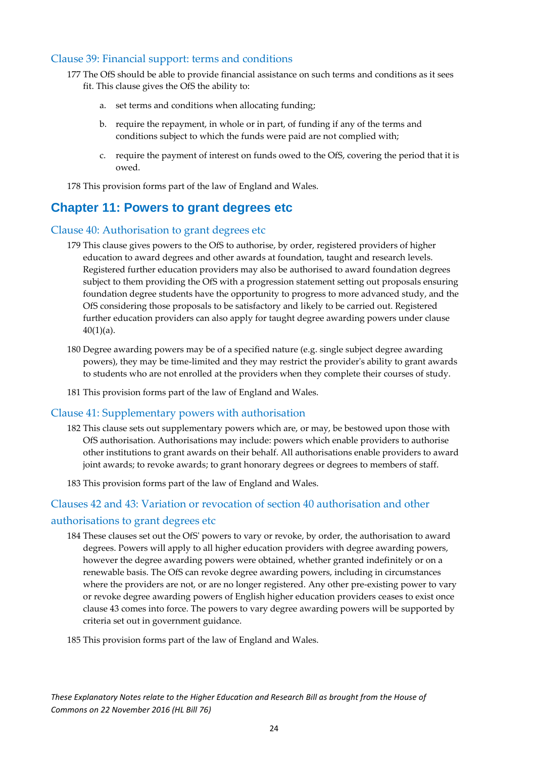### Clause 39: Financial support: terms and conditions

177 The OfS should be able to provide financial assistance on such terms and conditions as it sees fit. This clause gives the OfS the ability to:

a. set terms and conditions when allocating funding;

b. require the repayment, in whole or in part, of funding if any of the terms and conditions subject to which the funds were paid are not complied with;

c. require the payment of interest on funds owed to the OfS, covering the period that it is owed.

178 This provision forms part of the law of England and Wales.

## Chapter 11: Powers to grant degrees etc

### Clause 40: Authorisation to grant degrees etc

179 This clause gives powers to the OfS to authorise, by order, registered providers of higher education to award degrees and other awards at foundation, taught and research levels. Registered further education providers may also be authorised to award foundation degrees subject to them providing the OfS with a progression statement setting out proposals ensuring foundation degree students have the opportunity to progress to more advanced study, and the OfS considering those proposals to be satisfactory and likely to be carried out. Registered further education providers can also apply for taught degree awarding powers under clause 40(1)(a).

180 Degree awarding powers may be of a specified nature (e.g. single subject degree awarding powers), they may be time-limited and they may restrict the provider's ability to grant awards to students who are not enrolled at the providers when they complete their courses of study.

181 This provision forms part of the law of England and Wales.

### Clause 41: Supplementary powers with authorisation

182 This clause sets out supplementary powers which are, or may, be bestowed upon those with OfS authorisation. Authorisations may include: powers which enable providers to authorise other institutions to grant awards on their behalf. All authorisations enable providers to award joint awards; to revoke awards; to grant honorary degrees or degrees to members of staff.

183 This provision forms part of the law of England and Wales.

### Clauses 42 and 43: Variation or revocation of section 40 authorisation and other authorisations to grant degrees etc

184 These clauses set out the OfS' powers to vary or revoke, by order, the authorisation to award degrees. Powers will apply to all higher education providers with degree awarding powers, however the degree awarding powers were obtained, whether granted indefinitely or on a renewable basis. The OfS can revoke degree awarding powers, including in circumstances where the providers are not, or are no longer registered. Any other pre-existing power to vary or revoke degree awarding powers of English higher education providers ceases to exist once clause 43 comes into force. The powers to vary degree awarding powers will be supported by criteria set out in government guidance.

185 This provision forms part of the law of England and Wales.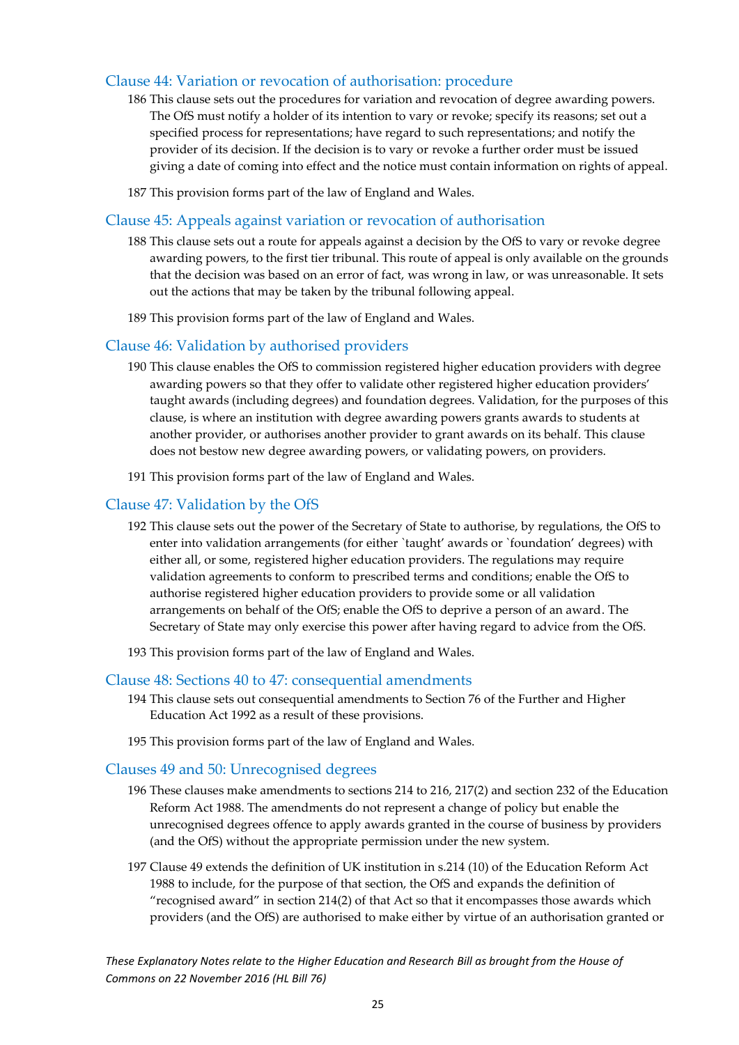## Clause 44: Variation or revocation of authorisation: procedure

186 This clause sets out the procedures for variation and revocation of degree awarding powers. The OfS must notify a holder of its intention to vary or revoke; specify its reasons; set out a specified process for representations; have regard to such representations; and notify the provider of its decision. If the decision is to vary or revoke a further order must be issued giving a date of coming into effect and the notice must contain information on rights of appeal.

187 This provision forms part of the law of England and Wales.

## Clause 45: Appeals against variation or revocation of authorisation

188 This clause sets out a route for appeals against a decision by the OfS to vary or revoke degree awarding powers, to the first tier tribunal. This route of appeal is only available on the grounds that the decision was based on an error of fact, was wrong in law, or was unreasonable. It sets out the actions that may be taken by the tribunal following appeal.

189 This provision forms part of the law of England and Wales.

## Clause 46: Validation by authorised providers

190 This clause enables the OfS to commission registered higher education providers with degree awarding powers so that they offer to validate other registered higher education providers' taught awards (including degrees) and foundation degrees. Validation, for the purposes of this clause, is where an institution with degree awarding powers grants awards to students at another provider, or authorises another provider to grant awards on its behalf. This clause does not bestow new degree awarding powers, or validating powers, on providers.

191 This provision forms part of the law of England and Wales.

## Clause 47: Validation by the OfS

192 This clause sets out the power of the Secretary of State to authorise, by regulations, the OfS to enter into validation arrangements (for either `taught' awards or `foundation' degrees) with either all, or some, registered higher education providers. The regulations may require validation agreements to conform to prescribed terms and conditions; enable the OfS to authorise registered higher education providers to provide some or all validation arrangements on behalf of the OfS; enable the OfS to deprive a person of an award. The Secretary of State may only exercise this power after having regard to advice from the OfS.

193 This provision forms part of the law of England and Wales.

## Clause 48: Sections 40 to 47: consequential amendments

194 This clause sets out consequential amendments to Section 76 of the Further and Higher Education Act 1992 as a result of these provisions.

195 This provision forms part of the law of England and Wales.

## Clauses 49 and 50: Unrecognised degrees

196 These clauses make amendments to sections 214 to 216, 217(2) and section 232 of the Education Reform Act 1988. The amendments do not represent a change of policy but enable the unrecognised degrees offence to apply awards granted in the course of business by providers (and the OfS) without the appropriate permission under the new system.

197 Clause 49 extends the definition of UK institution in s.214 (10) of the Education Reform Act 1988 to include, for the purpose of that section, the OfS and expands the definition of "recognised award" in section 214(2) of that Act so that it encompasses those awards which providers (and the OfS) are authorised to make either by virtue of an authorisation granted or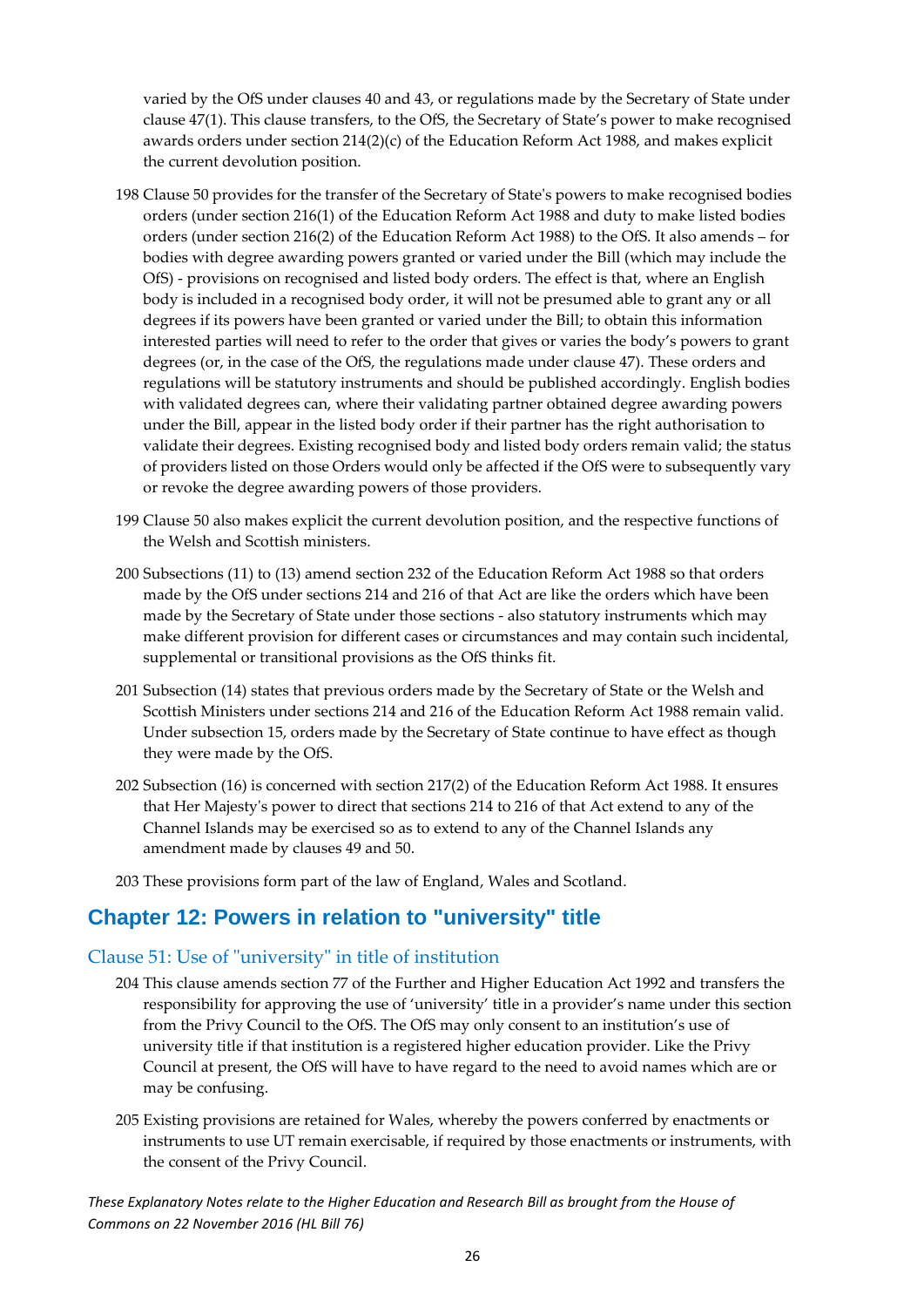varied by the OfS under clauses 40 and 43, or regulations made by the Secretary of State under clause 47(1). This clause transfers, to the OfS, the Secretary of State's power to make recognised awards orders under section 214(2)(c) of the Education Reform Act 1988, and makes explicit the current devolution position.

198 Clause 50 provides for the transfer of the Secretary of State's powers to make recognised bodies orders (under section 216(1) of the Education Reform Act 1988 and duty to make listed bodies orders (under section 216(2) of the Education Reform Act 1988) to the OfS. It also amends – for bodies with degree awarding powers granted or varied under the Bill (which may include the OfS) - provisions on recognised and listed body orders. The effect is that, where an English body is included in a recognised body order, it will not be presumed able to grant any or all degrees if its powers have been granted or varied under the Bill; to obtain this information interested parties will need to refer to the order that gives or varies the body's powers to grant degrees (or, in the case of the OfS, the regulations made under clause 47). These orders and regulations will be statutory instruments and should be published accordingly. English bodies with validated degrees can, where their validating partner obtained degree awarding powers under the Bill, appear in the listed body order if their partner has the right authorisation to validate their degrees. Existing recognised body and listed body orders remain valid; the status of providers listed on those Orders would only be affected if the OfS were to subsequently vary or revoke the degree awarding powers of those providers.

199 Clause 50 also makes explicit the current devolution position, and the respective functions of the Welsh and Scottish ministers.

200 Subsections (11) to (13) amend section 232 of the Education Reform Act 1988 so that orders made by the OfS under sections 214 and 216 of that Act are like the orders which have been made by the Secretary of State under those sections - also statutory instruments which may make different provision for different cases or circumstances and may contain such incidental, supplemental or transitional provisions as the OfS thinks fit.

201 Subsection (14) states that previous orders made by the Secretary of State or the Welsh and Scottish Ministers under sections 214 and 216 of the Education Reform Act 1988 remain valid. Under subsection 15, orders made by the Secretary of State continue to have effect as though they were made by the OfS.

202 Subsection (16) is concerned with section 217(2) of the Education Reform Act 1988. It ensures that Her Majesty's power to direct that sections 214 to 216 of that Act extend to any of the Channel Islands may be exercised so as to extend to any of the Channel Islands any amendment made by clauses 49 and 50.

203 These provisions form part of the law of England, Wales and Scotland.

## Chapter 12: Powers in relation to "university" title

### Clause 51: Use of "university" in title of institution

204 This clause amends section 77 of the Further and Higher Education Act 1992 and transfers the responsibility for approving the use of 'university' title in a provider's name under this section from the Privy Council to the OfS. The OfS may only consent to an institution's use of university title if that institution is a registered higher education provider. Like the Privy Council at present, the OfS will have to have regard to the need to avoid names which are or may be confusing.

205 Existing provisions are retained for Wales, whereby the powers conferred by enactments or instruments to use UT remain exercisable, if required by those enactments or instruments, with the consent of the Privy Council.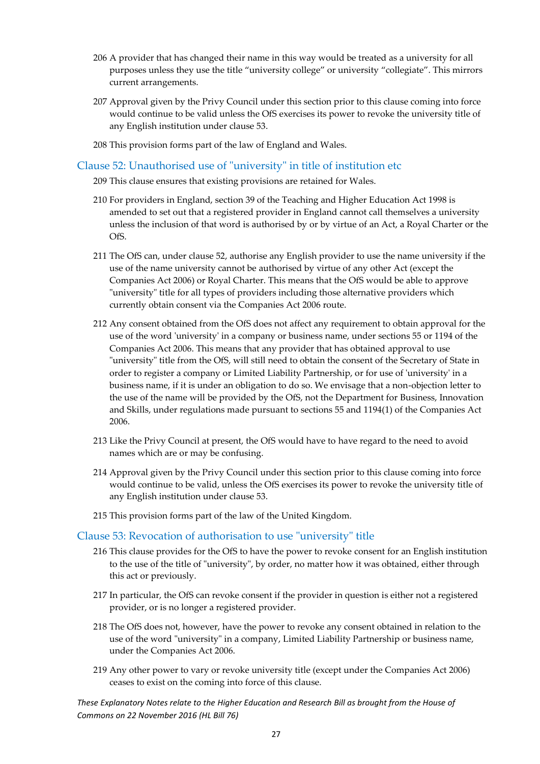206 A provider that has changed their name in this way would be treated as a university for all purposes unless they use the title "university college" or university "collegiate". This mirrors current arrangements.

207 Approval given by the Privy Council under this section prior to this clause coming into force would continue to be valid unless the OfS exercises its power to revoke the university title of any English institution under clause 53.

208 This provision forms part of the law of England and Wales.

## Clause 52: Unauthorised use of "university" in title of institution etc

209 This clause ensures that existing provisions are retained for Wales.

210 For providers in England, section 39 of the Teaching and Higher Education Act 1998 is amended to set out that a registered provider in England cannot call themselves a university unless the inclusion of that word is authorised by or by virtue of an Act, a Royal Charter or the OfS.

211 The OfS can, under clause 52, authorise any English provider to use the name university if the use of the name university cannot be authorised by virtue of any other Act (except the Companies Act 2006) or Royal Charter. This means that the OfS would be able to approve "university" title for all types of providers including those alternative providers which currently obtain consent via the Companies Act 2006 route.

212 Any consent obtained from the OfS does not affect any requirement to obtain approval for the use of the word 'university' in a company or business name, under sections 55 or 1194 of the Companies Act 2006. This means that any provider that has obtained approval to use "university" title from the OfS, will still need to obtain the consent of the Secretary of State in order to register a company or Limited Liability Partnership, or for use of 'university' in a business name, if it is under an obligation to do so. We envisage that a non-objection letter to the use of the name will be provided by the OfS, not the Department for Business, Innovation and Skills, under regulations made pursuant to sections 55 and 1194(1) of the Companies Act 2006.

213 Like the Privy Council at present, the OfS would have to have regard to the need to avoid names which are or may be confusing.

214 Approval given by the Privy Council under this section prior to this clause coming into force would continue to be valid, unless the OfS exercises its power to revoke the university title of any English institution under clause 53.

215 This provision forms part of the law of the United Kingdom.

## Clause 53: Revocation of authorisation to use "university" title

216 This clause provides for the OfS to have the power to revoke consent for an English institution to the use of the title of "university", by order, no matter how it was obtained, either through this act or previously.

217 In particular, the OfS can revoke consent if the provider in question is either not a registered provider, or is no longer a registered provider.

218 The OfS does not, however, have the power to revoke any consent obtained in relation to the use of the word "university" in a company, Limited Liability Partnership or business name, under the Companies Act 2006.

219 Any other power to vary or revoke university title (except under the Companies Act 2006) ceases to exist on the coming into force of this clause.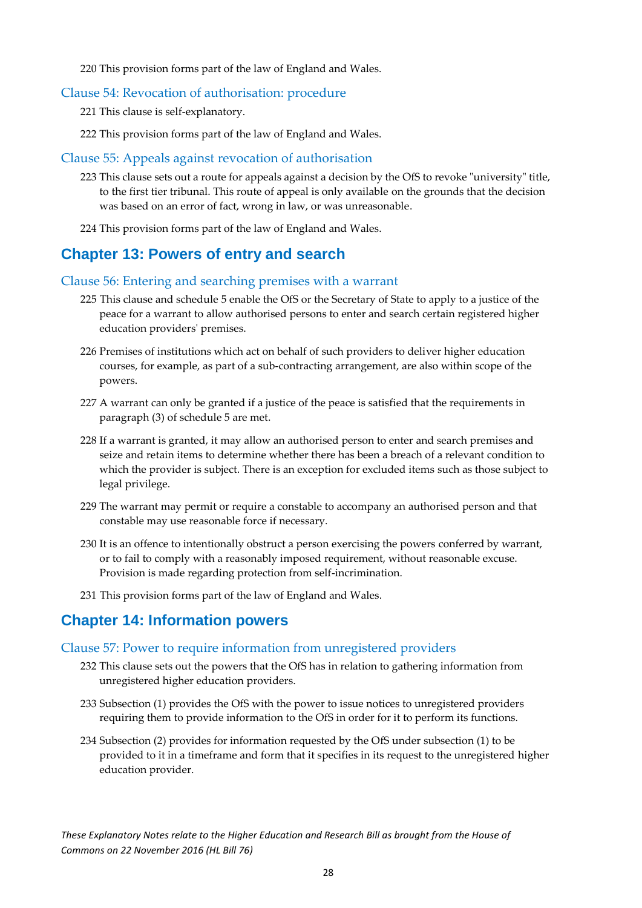220 This provision forms part of the law of England and Wales.

### Clause 54: Revocation of authorisation: procedure

221 This clause is self-explanatory.

222 This provision forms part of the law of England and Wales.

### Clause 55: Appeals against revocation of authorisation

223 This clause sets out a route for appeals against a decision by the OfS to revoke "university" title, to the first tier tribunal. This route of appeal is only available on the grounds that the decision was based on an error of fact, wrong in law, or was unreasonable.

224 This provision forms part of the law of England and Wales.

## Chapter 13: Powers of entry and search

### Clause 56: Entering and searching premises with a warrant

225 This clause and schedule 5 enable the OfS or the Secretary of State to apply to a justice of the peace for a warrant to allow authorised persons to enter and search certain registered higher education providers' premises.

226 Premises of institutions which act on behalf of such providers to deliver higher education courses, for example, as part of a sub-contracting arrangement, are also within scope of the powers.

227 A warrant can only be granted if a justice of the peace is satisfied that the requirements in paragraph (3) of schedule 5 are met.

228 If a warrant is granted, it may allow an authorised person to enter and search premises and seize and retain items to determine whether there has been a breach of a relevant condition to which the provider is subject. There is an exception for excluded items such as those subject to legal privilege.

229 The warrant may permit or require a constable to accompany an authorised person and that constable may use reasonable force if necessary.

230 It is an offence to intentionally obstruct a person exercising the powers conferred by warrant, or to fail to comply with a reasonably imposed requirement, without reasonable excuse. Provision is made regarding protection from self-incrimination.

231 This provision forms part of the law of England and Wales.

## Chapter 14: Information powers

### Clause 57: Power to require information from unregistered providers

232 This clause sets out the powers that the OfS has in relation to gathering information from unregistered higher education providers.

233 Subsection (1) provides the OfS with the power to issue notices to unregistered providers requiring them to provide information to the OfS in order for it to perform its functions.

234 Subsection (2) provides for information requested by the OfS under subsection (1) to be provided to it in a timeframe and form that it specifies in its request to the unregistered higher education provider.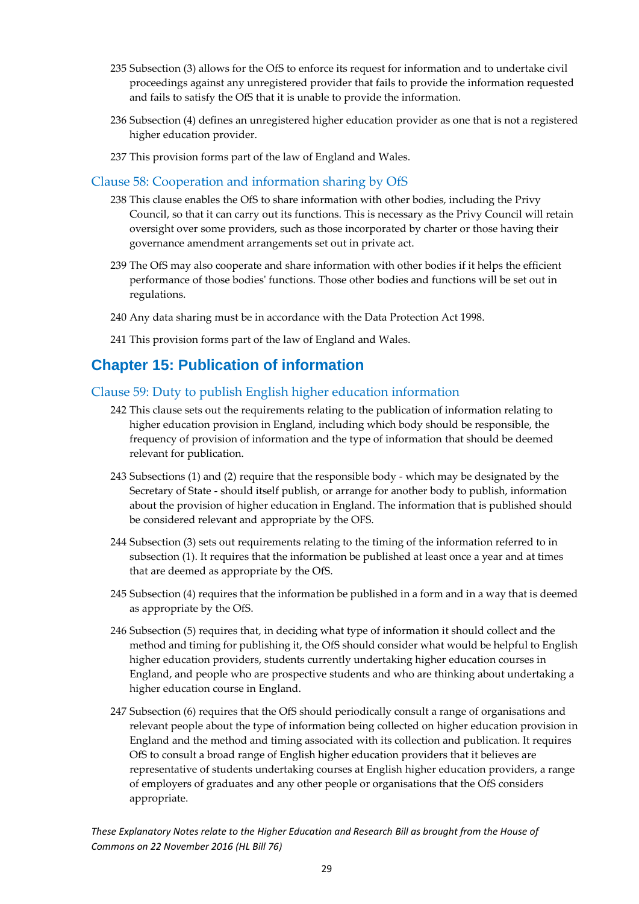235 Subsection (3) allows for the OfS to enforce its request for information and to undertake civil proceedings against any unregistered provider that fails to provide the information requested and fails to satisfy the OfS that it is unable to provide the information.

236 Subsection (4) defines an unregistered higher education provider as one that is not a registered higher education provider.

237 This provision forms part of the law of England and Wales.

### Clause 58: Cooperation and information sharing by OfS

238 This clause enables the OfS to share information with other bodies, including the Privy Council, so that it can carry out its functions. This is necessary as the Privy Council will retain oversight over some providers, such as those incorporated by charter or those having their governance amendment arrangements set out in private act.

239 The OfS may also cooperate and share information with other bodies if it helps the efficient performance of those bodies' functions. Those other bodies and functions will be set out in regulations.

240 Any data sharing must be in accordance with the Data Protection Act 1998.

241 This provision forms part of the law of England and Wales.

## Chapter 15: Publication of information

### Clause 59: Duty to publish English higher education information

242 This clause sets out the requirements relating to the publication of information relating to higher education provision in England, including which body should be responsible, the frequency of provision of information and the type of information that should be deemed relevant for publication.

243 Subsections (1) and (2) require that the responsible body - which may be designated by the Secretary of State - should itself publish, or arrange for another body to publish, information about the provision of higher education in England. The information that is published should be considered relevant and appropriate by the OFS.

244 Subsection (3) sets out requirements relating to the timing of the information referred to in subsection (1). It requires that the information be published at least once a year and at times that are deemed as appropriate by the OfS.

245 Subsection (4) requires that the information be published in a form and in a way that is deemed as appropriate by the OfS.

246 Subsection (5) requires that, in deciding what type of information it should collect and the method and timing for publishing it, the OfS should consider what would be helpful to English higher education providers, students currently undertaking higher education courses in England, and people who are prospective students and who are thinking about undertaking a higher education course in England.

247 Subsection (6) requires that the OfS should periodically consult a range of organisations and relevant people about the type of information being collected on higher education provision in England and the method and timing associated with its collection and publication. It requires OfS to consult a broad range of English higher education providers that it believes are representative of students undertaking courses at English higher education providers, a range of employers of graduates and any other people or organisations that the OfS considers appropriate.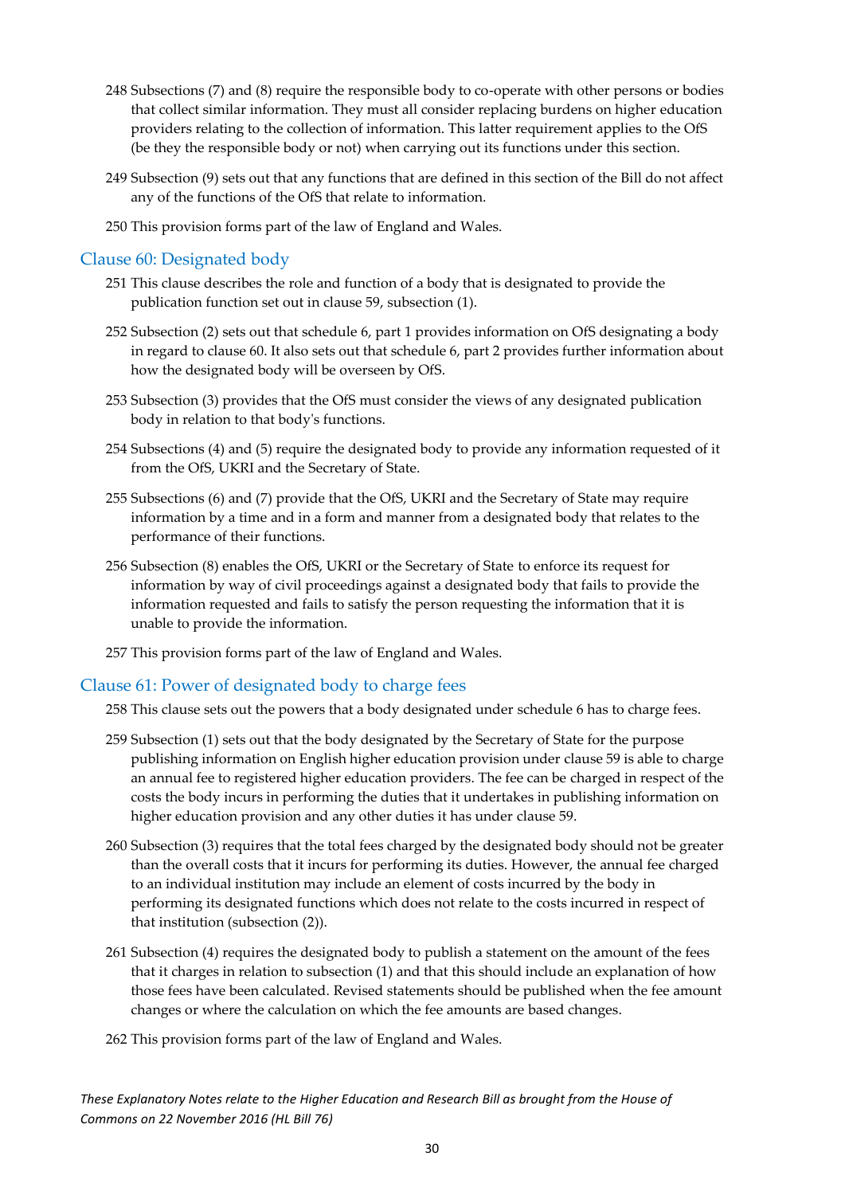248 Subsections (7) and (8) require the responsible body to co-operate with other persons or bodies that collect similar information. They must all consider replacing burdens on higher education providers relating to the collection of information. This latter requirement applies to the OfS (be they the responsible body or not) when carrying out its functions under this section.

249 Subsection (9) sets out that any functions that are defined in this section of the Bill do not affect any of the functions of the OfS that relate to information.

250 This provision forms part of the law of England and Wales.

## Clause 60: Designated body

251 This clause describes the role and function of a body that is designated to provide the publication function set out in clause 59, subsection (1).

252 Subsection (2) sets out that schedule 6, part 1 provides information on OfS designating a body in regard to clause 60. It also sets out that schedule 6, part 2 provides further information about how the designated body will be overseen by OfS.

253 Subsection (3) provides that the OfS must consider the views of any designated publication body in relation to that body's functions.

254 Subsections (4) and (5) require the designated body to provide any information requested of it from the OfS, UKRI and the Secretary of State.

255 Subsections (6) and (7) provide that the OfS, UKRI and the Secretary of State may require information by a time and in a form and manner from a designated body that relates to the performance of their functions.

256 Subsection (8) enables the OfS, UKRI or the Secretary of State to enforce its request for information by way of civil proceedings against a designated body that fails to provide the information requested and fails to satisfy the person requesting the information that it is unable to provide the information.

257 This provision forms part of the law of England and Wales.

## Clause 61: Power of designated body to charge fees

258 This clause sets out the powers that a body designated under schedule 6 has to charge fees.

259 Subsection (1) sets out that the body designated by the Secretary of State for the purpose publishing information on English higher education provision under clause 59 is able to charge an annual fee to registered higher education providers. The fee can be charged in respect of the costs the body incurs in performing the duties that it undertakes in publishing information on higher education provision and any other duties it has under clause 59.

260 Subsection (3) requires that the total fees charged by the designated body should not be greater than the overall costs that it incurs for performing its duties. However, the annual fee charged to an individual institution may include an element of costs incurred by the body in performing its designated functions which does not relate to the costs incurred in respect of that institution (subsection (2)).

261 Subsection (4) requires the designated body to publish a statement on the amount of the fees that it charges in relation to subsection (1) and that this should include an explanation of how those fees have been calculated. Revised statements should be published when the fee amount changes or where the calculation on which the fee amounts are based changes.

262 This provision forms part of the law of England and Wales.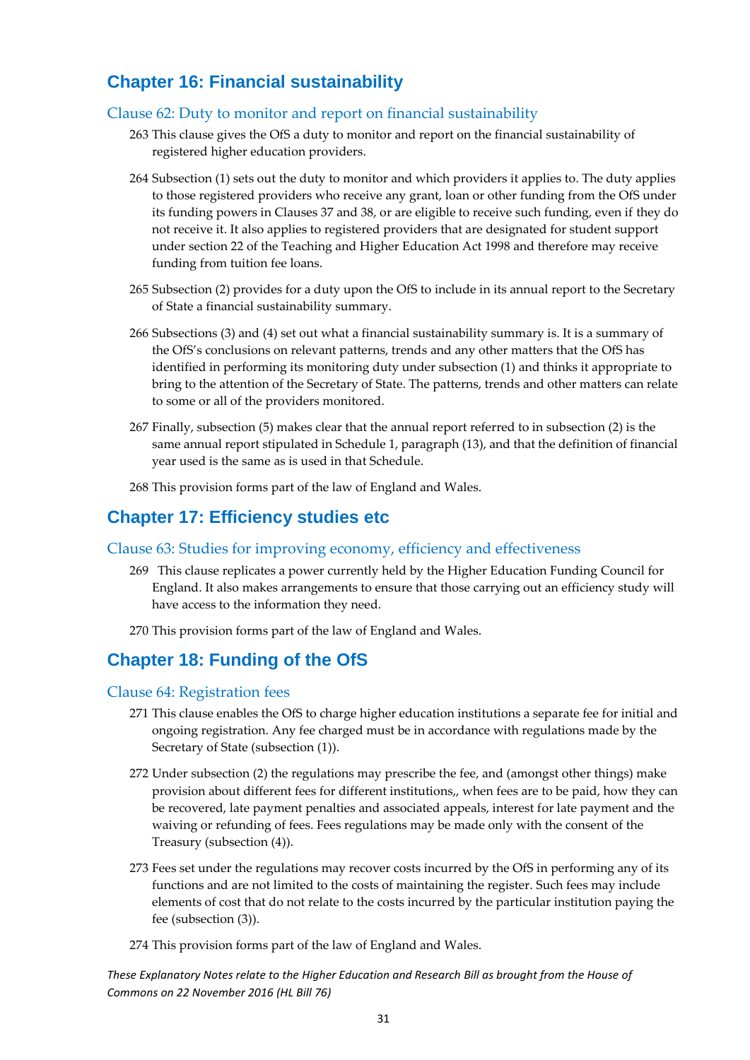## Chapter 16: Financial sustainability

### Clause 62: Duty to monitor and report on financial sustainability

263 This clause gives the OfS a duty to monitor and report on the financial sustainability of registered higher education providers.

264 Subsection (1) sets out the duty to monitor and which providers it applies to. The duty applies to those registered providers who receive any grant, loan or other funding from the OfS under its funding powers in Clauses 37 and 38, or are eligible to receive such funding, even if they do not receive it. It also applies to registered providers that are designated for student support under section 22 of the Teaching and Higher Education Act 1998 and therefore may receive funding from tuition fee loans.

265 Subsection (2) provides for a duty upon the OfS to include in its annual report to the Secretary of State a financial sustainability summary.

266 Subsections (3) and (4) set out what a financial sustainability summary is. It is a summary of the OfS's conclusions on relevant patterns, trends and any other matters that the OfS has identified in performing its monitoring duty under subsection (1) and thinks it appropriate to bring to the attention of the Secretary of State. The patterns, trends and other matters can relate to some or all of the providers monitored.

267 Finally, subsection (5) makes clear that the annual report referred to in subsection (2) is the same annual report stipulated in Schedule 1, paragraph (13), and that the definition of financial year used is the same as is used in that Schedule.

268 This provision forms part of the law of England and Wales.

## Chapter 17: Efficiency studies etc

### Clause 63: Studies for improving economy, efficiency and effectiveness

269 This clause replicates a power currently held by the Higher Education Funding Council for England. It also makes arrangements to ensure that those carrying out an efficiency study will have access to the information they need.

270 This provision forms part of the law of England and Wales.

## Chapter 18: Funding of the OfS

### Clause 64: Registration fees

271 This clause enables the OfS to charge higher education institutions a separate fee for initial and ongoing registration. Any fee charged must be in accordance with regulations made by the Secretary of State (subsection (1)).

272 Under subsection (2) the regulations may prescribe the fee, and (amongst other things) make provision about different fees for different institutions,, when fees are to be paid, how they can be recovered, late payment penalties and associated appeals, interest for late payment and the waiving or refunding of fees. Fees regulations may be made only with the consent of the Treasury (subsection (4)).

273 Fees set under the regulations may recover costs incurred by the OfS in performing any of its functions and are not limited to the costs of maintaining the register. Such fees may include elements of cost that do not relate to the costs incurred by the particular institution paying the fee (subsection (3)).

274 This provision forms part of the law of England and Wales.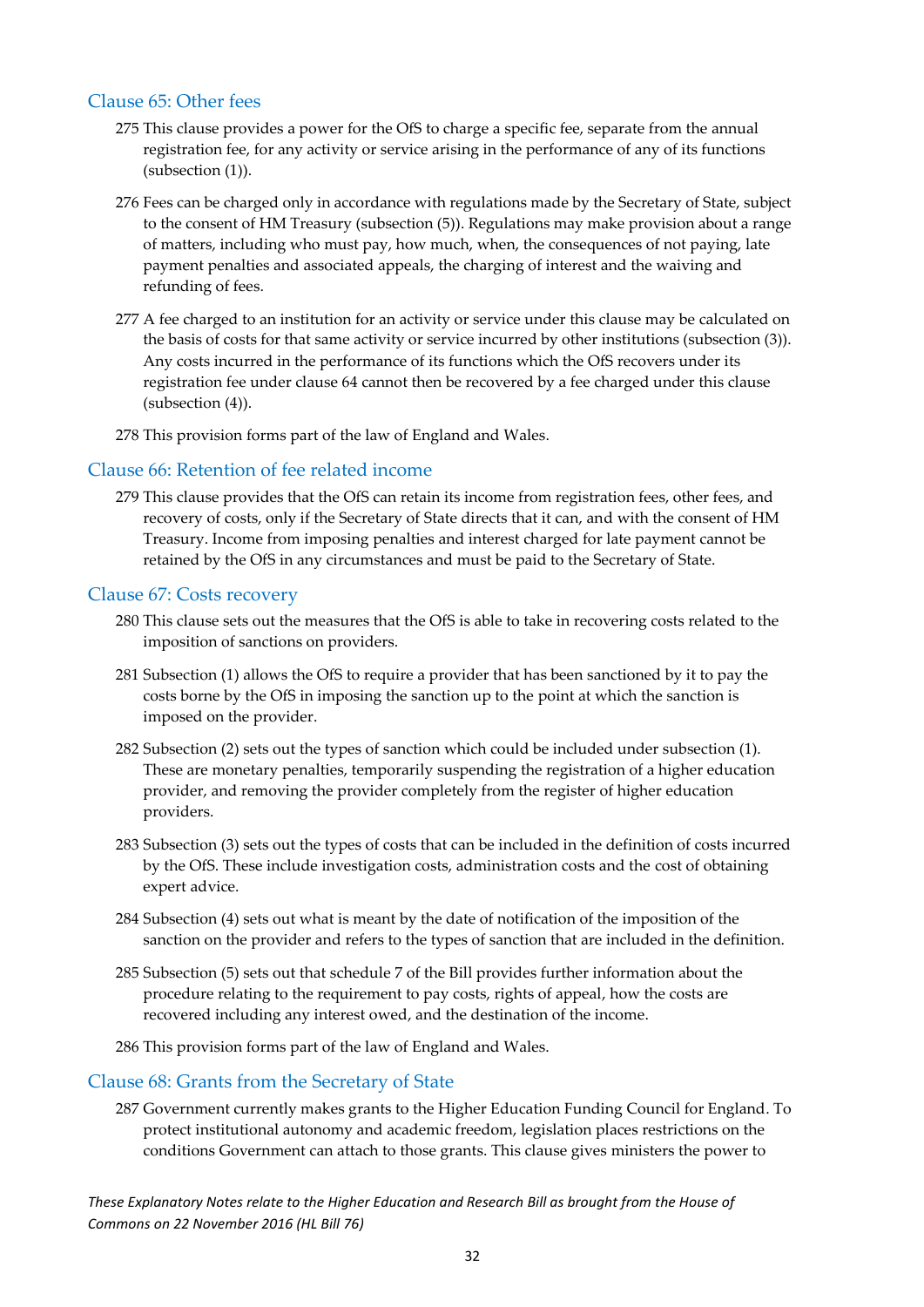## Clause 65: Other fees

275 This clause provides a power for the OfS to charge a specific fee, separate from the annual registration fee, for any activity or service arising in the performance of any of its functions (subsection (1)).

276 Fees can be charged only in accordance with regulations made by the Secretary of State, subject to the consent of HM Treasury (subsection (5)). Regulations may make provision about a range of matters, including who must pay, how much, when, the consequences of not paying, late payment penalties and associated appeals, the charging of interest and the waiving and refunding of fees.

277 A fee charged to an institution for an activity or service under this clause may be calculated on the basis of costs for that same activity or service incurred by other institutions (subsection (3)). Any costs incurred in the performance of its functions which the OfS recovers under its registration fee under clause 64 cannot then be recovered by a fee charged under this clause (subsection (4)).

278 This provision forms part of the law of England and Wales.

## Clause 66: Retention of fee related income

279 This clause provides that the OfS can retain its income from registration fees, other fees, and recovery of costs, only if the Secretary of State directs that it can, and with the consent of HM Treasury. Income from imposing penalties and interest charged for late payment cannot be retained by the OfS in any circumstances and must be paid to the Secretary of State.

## Clause 67: Costs recovery

280 This clause sets out the measures that the OfS is able to take in recovering costs related to the imposition of sanctions on providers.

281 Subsection (1) allows the OfS to require a provider that has been sanctioned by it to pay the costs borne by the OfS in imposing the sanction up to the point at which the sanction is imposed on the provider.

282 Subsection (2) sets out the types of sanction which could be included under subsection (1). These are monetary penalties, temporarily suspending the registration of a higher education provider, and removing the provider completely from the register of higher education providers.

283 Subsection (3) sets out the types of costs that can be included in the definition of costs incurred by the OfS. These include investigation costs, administration costs and the cost of obtaining expert advice.

284 Subsection (4) sets out what is meant by the date of notification of the imposition of the sanction on the provider and refers to the types of sanction that are included in the definition.

285 Subsection (5) sets out that schedule 7 of the Bill provides further information about the procedure relating to the requirement to pay costs, rights of appeal, how the costs are recovered including any interest owed, and the destination of the income.

286 This provision forms part of the law of England and Wales.

## Clause 68: Grants from the Secretary of State

287 Government currently makes grants to the Higher Education Funding Council for England. To protect institutional autonomy and academic freedom, legislation places restrictions on the conditions Government can attach to those grants. This clause gives ministers the power to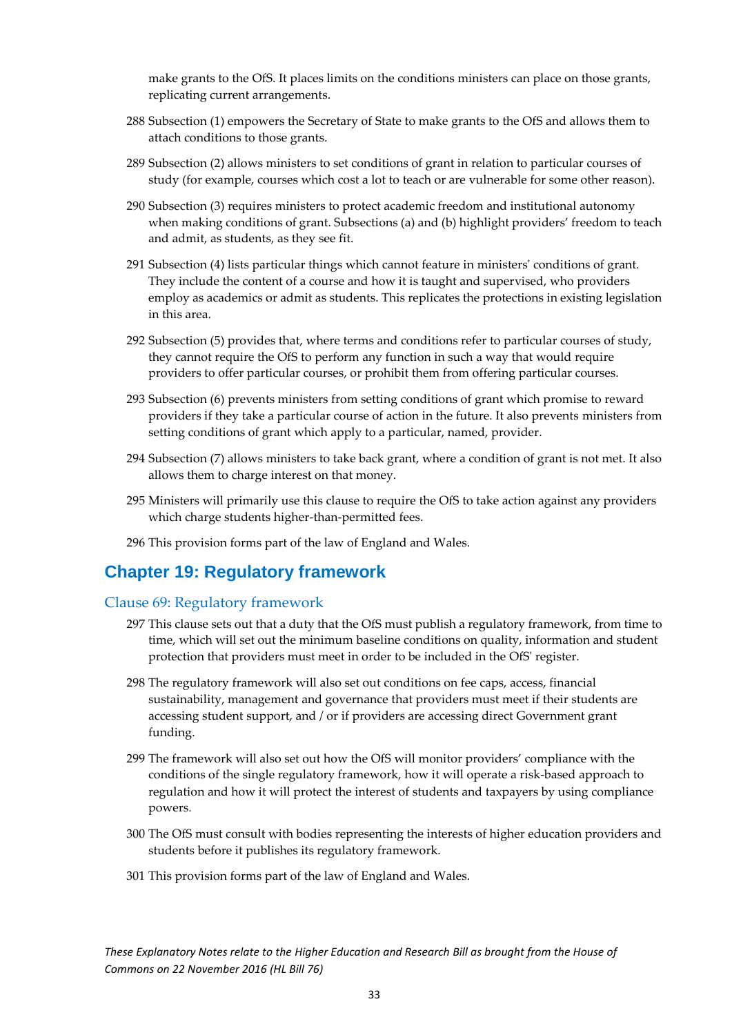make grants to the OfS. It places limits on the conditions ministers can place on those grants, replicating current arrangements.

288 Subsection (1) empowers the Secretary of State to make grants to the OfS and allows them to attach conditions to those grants.

289 Subsection (2) allows ministers to set conditions of grant in relation to particular courses of study (for example, courses which cost a lot to teach or are vulnerable for some other reason).

290 Subsection (3) requires ministers to protect academic freedom and institutional autonomy when making conditions of grant. Subsections (a) and (b) highlight providers' freedom to teach and admit, as students, as they see fit.

291 Subsection (4) lists particular things which cannot feature in ministers' conditions of grant. They include the content of a course and how it is taught and supervised, who providers employ as academics or admit as students. This replicates the protections in existing legislation in this area.

292 Subsection (5) provides that, where terms and conditions refer to particular courses of study, they cannot require the OfS to perform any function in such a way that would require providers to offer particular courses, or prohibit them from offering particular courses.

293 Subsection (6) prevents ministers from setting conditions of grant which promise to reward providers if they take a particular course of action in the future. It also prevents ministers from setting conditions of grant which apply to a particular, named, provider.

294 Subsection (7) allows ministers to take back grant, where a condition of grant is not met. It also allows them to charge interest on that money.

295 Ministers will primarily use this clause to require the OfS to take action against any providers which charge students higher-than-permitted fees.

296 This provision forms part of the law of England and Wales.

## Chapter 19: Regulatory framework

### Clause 69: Regulatory framework

297 This clause sets out that a duty that the OfS must publish a regulatory framework, from time to time, which will set out the minimum baseline conditions on quality, information and student protection that providers must meet in order to be included in the OfS' register.

298 The regulatory framework will also set out conditions on fee caps, access, financial sustainability, management and governance that providers must meet if their students are accessing student support, and / or if providers are accessing direct Government grant funding.

299 The framework will also set out how the OfS will monitor providers' compliance with the conditions of the single regulatory framework, how it will operate a risk-based approach to regulation and how it will protect the interest of students and taxpayers by using compliance powers.

300 The OfS must consult with bodies representing the interests of higher education providers and students before it publishes its regulatory framework.

301 This provision forms part of the law of England and Wales.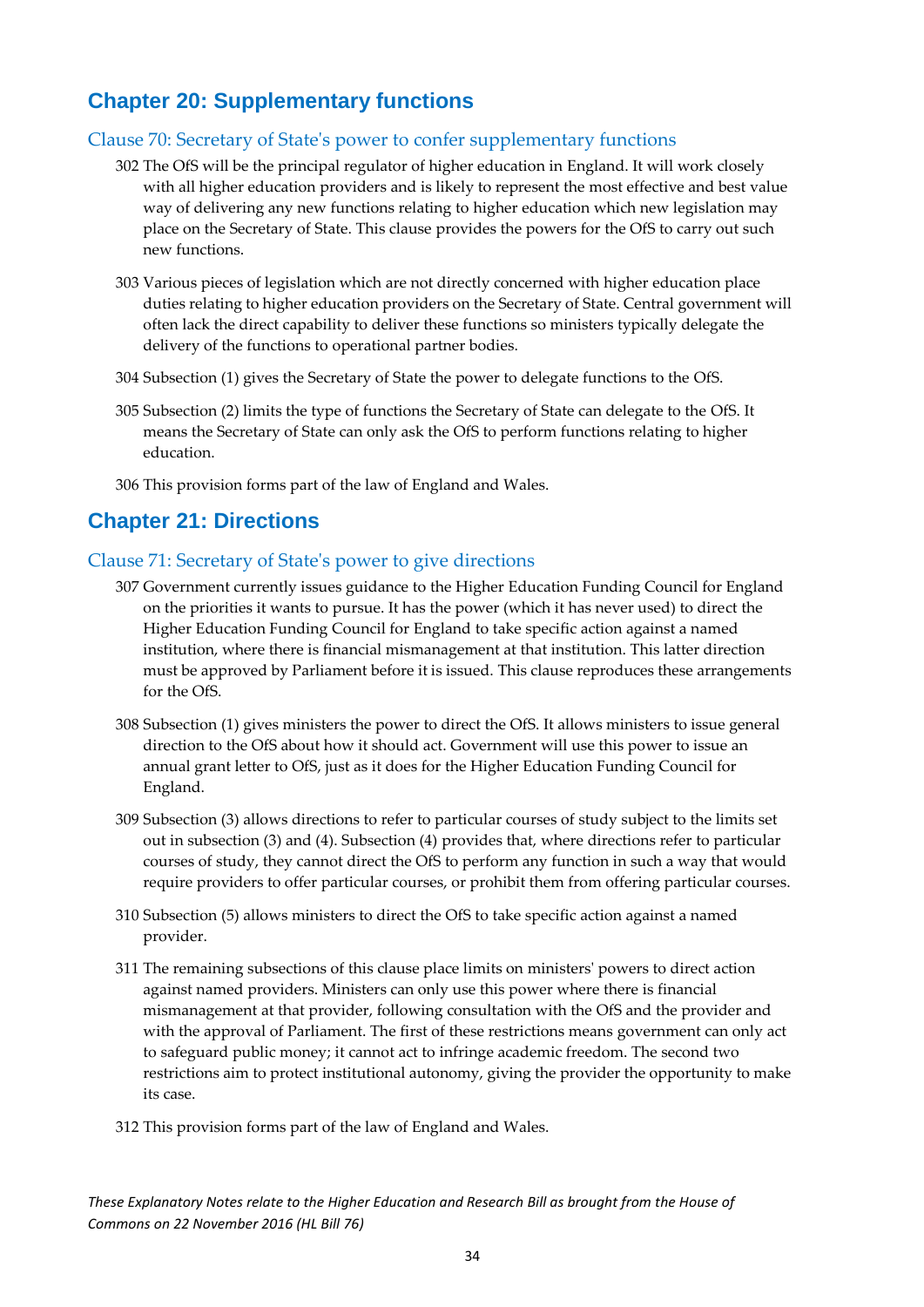## Chapter 20: Supplementary functions

### Clause 70: Secretary of State's power to confer supplementary functions

302 The OfS will be the principal regulator of higher education in England. It will work closely with all higher education providers and is likely to represent the most effective and best value way of delivering any new functions relating to higher education which new legislation may place on the Secretary of State. This clause provides the powers for the OfS to carry out such new functions.

303 Various pieces of legislation which are not directly concerned with higher education place duties relating to higher education providers on the Secretary of State. Central government will often lack the direct capability to deliver these functions so ministers typically delegate the delivery of the functions to operational partner bodies.

304 Subsection (1) gives the Secretary of State the power to delegate functions to the OfS.

305 Subsection (2) limits the type of functions the Secretary of State can delegate to the OfS. It means the Secretary of State can only ask the OfS to perform functions relating to higher education.

306 This provision forms part of the law of England and Wales.

## Chapter 21: Directions

### Clause 71: Secretary of State's power to give directions

307 Government currently issues guidance to the Higher Education Funding Council for England on the priorities it wants to pursue. It has the power (which it has never used) to direct the Higher Education Funding Council for England to take specific action against a named institution, where there is financial mismanagement at that institution. This latter direction must be approved by Parliament before it is issued. This clause reproduces these arrangements for the OfS.

308 Subsection (1) gives ministers the power to direct the OfS. It allows ministers to issue general direction to the OfS about how it should act. Government will use this power to issue an annual grant letter to OfS, just as it does for the Higher Education Funding Council for England.

309 Subsection (3) allows directions to refer to particular courses of study subject to the limits set out in subsection (3) and (4). Subsection (4) provides that, where directions refer to particular courses of study, they cannot direct the OfS to perform any function in such a way that would require providers to offer particular courses, or prohibit them from offering particular courses.

310 Subsection (5) allows ministers to direct the OfS to take specific action against a named provider.

311 The remaining subsections of this clause place limits on ministers' powers to direct action against named providers. Ministers can only use this power where there is financial mismanagement at that provider, following consultation with the OfS and the provider and with the approval of Parliament. The first of these restrictions means government can only act to safeguard public money; it cannot act to infringe academic freedom. The second two restrictions aim to protect institutional autonomy, giving the provider the opportunity to make its case.

312 This provision forms part of the law of England and Wales.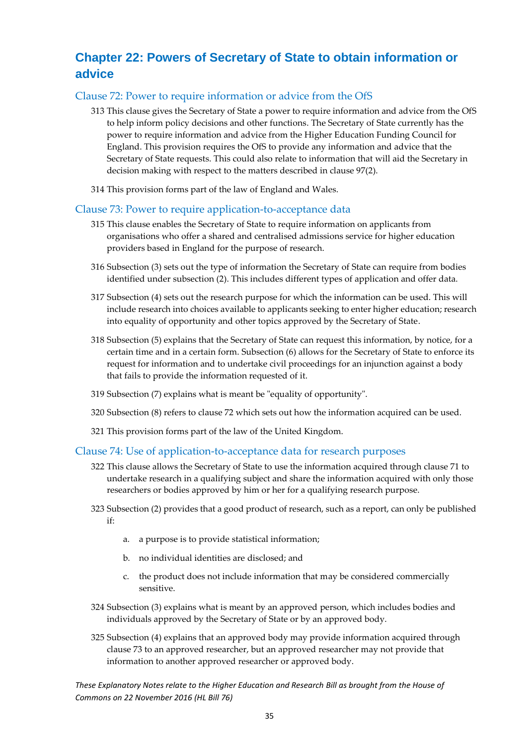## Chapter 22: Powers of Secretary of State to obtain information or advice

### Clause 72: Power to require information or advice from the OfS

313 This clause gives the Secretary of State a power to require information and advice from the OfS to help inform policy decisions and other functions. The Secretary of State currently has the power to require information and advice from the Higher Education Funding Council for England. This provision requires the OfS to provide any information and advice that the Secretary of State requests. This could also relate to information that will aid the Secretary in decision making with respect to the matters described in clause 97(2).

314 This provision forms part of the law of England and Wales.

### Clause 73: Power to require application-to-acceptance data

315 This clause enables the Secretary of State to require information on applicants from organisations who offer a shared and centralised admissions service for higher education providers based in England for the purpose of research.

316 Subsection (3) sets out the type of information the Secretary of State can require from bodies identified under subsection (2). This includes different types of application and offer data.

317 Subsection (4) sets out the research purpose for which the information can be used. This will include research into choices available to applicants seeking to enter higher education; research into equality of opportunity and other topics approved by the Secretary of State.

318 Subsection (5) explains that the Secretary of State can request this information, by notice, for a certain time and in a certain form. Subsection (6) allows for the Secretary of State to enforce its request for information and to undertake civil proceedings for an injunction against a body that fails to provide the information requested of it.

319 Subsection (7) explains what is meant be "equality of opportunity".

320 Subsection (8) refers to clause 72 which sets out how the information acquired can be used.

321 This provision forms part of the law of the United Kingdom.

### Clause 74: Use of application-to-acceptance data for research purposes

322 This clause allows the Secretary of State to use the information acquired through clause 71 to undertake research in a qualifying subject and share the information acquired with only those researchers or bodies approved by him or her for a qualifying research purpose.

323 Subsection (2) provides that a good product of research, such as a report, can only be published if:

a. a purpose is to provide statistical information;

b. no individual identities are disclosed; and

c. the product does not include information that may be considered commercially sensitive.

324 Subsection (3) explains what is meant by an approved person, which includes bodies and individuals approved by the Secretary of State or by an approved body.

325 Subsection (4) explains that an approved body may provide information acquired through clause 73 to an approved researcher, but an approved researcher may not provide that information to another approved researcher or approved body.

*These Explanatory Notes relate to the Higher Education and Research Bill as brought from the House of Commons on 22 November 2016 (HL Bill 76)*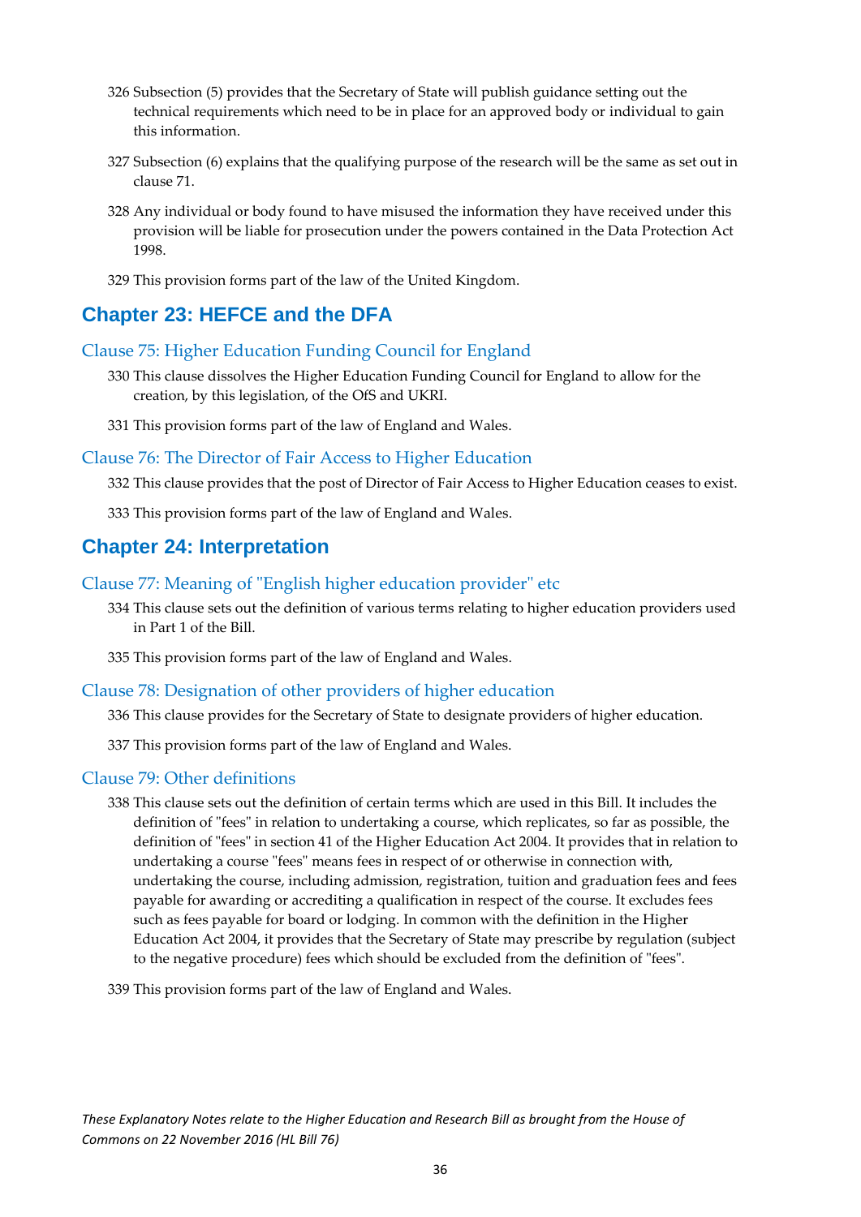326 Subsection (5) provides that the Secretary of State will publish guidance setting out the technical requirements which need to be in place for an approved body or individual to gain this information.

327 Subsection (6) explains that the qualifying purpose of the research will be the same as set out in clause 71.

328 Any individual or body found to have misused the information they have received under this provision will be liable for prosecution under the powers contained in the Data Protection Act 1998.

329 This provision forms part of the law of the United Kingdom.

## Chapter 23: HEFCE and the DFA

### Clause 75: Higher Education Funding Council for England

330 This clause dissolves the Higher Education Funding Council for England to allow for the creation, by this legislation, of the OfS and UKRI.

331 This provision forms part of the law of England and Wales.

### Clause 76: The Director of Fair Access to Higher Education

332 This clause provides that the post of Director of Fair Access to Higher Education ceases to exist.

333 This provision forms part of the law of England and Wales.

## Chapter 24: Interpretation

### Clause 77: Meaning of "English higher education provider" etc

334 This clause sets out the definition of various terms relating to higher education providers used in Part 1 of the Bill.

335 This provision forms part of the law of England and Wales.

### Clause 78: Designation of other providers of higher education

336 This clause provides for the Secretary of State to designate providers of higher education.

337 This provision forms part of the law of England and Wales.

### Clause 79: Other definitions

338 This clause sets out the definition of certain terms which are used in this Bill. It includes the definition of "fees" in relation to undertaking a course, which replicates, so far as possible, the definition of "fees" in section 41 of the Higher Education Act 2004. It provides that in relation to undertaking a course "fees" means fees in respect of or otherwise in connection with, undertaking the course, including admission, registration, tuition and graduation fees and fees payable for awarding or accrediting a qualification in respect of the course. It excludes fees such as fees payable for board or lodging. In common with the definition in the Higher Education Act 2004, it provides that the Secretary of State may prescribe by regulation (subject to the negative procedure) fees which should be excluded from the definition of "fees".

339 This provision forms part of the law of England and Wales.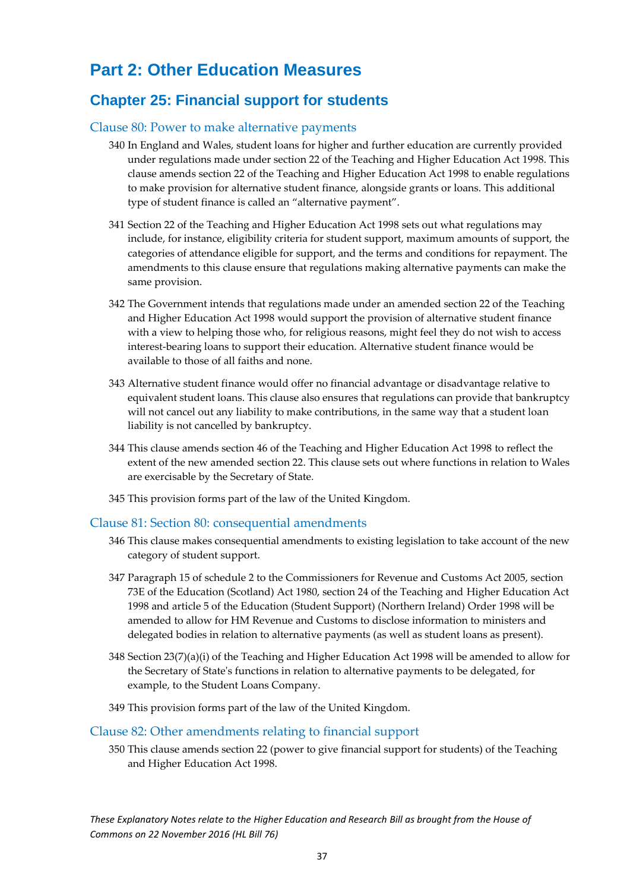# Part 2: Other Education Measures

## Chapter 25: Financial support for students

### Clause 80: Power to make alternative payments

340 In England and Wales, student loans for higher and further education are currently provided under regulations made under section 22 of the Teaching and Higher Education Act 1998. This clause amends section 22 of the Teaching and Higher Education Act 1998 to enable regulations to make provision for alternative student finance, alongside grants or loans. This additional type of student finance is called an "alternative payment".

341 Section 22 of the Teaching and Higher Education Act 1998 sets out what regulations may include, for instance, eligibility criteria for student support, maximum amounts of support, the categories of attendance eligible for support, and the terms and conditions for repayment. The amendments to this clause ensure that regulations making alternative payments can make the same provision.

342 The Government intends that regulations made under an amended section 22 of the Teaching and Higher Education Act 1998 would support the provision of alternative student finance with a view to helping those who, for religious reasons, might feel they do not wish to access interest-bearing loans to support their education. Alternative student finance would be available to those of all faiths and none.

343 Alternative student finance would offer no financial advantage or disadvantage relative to equivalent student loans. This clause also ensures that regulations can provide that bankruptcy will not cancel out any liability to make contributions, in the same way that a student loan liability is not cancelled by bankruptcy.

344 This clause amends section 46 of the Teaching and Higher Education Act 1998 to reflect the extent of the new amended section 22. This clause sets out where functions in relation to Wales are exercisable by the Secretary of State.

345 This provision forms part of the law of the United Kingdom.

### Clause 81: Section 80: consequential amendments

346 This clause makes consequential amendments to existing legislation to take account of the new category of student support.

347 Paragraph 15 of schedule 2 to the Commissioners for Revenue and Customs Act 2005, section 73E of the Education (Scotland) Act 1980, section 24 of the Teaching and Higher Education Act 1998 and article 5 of the Education (Student Support) (Northern Ireland) Order 1998 will be amended to allow for HM Revenue and Customs to disclose information to ministers and delegated bodies in relation to alternative payments (as well as student loans as present).

348 Section 23(7)(a)(i) of the Teaching and Higher Education Act 1998 will be amended to allow for the Secretary of State's functions in relation to alternative payments to be delegated, for example, to the Student Loans Company.

349 This provision forms part of the law of the United Kingdom.

### Clause 82: Other amendments relating to financial support

350 This clause amends section 22 (power to give financial support for students) of the Teaching and Higher Education Act 1998.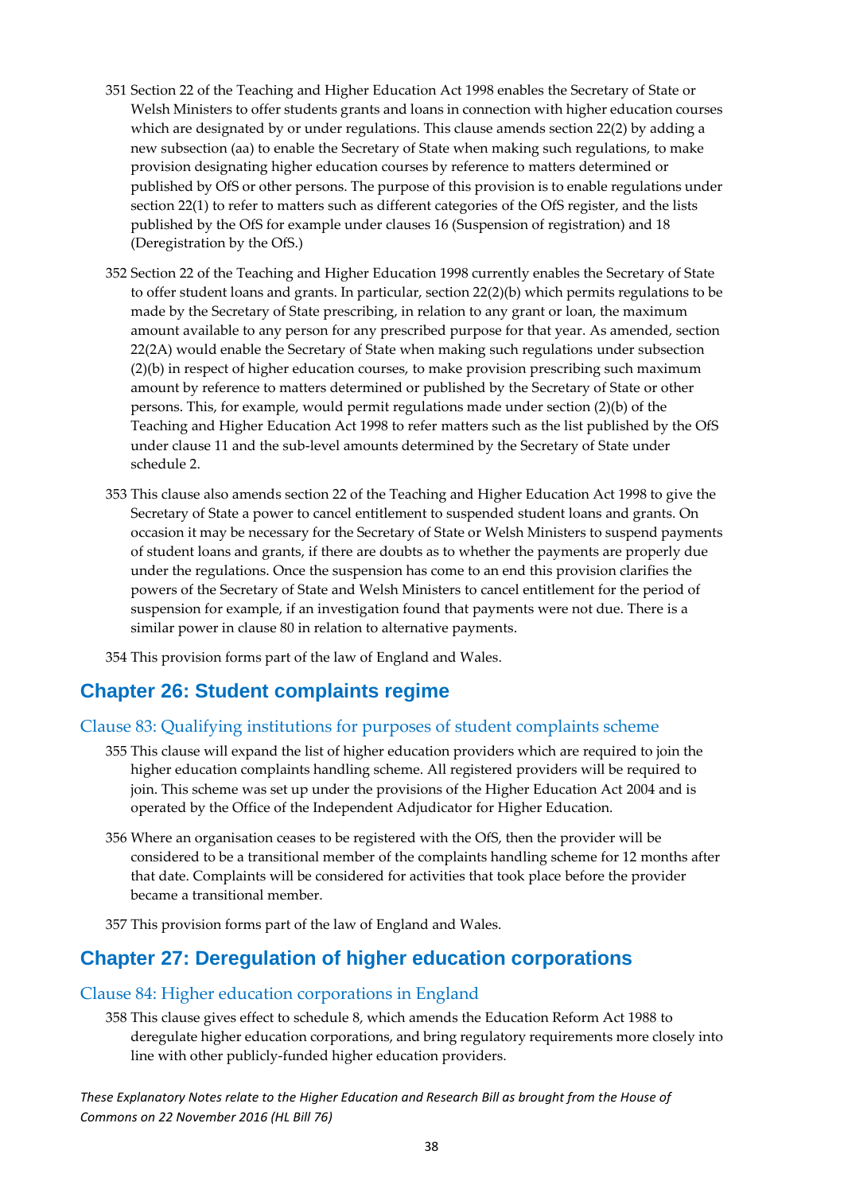351 Section 22 of the Teaching and Higher Education Act 1998 enables the Secretary of State or Welsh Ministers to offer students grants and loans in connection with higher education courses which are designated by or under regulations. This clause amends section 22(2) by adding a new subsection (aa) to enable the Secretary of State when making such regulations, to make provision designating higher education courses by reference to matters determined or published by OfS or other persons. The purpose of this provision is to enable regulations under section 22(1) to refer to matters such as different categories of the OfS register, and the lists published by the OfS for example under clauses 16 (Suspension of registration) and 18 (Deregistration by the OfS.)

352 Section 22 of the Teaching and Higher Education 1998 currently enables the Secretary of State to offer student loans and grants. In particular, section 22(2)(b) which permits regulations to be made by the Secretary of State prescribing, in relation to any grant or loan, the maximum amount available to any person for any prescribed purpose for that year. As amended, section 22(2A) would enable the Secretary of State when making such regulations under subsection (2)(b) in respect of higher education courses, to make provision prescribing such maximum amount by reference to matters determined or published by the Secretary of State or other persons. This, for example, would permit regulations made under section (2)(b) of the Teaching and Higher Education Act 1998 to refer matters such as the list published by the OfS under clause 11 and the sub-level amounts determined by the Secretary of State under schedule 2.

353 This clause also amends section 22 of the Teaching and Higher Education Act 1998 to give the Secretary of State a power to cancel entitlement to suspended student loans and grants. On occasion it may be necessary for the Secretary of State or Welsh Ministers to suspend payments of student loans and grants, if there are doubts as to whether the payments are properly due under the regulations. Once the suspension has come to an end this provision clarifies the powers of the Secretary of State and Welsh Ministers to cancel entitlement for the period of suspension for example, if an investigation found that payments were not due. There is a similar power in clause 80 in relation to alternative payments.

354 This provision forms part of the law of England and Wales.

## Chapter 26: Student complaints regime

### Clause 83: Qualifying institutions for purposes of student complaints scheme

355 This clause will expand the list of higher education providers which are required to join the higher education complaints handling scheme. All registered providers will be required to join. This scheme was set up under the provisions of the Higher Education Act 2004 and is operated by the Office of the Independent Adjudicator for Higher Education.

356 Where an organisation ceases to be registered with the OfS, then the provider will be considered to be a transitional member of the complaints handling scheme for 12 months after that date. Complaints will be considered for activities that took place before the provider became a transitional member.

357 This provision forms part of the law of England and Wales.

## Chapter 27: Deregulation of higher education corporations

### Clause 84: Higher education corporations in England

358 This clause gives effect to schedule 8, which amends the Education Reform Act 1988 to deregulate higher education corporations, and bring regulatory requirements more closely into line with other publicly-funded higher education providers.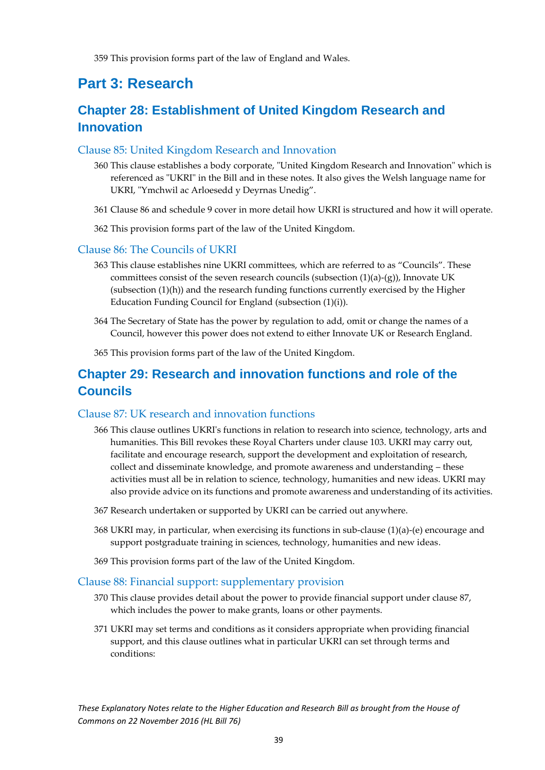359 This provision forms part of the law of England and Wales.

# Part 3: Research

## Chapter 28: Establishment of United Kingdom Research and Innovation

### Clause 85: United Kingdom Research and Innovation

360 This clause establishes a body corporate, "United Kingdom Research and Innovation" which is referenced as "UKRI" in the Bill and in these notes. It also gives the Welsh language name for UKRI, "Ymchwil ac Arloesedd y Deyrnas Unedig".

361 Clause 86 and schedule 9 cover in more detail how UKRI is structured and how it will operate.

362 This provision forms part of the law of the United Kingdom.

### Clause 86: The Councils of UKRI

363 This clause establishes nine UKRI committees, which are referred to as "Councils". These committees consist of the seven research councils (subsection (1)(a)-(g)), Innovate UK (subsection (1)(h)) and the research funding functions currently exercised by the Higher Education Funding Council for England (subsection (1)(i)).

364 The Secretary of State has the power by regulation to add, omit or change the names of a Council, however this power does not extend to either Innovate UK or Research England.

365 This provision forms part of the law of the United Kingdom.

## Chapter 29: Research and innovation functions and role of the Councils

### Clause 87: UK research and innovation functions

366 This clause outlines UKRI's functions in relation to research into science, technology, arts and humanities. This Bill revokes these Royal Charters under clause 103. UKRI may carry out, facilitate and encourage research, support the development and exploitation of research, collect and disseminate knowledge, and promote awareness and understanding – these activities must all be in relation to science, technology, humanities and new ideas. UKRI may also provide advice on its functions and promote awareness and understanding of its activities.

367 Research undertaken or supported by UKRI can be carried out anywhere.

368 UKRI may, in particular, when exercising its functions in sub-clause (1)(a)-(e) encourage and support postgraduate training in sciences, technology, humanities and new ideas.

369 This provision forms part of the law of the United Kingdom.

### Clause 88: Financial support: supplementary provision

370 This clause provides detail about the power to provide financial support under clause 87, which includes the power to make grants, loans or other payments.

371 UKRI may set terms and conditions as it considers appropriate when providing financial support, and this clause outlines what in particular UKRI can set through terms and conditions: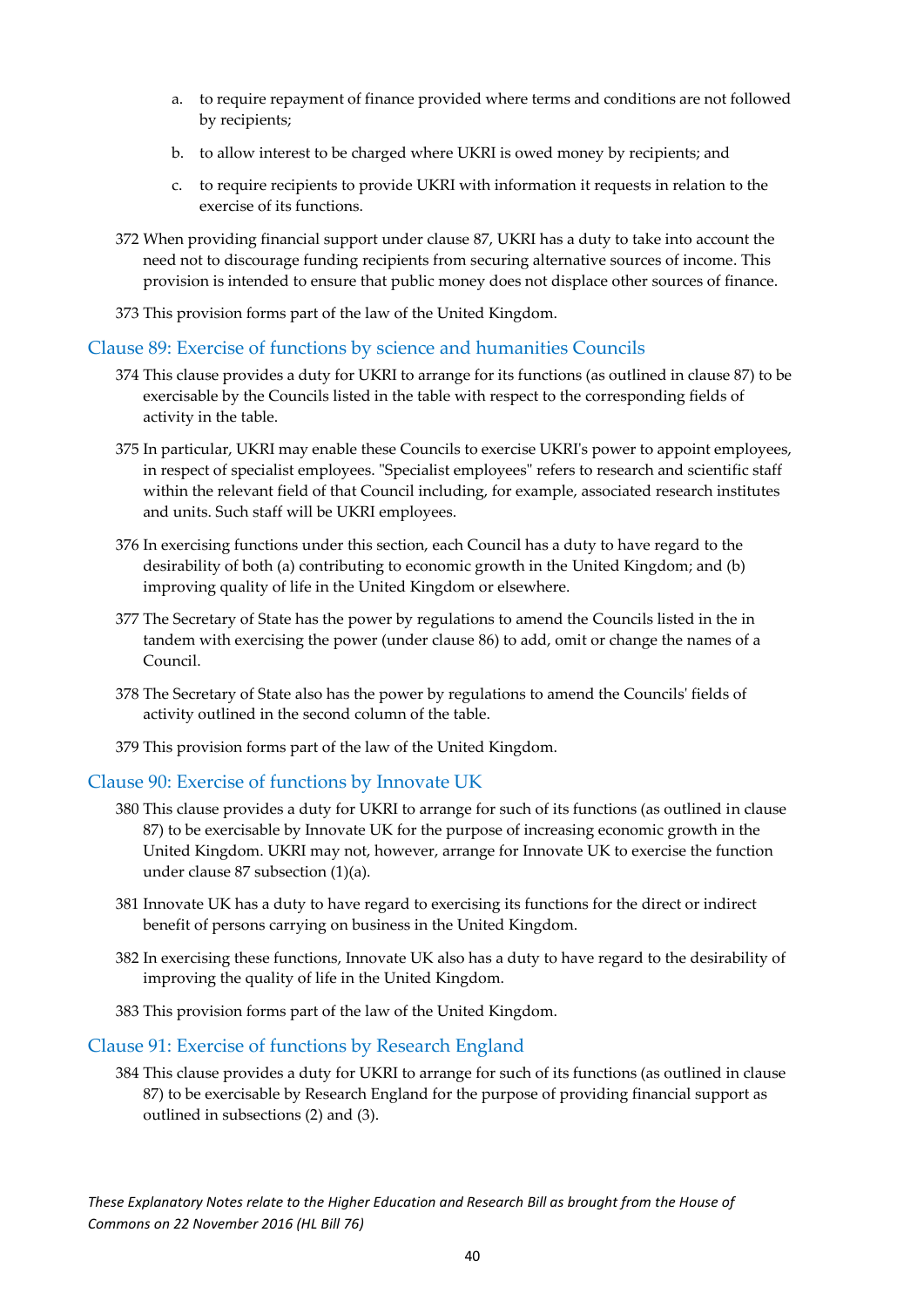a. to require repayment of finance provided where terms and conditions are not followed by recipients;

b. to allow interest to be charged where UKRI is owed money by recipients; and

c. to require recipients to provide UKRI with information it requests in relation to the exercise of its functions.

372 When providing financial support under clause 87, UKRI has a duty to take into account the need not to discourage funding recipients from securing alternative sources of income. This provision is intended to ensure that public money does not displace other sources of finance.

373 This provision forms part of the law of the United Kingdom.

## Clause 89: Exercise of functions by science and humanities Councils

374 This clause provides a duty for UKRI to arrange for its functions (as outlined in clause 87) to be exercisable by the Councils listed in the table with respect to the corresponding fields of activity in the table.

375 In particular, UKRI may enable these Councils to exercise UKRI's power to appoint employees, in respect of specialist employees. "Specialist employees" refers to research and scientific staff within the relevant field of that Council including, for example, associated research institutes and units. Such staff will be UKRI employees.

376 In exercising functions under this section, each Council has a duty to have regard to the desirability of both (a) contributing to economic growth in the United Kingdom; and (b) improving quality of life in the United Kingdom or elsewhere.

377 The Secretary of State has the power by regulations to amend the Councils listed in the in tandem with exercising the power (under clause 86) to add, omit or change the names of a Council.

378 The Secretary of State also has the power by regulations to amend the Councils' fields of activity outlined in the second column of the table.

379 This provision forms part of the law of the United Kingdom.

## Clause 90: Exercise of functions by Innovate UK

380 This clause provides a duty for UKRI to arrange for such of its functions (as outlined in clause 87) to be exercisable by Innovate UK for the purpose of increasing economic growth in the United Kingdom. UKRI may not, however, arrange for Innovate UK to exercise the function under clause 87 subsection (1)(a).

381 Innovate UK has a duty to have regard to exercising its functions for the direct or indirect benefit of persons carrying on business in the United Kingdom.

382 In exercising these functions, Innovate UK also has a duty to have regard to the desirability of improving the quality of life in the United Kingdom.

383 This provision forms part of the law of the United Kingdom.

## Clause 91: Exercise of functions by Research England

384 This clause provides a duty for UKRI to arrange for such of its functions (as outlined in clause 87) to be exercisable by Research England for the purpose of providing financial support as outlined in subsections (2) and (3).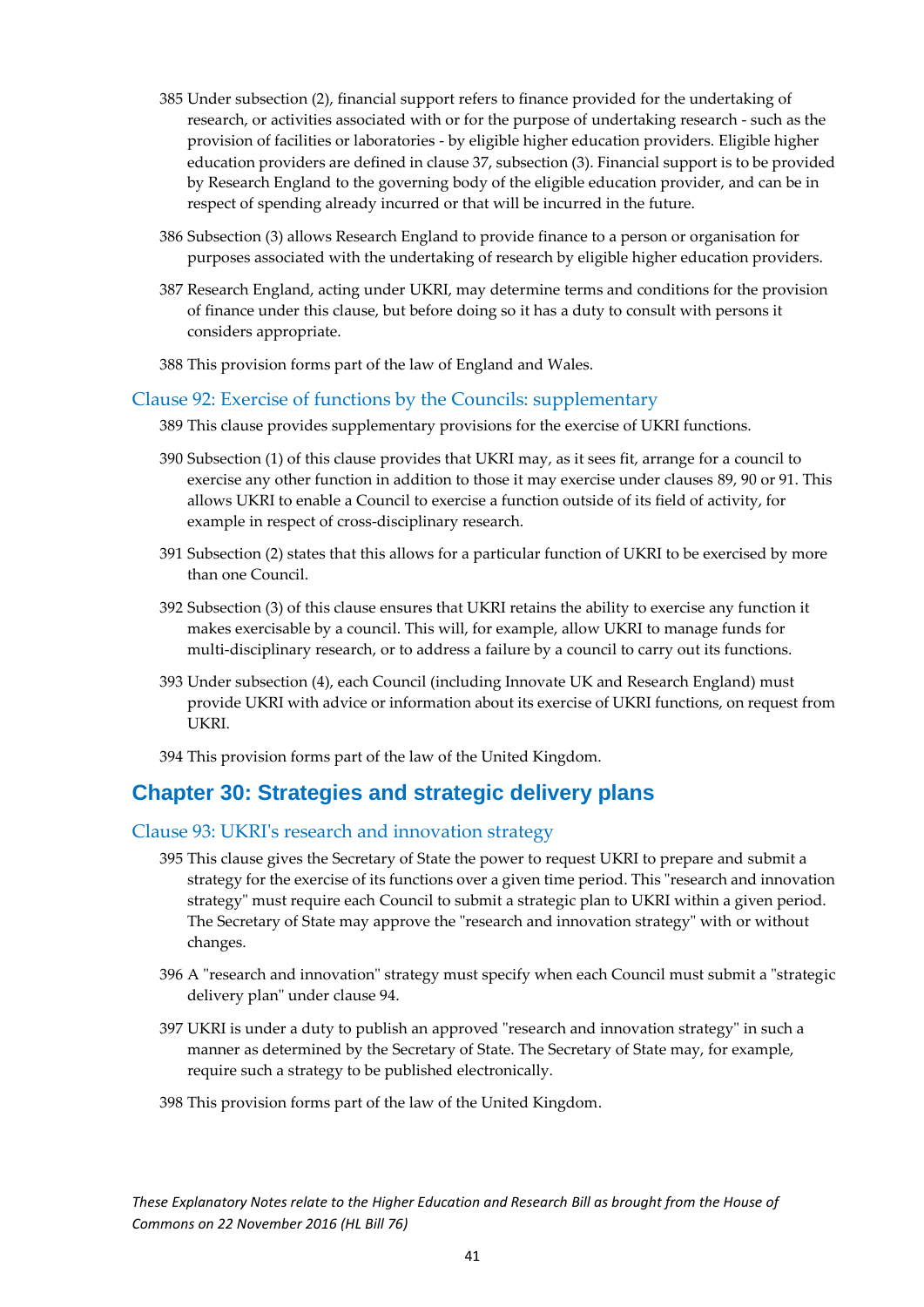385 Under subsection (2), financial support refers to finance provided for the undertaking of research, or activities associated with or for the purpose of undertaking research - such as the provision of facilities or laboratories - by eligible higher education providers. Eligible higher education providers are defined in clause 37, subsection (3). Financial support is to be provided by Research England to the governing body of the eligible education provider, and can be in respect of spending already incurred or that will be incurred in the future.

386 Subsection (3) allows Research England to provide finance to a person or organisation for purposes associated with the undertaking of research by eligible higher education providers.

387 Research England, acting under UKRI, may determine terms and conditions for the provision of finance under this clause, but before doing so it has a duty to consult with persons it considers appropriate.

388 This provision forms part of the law of England and Wales.

### Clause 92: Exercise of functions by the Councils: supplementary

389 This clause provides supplementary provisions for the exercise of UKRI functions.

390 Subsection (1) of this clause provides that UKRI may, as it sees fit, arrange for a council to exercise any other function in addition to those it may exercise under clauses 89, 90 or 91. This allows UKRI to enable a Council to exercise a function outside of its field of activity, for example in respect of cross-disciplinary research.

391 Subsection (2) states that this allows for a particular function of UKRI to be exercised by more than one Council.

392 Subsection (3) of this clause ensures that UKRI retains the ability to exercise any function it makes exercisable by a council. This will, for example, allow UKRI to manage funds for multi-disciplinary research, or to address a failure by a council to carry out its functions.

393 Under subsection (4), each Council (including Innovate UK and Research England) must provide UKRI with advice or information about its exercise of UKRI functions, on request from UKRI.

394 This provision forms part of the law of the United Kingdom.

## Chapter 30: Strategies and strategic delivery plans

### Clause 93: UKRI's research and innovation strategy

395 This clause gives the Secretary of State the power to request UKRI to prepare and submit a strategy for the exercise of its functions over a given time period. This "research and innovation strategy" must require each Council to submit a strategic plan to UKRI within a given period. The Secretary of State may approve the "research and innovation strategy" with or without changes.

396 A "research and innovation" strategy must specify when each Council must submit a "strategic delivery plan" under clause 94.

397 UKRI is under a duty to publish an approved "research and innovation strategy" in such a manner as determined by the Secretary of State. The Secretary of State may, for example, require such a strategy to be published electronically.

398 This provision forms part of the law of the United Kingdom.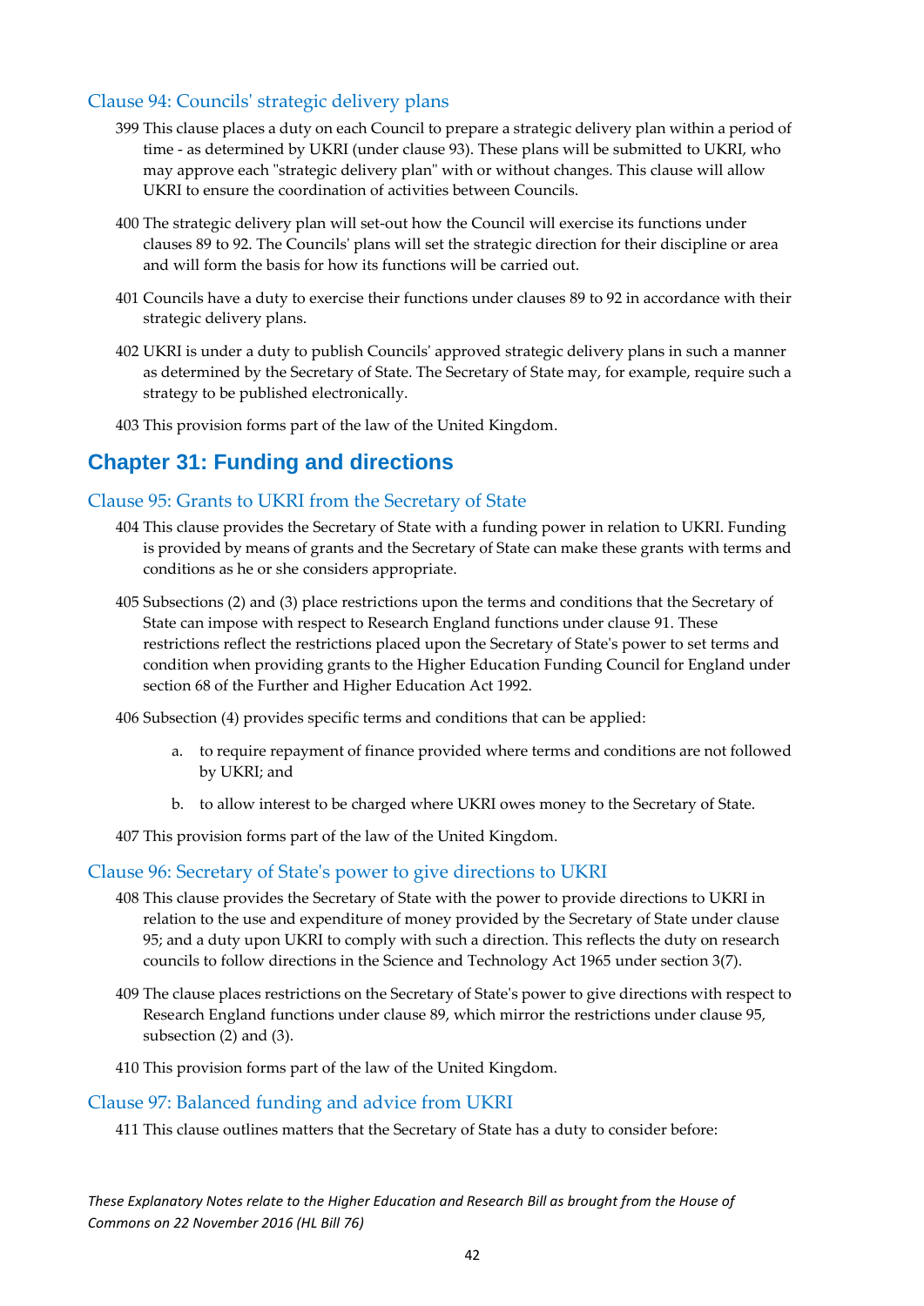### Clause 94: Councils' strategic delivery plans

399 This clause places a duty on each Council to prepare a strategic delivery plan within a period of time - as determined by UKRI (under clause 93). These plans will be submitted to UKRI, who may approve each "strategic delivery plan" with or without changes. This clause will allow UKRI to ensure the coordination of activities between Councils.

400 The strategic delivery plan will set-out how the Council will exercise its functions under clauses 89 to 92. The Councils' plans will set the strategic direction for their discipline or area and will form the basis for how its functions will be carried out.

401 Councils have a duty to exercise their functions under clauses 89 to 92 in accordance with their strategic delivery plans.

402 UKRI is under a duty to publish Councils' approved strategic delivery plans in such a manner as determined by the Secretary of State. The Secretary of State may, for example, require such a strategy to be published electronically.

403 This provision forms part of the law of the United Kingdom.

## Chapter 31: Funding and directions

### Clause 95: Grants to UKRI from the Secretary of State

404 This clause provides the Secretary of State with a funding power in relation to UKRI. Funding is provided by means of grants and the Secretary of State can make these grants with terms and conditions as he or she considers appropriate.

405 Subsections (2) and (3) place restrictions upon the terms and conditions that the Secretary of State can impose with respect to Research England functions under clause 91. These restrictions reflect the restrictions placed upon the Secretary of State's power to set terms and condition when providing grants to the Higher Education Funding Council for England under section 68 of the Further and Higher Education Act 1992.

406 Subsection (4) provides specific terms and conditions that can be applied:

a. to require repayment of finance provided where terms and conditions are not followed by UKRI; and

b. to allow interest to be charged where UKRI owes money to the Secretary of State.

407 This provision forms part of the law of the United Kingdom.

### Clause 96: Secretary of State's power to give directions to UKRI

408 This clause provides the Secretary of State with the power to provide directions to UKRI in relation to the use and expenditure of money provided by the Secretary of State under clause 95; and a duty upon UKRI to comply with such a direction. This reflects the duty on research councils to follow directions in the Science and Technology Act 1965 under section 3(7).

409 The clause places restrictions on the Secretary of State's power to give directions with respect to Research England functions under clause 89, which mirror the restrictions under clause 95, subsection (2) and (3).

410 This provision forms part of the law of the United Kingdom.

### Clause 97: Balanced funding and advice from UKRI

411 This clause outlines matters that the Secretary of State has a duty to consider before: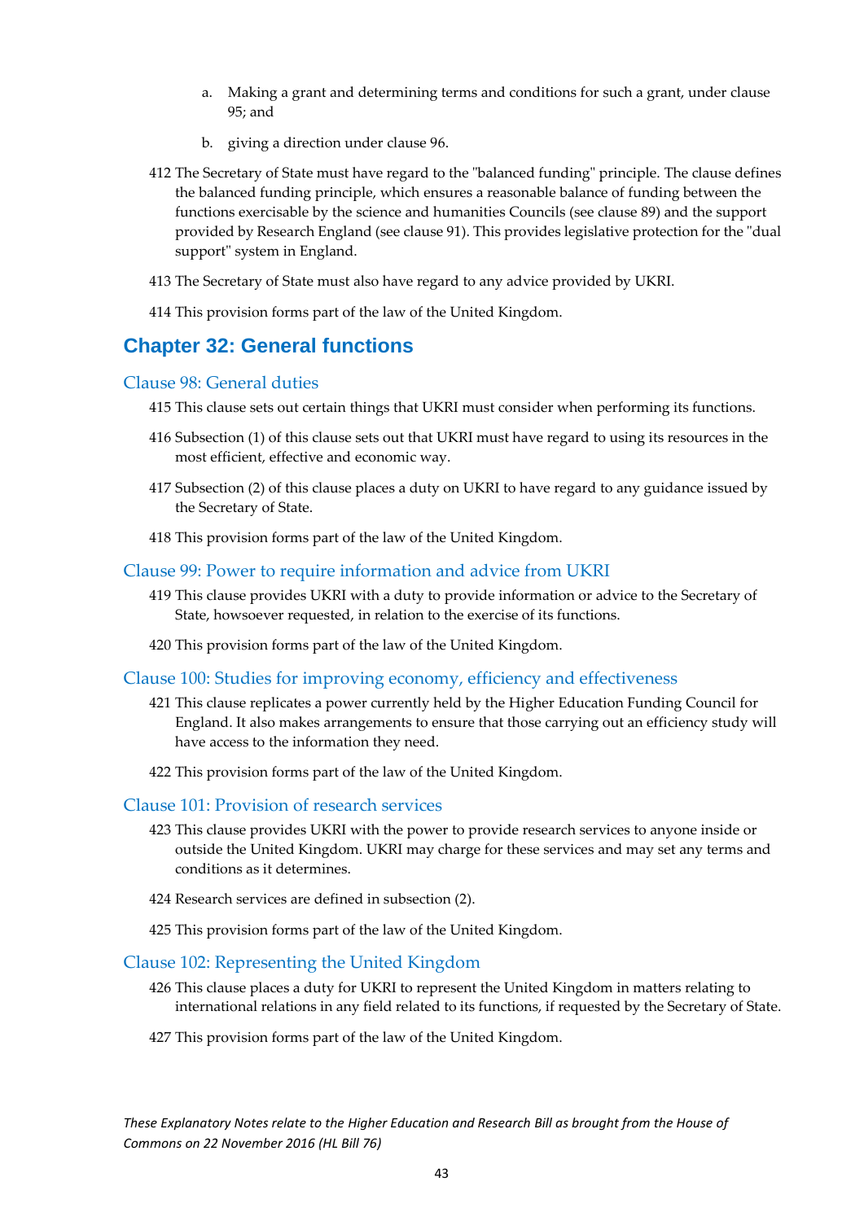a. Making a grant and determining terms and conditions for such a grant, under clause 95; and

b. giving a direction under clause 96.

412 The Secretary of State must have regard to the "balanced funding" principle. The clause defines the balanced funding principle, which ensures a reasonable balance of funding between the functions exercisable by the science and humanities Councils (see clause 89) and the support provided by Research England (see clause 91). This provides legislative protection for the "dual support" system in England.

413 The Secretary of State must also have regard to any advice provided by UKRI.

414 This provision forms part of the law of the United Kingdom.

## Chapter 32: General functions

### Clause 98: General duties

415 This clause sets out certain things that UKRI must consider when performing its functions.

416 Subsection (1) of this clause sets out that UKRI must have regard to using its resources in the most efficient, effective and economic way.

417 Subsection (2) of this clause places a duty on UKRI to have regard to any guidance issued by the Secretary of State.

418 This provision forms part of the law of the United Kingdom.

### Clause 99: Power to require information and advice from UKRI

419 This clause provides UKRI with a duty to provide information or advice to the Secretary of State, howsoever requested, in relation to the exercise of its functions.

420 This provision forms part of the law of the United Kingdom.

### Clause 100: Studies for improving economy, efficiency and effectiveness

421 This clause replicates a power currently held by the Higher Education Funding Council for England. It also makes arrangements to ensure that those carrying out an efficiency study will have access to the information they need.

422 This provision forms part of the law of the United Kingdom.

### Clause 101: Provision of research services

423 This clause provides UKRI with the power to provide research services to anyone inside or outside the United Kingdom. UKRI may charge for these services and may set any terms and conditions as it determines.

424 Research services are defined in subsection (2).

425 This provision forms part of the law of the United Kingdom.

### Clause 102: Representing the United Kingdom

426 This clause places a duty for UKRI to represent the United Kingdom in matters relating to international relations in any field related to its functions, if requested by the Secretary of State.

427 This provision forms part of the law of the United Kingdom.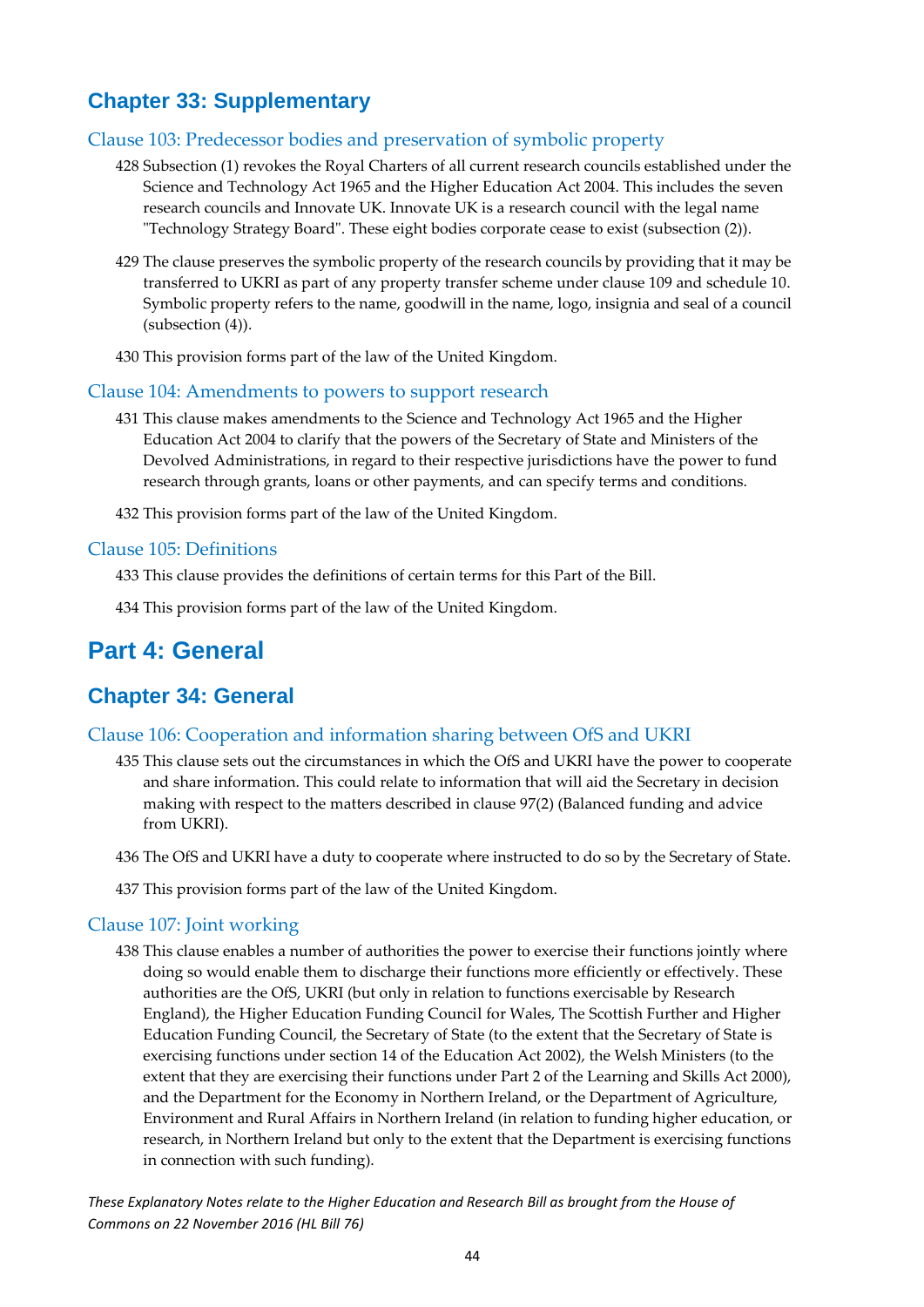## Chapter 33: Supplementary

### Clause 103: Predecessor bodies and preservation of symbolic property

428 Subsection (1) revokes the Royal Charters of all current research councils established under the Science and Technology Act 1965 and the Higher Education Act 2004. This includes the seven research councils and Innovate UK. Innovate UK is a research council with the legal name "Technology Strategy Board". These eight bodies corporate cease to exist (subsection (2)).

429 The clause preserves the symbolic property of the research councils by providing that it may be transferred to UKRI as part of any property transfer scheme under clause 109 and schedule 10. Symbolic property refers to the name, goodwill in the name, logo, insignia and seal of a council (subsection (4)).

430 This provision forms part of the law of the United Kingdom.

### Clause 104: Amendments to powers to support research

431 This clause makes amendments to the Science and Technology Act 1965 and the Higher Education Act 2004 to clarify that the powers of the Secretary of State and Ministers of the Devolved Administrations, in regard to their respective jurisdictions have the power to fund research through grants, loans or other payments, and can specify terms and conditions.

432 This provision forms part of the law of the United Kingdom.

### Clause 105: Definitions

433 This clause provides the definitions of certain terms for this Part of the Bill.

434 This provision forms part of the law of the United Kingdom.

# Part 4: General

## Chapter 34: General

### Clause 106: Cooperation and information sharing between OfS and UKRI

435 This clause sets out the circumstances in which the OfS and UKRI have the power to cooperate and share information. This could relate to information that will aid the Secretary in decision making with respect to the matters described in clause 97(2) (Balanced funding and advice from UKRI).

436 The OfS and UKRI have a duty to cooperate where instructed to do so by the Secretary of State.

437 This provision forms part of the law of the United Kingdom.

### Clause 107: Joint working

438 This clause enables a number of authorities the power to exercise their functions jointly where doing so would enable them to discharge their functions more efficiently or effectively. These authorities are the OfS, UKRI (but only in relation to functions exercisable by Research England), the Higher Education Funding Council for Wales, The Scottish Further and Higher Education Funding Council, the Secretary of State (to the extent that the Secretary of State is exercising functions under section 14 of the Education Act 2002), the Welsh Ministers (to the extent that they are exercising their functions under Part 2 of the Learning and Skills Act 2000), and the Department for the Economy in Northern Ireland, or the Department of Agriculture, Environment and Rural Affairs in Northern Ireland (in relation to funding higher education, or research, in Northern Ireland but only to the extent that the Department is exercising functions in connection with such funding).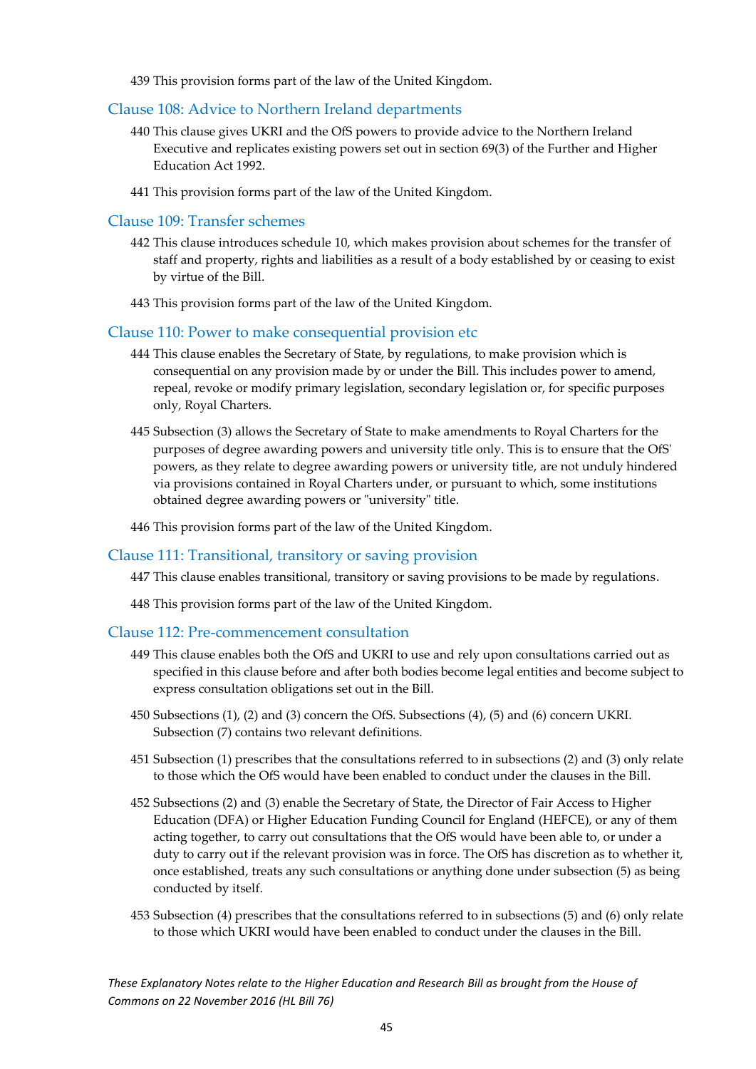439 This provision forms part of the law of the United Kingdom.

## Clause 108: Advice to Northern Ireland departments

440 This clause gives UKRI and the OfS powers to provide advice to the Northern Ireland Executive and replicates existing powers set out in section 69(3) of the Further and Higher Education Act 1992.

441 This provision forms part of the law of the United Kingdom.

## Clause 109: Transfer schemes

442 This clause introduces schedule 10, which makes provision about schemes for the transfer of staff and property, rights and liabilities as a result of a body established by or ceasing to exist by virtue of the Bill.

443 This provision forms part of the law of the United Kingdom.

## Clause 110: Power to make consequential provision etc

444 This clause enables the Secretary of State, by regulations, to make provision which is consequential on any provision made by or under the Bill. This includes power to amend, repeal, revoke or modify primary legislation, secondary legislation or, for specific purposes only, Royal Charters.

445 Subsection (3) allows the Secretary of State to make amendments to Royal Charters for the purposes of degree awarding powers and university title only. This is to ensure that the OfS' powers, as they relate to degree awarding powers or university title, are not unduly hindered via provisions contained in Royal Charters under, or pursuant to which, some institutions obtained degree awarding powers or "university" title.

446 This provision forms part of the law of the United Kingdom.

## Clause 111: Transitional, transitory or saving provision

447 This clause enables transitional, transitory or saving provisions to be made by regulations.

448 This provision forms part of the law of the United Kingdom.

## Clause 112: Pre-commencement consultation

449 This clause enables both the OfS and UKRI to use and rely upon consultations carried out as specified in this clause before and after both bodies become legal entities and become subject to express consultation obligations set out in the Bill.

450 Subsections (1), (2) and (3) concern the OfS. Subsections (4), (5) and (6) concern UKRI. Subsection (7) contains two relevant definitions.

451 Subsection (1) prescribes that the consultations referred to in subsections (2) and (3) only relate to those which the OfS would have been enabled to conduct under the clauses in the Bill.

452 Subsections (2) and (3) enable the Secretary of State, the Director of Fair Access to Higher Education (DFA) or Higher Education Funding Council for England (HEFCE), or any of them acting together, to carry out consultations that the OfS would have been able to, or under a duty to carry out if the relevant provision was in force. The OfS has discretion as to whether it, once established, treats any such consultations or anything done under subsection (5) as being conducted by itself.

453 Subsection (4) prescribes that the consultations referred to in subsections (5) and (6) only relate to those which UKRI would have been enabled to conduct under the clauses in the Bill.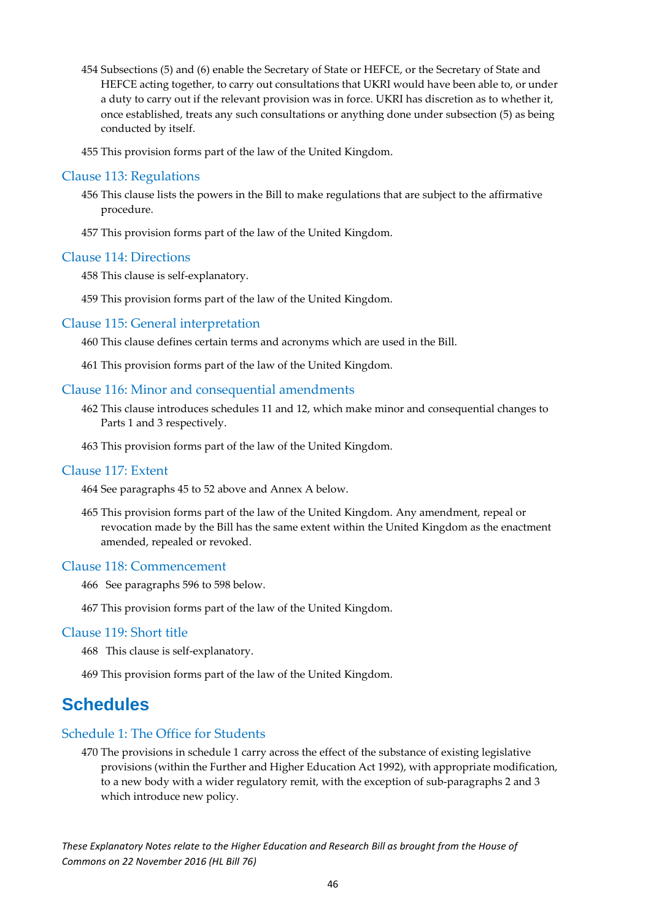454 Subsections (5) and (6) enable the Secretary of State or HEFCE, or the Secretary of State and HEFCE acting together, to carry out consultations that UKRI would have been able to, or under a duty to carry out if the relevant provision was in force. UKRI has discretion as to whether it, once established, treats any such consultations or anything done under subsection (5) as being conducted by itself.

455 This provision forms part of the law of the United Kingdom.

### Clause 113: Regulations

456 This clause lists the powers in the Bill to make regulations that are subject to the affirmative procedure.

457 This provision forms part of the law of the United Kingdom.

### Clause 114: Directions

458 This clause is self-explanatory.

459 This provision forms part of the law of the United Kingdom.

### Clause 115: General interpretation

460 This clause defines certain terms and acronyms which are used in the Bill.

461 This provision forms part of the law of the United Kingdom.

### Clause 116: Minor and consequential amendments

462 This clause introduces schedules 11 and 12, which make minor and consequential changes to Parts 1 and 3 respectively.

463 This provision forms part of the law of the United Kingdom.

### Clause 117: Extent

464 See paragraphs 45 to 52 above and Annex A below.

465 This provision forms part of the law of the United Kingdom. Any amendment, repeal or revocation made by the Bill has the same extent within the United Kingdom as the enactment amended, repealed or revoked.

### Clause 118: Commencement

466 See paragraphs 596 to 598 below.

467 This provision forms part of the law of the United Kingdom.

### Clause 119: Short title

468 This clause is self-explanatory.

469 This provision forms part of the law of the United Kingdom.

## Schedules

### Schedule 1: The Office for Students

470 The provisions in schedule 1 carry across the effect of the substance of existing legislative provisions (within the Further and Higher Education Act 1992), with appropriate modification, to a new body with a wider regulatory remit, with the exception of sub-paragraphs 2 and 3 which introduce new policy.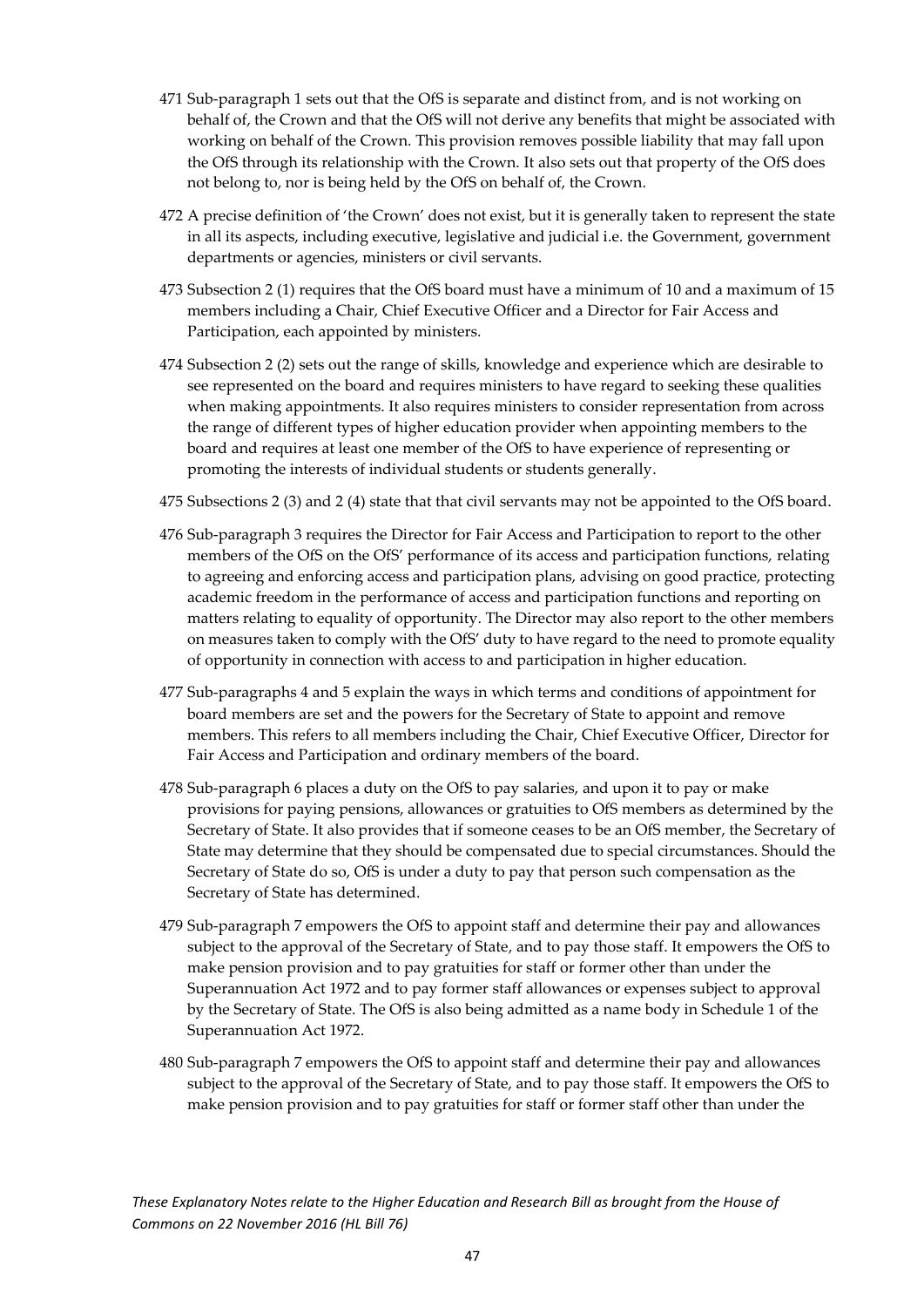471 Sub-paragraph 1 sets out that the OfS is separate and distinct from, and is not working on behalf of, the Crown and that the OfS will not derive any benefits that might be associated with working on behalf of the Crown. This provision removes possible liability that may fall upon the OfS through its relationship with the Crown. It also sets out that property of the OfS does not belong to, nor is being held by the OfS on behalf of, the Crown.

472 A precise definition of 'the Crown' does not exist, but it is generally taken to represent the state in all its aspects, including executive, legislative and judicial i.e. the Government, government departments or agencies, ministers or civil servants.

473 Subsection 2 (1) requires that the OfS board must have a minimum of 10 and a maximum of 15 members including a Chair, Chief Executive Officer and a Director for Fair Access and Participation, each appointed by ministers.

474 Subsection 2 (2) sets out the range of skills, knowledge and experience which are desirable to see represented on the board and requires ministers to have regard to seeking these qualities when making appointments. It also requires ministers to consider representation from across the range of different types of higher education provider when appointing members to the board and requires at least one member of the OfS to have experience of representing or promoting the interests of individual students or students generally.

475 Subsections 2 (3) and 2 (4) state that that civil servants may not be appointed to the OfS board.

476 Sub-paragraph 3 requires the Director for Fair Access and Participation to report to the other members of the OfS on the OfS' performance of its access and participation functions, relating to agreeing and enforcing access and participation plans, advising on good practice, protecting academic freedom in the performance of access and participation functions and reporting on matters relating to equality of opportunity. The Director may also report to the other members on measures taken to comply with the OfS' duty to have regard to the need to promote equality of opportunity in connection with access to and participation in higher education.

477 Sub-paragraphs 4 and 5 explain the ways in which terms and conditions of appointment for board members are set and the powers for the Secretary of State to appoint and remove members. This refers to all members including the Chair, Chief Executive Officer, Director for Fair Access and Participation and ordinary members of the board.

478 Sub-paragraph 6 places a duty on the OfS to pay salaries, and upon it to pay or make provisions for paying pensions, allowances or gratuities to OfS members as determined by the Secretary of State. It also provides that if someone ceases to be an OfS member, the Secretary of State may determine that they should be compensated due to special circumstances. Should the Secretary of State do so, OfS is under a duty to pay that person such compensation as the Secretary of State has determined.

479 Sub-paragraph 7 empowers the OfS to appoint staff and determine their pay and allowances subject to the approval of the Secretary of State, and to pay those staff. It empowers the OfS to make pension provision and to pay gratuities for staff or former other than under the Superannuation Act 1972 and to pay former staff allowances or expenses subject to approval by the Secretary of State. The OfS is also being admitted as a name body in Schedule 1 of the Superannuation Act 1972.

480 Sub-paragraph 7 empowers the OfS to appoint staff and determine their pay and allowances subject to the approval of the Secretary of State, and to pay those staff. It empowers the OfS to make pension provision and to pay gratuities for staff or former staff other than under the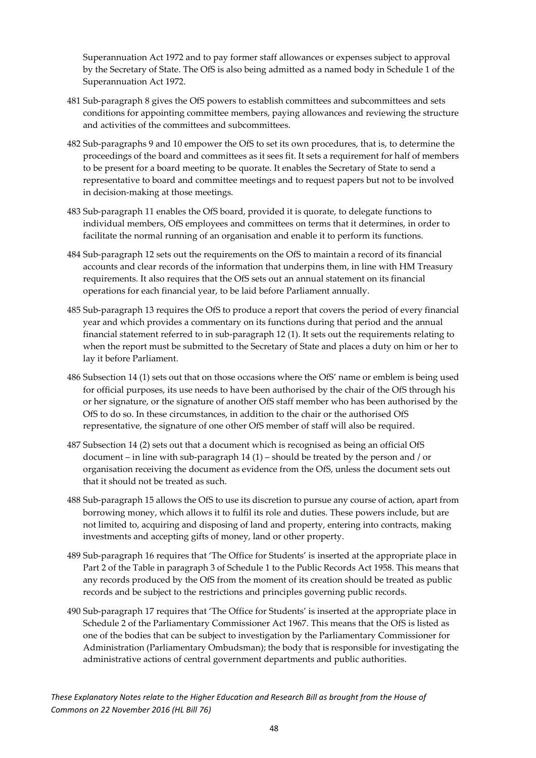Superannuation Act 1972 and to pay former staff allowances or expenses subject to approval by the Secretary of State. The OfS is also being admitted as a named body in Schedule 1 of the Superannuation Act 1972.

481 Sub-paragraph 8 gives the OfS powers to establish committees and subcommittees and sets conditions for appointing committee members, paying allowances and reviewing the structure and activities of the committees and subcommittees.

482 Sub-paragraphs 9 and 10 empower the OfS to set its own procedures, that is, to determine the proceedings of the board and committees as it sees fit. It sets a requirement for half of members to be present for a board meeting to be quorate. It enables the Secretary of State to send a representative to board and committee meetings and to request papers but not to be involved in decision-making at those meetings.

483 Sub-paragraph 11 enables the OfS board, provided it is quorate, to delegate functions to individual members, OfS employees and committees on terms that it determines, in order to facilitate the normal running of an organisation and enable it to perform its functions.

484 Sub-paragraph 12 sets out the requirements on the OfS to maintain a record of its financial accounts and clear records of the information that underpins them, in line with HM Treasury requirements. It also requires that the OfS sets out an annual statement on its financial operations for each financial year, to be laid before Parliament annually.

485 Sub-paragraph 13 requires the OfS to produce a report that covers the period of every financial year and which provides a commentary on its functions during that period and the annual financial statement referred to in sub-paragraph 12 (1). It sets out the requirements relating to when the report must be submitted to the Secretary of State and places a duty on him or her to lay it before Parliament.

486 Subsection 14 (1) sets out that on those occasions where the OfS' name or emblem is being used for official purposes, its use needs to have been authorised by the chair of the OfS through his or her signature, or the signature of another OfS staff member who has been authorised by the OfS to do so. In these circumstances, in addition to the chair or the authorised OfS representative, the signature of one other OfS member of staff will also be required.

487 Subsection 14 (2) sets out that a document which is recognised as being an official OfS document – in line with sub-paragraph 14 (1) – should be treated by the person and / or organisation receiving the document as evidence from the OfS, unless the document sets out that it should not be treated as such.

488 Sub-paragraph 15 allows the OfS to use its discretion to pursue any course of action, apart from borrowing money, which allows it to fulfil its role and duties. These powers include, but are not limited to, acquiring and disposing of land and property, entering into contracts, making investments and accepting gifts of money, land or other property.

489 Sub-paragraph 16 requires that 'The Office for Students' is inserted at the appropriate place in Part 2 of the Table in paragraph 3 of Schedule 1 to the Public Records Act 1958. This means that any records produced by the OfS from the moment of its creation should be treated as public records and be subject to the restrictions and principles governing public records.

490 Sub-paragraph 17 requires that 'The Office for Students' is inserted at the appropriate place in Schedule 2 of the Parliamentary Commissioner Act 1967. This means that the OfS is listed as one of the bodies that can be subject to investigation by the Parliamentary Commissioner for Administration (Parliamentary Ombudsman); the body that is responsible for investigating the administrative actions of central government departments and public authorities.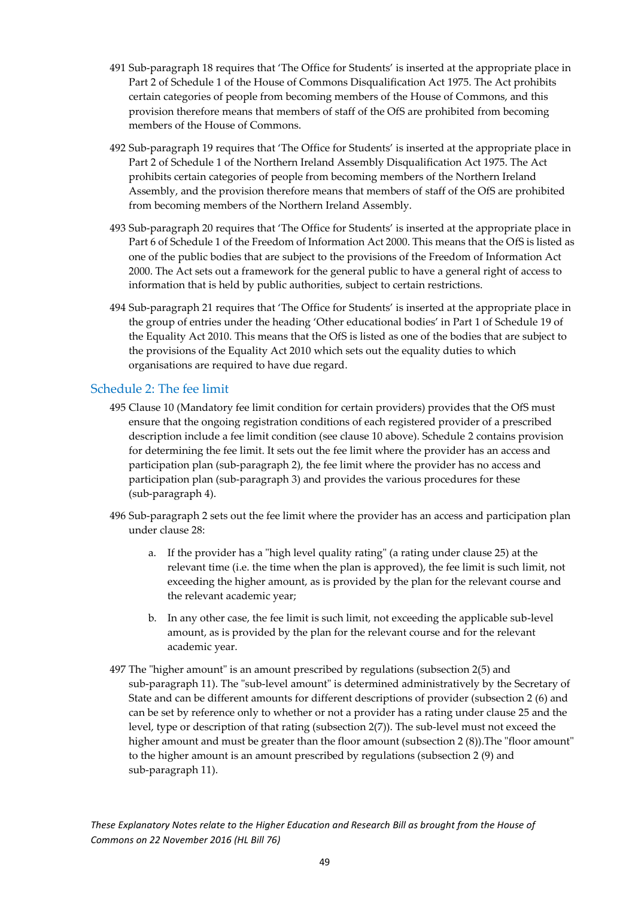491 Sub-paragraph 18 requires that 'The Office for Students' is inserted at the appropriate place in Part 2 of Schedule 1 of the House of Commons Disqualification Act 1975. The Act prohibits certain categories of people from becoming members of the House of Commons, and this provision therefore means that members of staff of the OfS are prohibited from becoming members of the House of Commons.

492 Sub-paragraph 19 requires that 'The Office for Students' is inserted at the appropriate place in Part 2 of Schedule 1 of the Northern Ireland Assembly Disqualification Act 1975. The Act prohibits certain categories of people from becoming members of the Northern Ireland Assembly, and the provision therefore means that members of staff of the OfS are prohibited from becoming members of the Northern Ireland Assembly.

493 Sub-paragraph 20 requires that 'The Office for Students' is inserted at the appropriate place in Part 6 of Schedule 1 of the Freedom of Information Act 2000. This means that the OfS is listed as one of the public bodies that are subject to the provisions of the Freedom of Information Act 2000. The Act sets out a framework for the general public to have a general right of access to information that is held by public authorities, subject to certain restrictions.

494 Sub-paragraph 21 requires that 'The Office for Students' is inserted at the appropriate place in the group of entries under the heading 'Other educational bodies' in Part 1 of Schedule 19 of the Equality Act 2010. This means that the OfS is listed as one of the bodies that are subject to the provisions of the Equality Act 2010 which sets out the equality duties to which organisations are required to have due regard.

## Schedule 2: The fee limit

495 Clause 10 (Mandatory fee limit condition for certain providers) provides that the OfS must ensure that the ongoing registration conditions of each registered provider of a prescribed description include a fee limit condition (see clause 10 above). Schedule 2 contains provision for determining the fee limit. It sets out the fee limit where the provider has an access and participation plan (sub-paragraph 2), the fee limit where the provider has no access and participation plan (sub-paragraph 3) and provides the various procedures for these (sub-paragraph 4).

496 Sub-paragraph 2 sets out the fee limit where the provider has an access and participation plan under clause 28:

a. If the provider has a "high level quality rating" (a rating under clause 25) at the relevant time (i.e. the time when the plan is approved), the fee limit is such limit, not exceeding the higher amount, as is provided by the plan for the relevant course and the relevant academic year;

b. In any other case, the fee limit is such limit, not exceeding the applicable sub-level amount, as is provided by the plan for the relevant course and for the relevant academic year.

497 The "higher amount" is an amount prescribed by regulations (subsection 2(5) and sub-paragraph 11). The "sub-level amount" is determined administratively by the Secretary of State and can be different amounts for different descriptions of provider (subsection 2 (6) and can be set by reference only to whether or not a provider has a rating under clause 25 and the level, type or description of that rating (subsection 2(7)). The sub-level must not exceed the higher amount and must be greater than the floor amount (subsection 2 (8)).The "floor amount" to the higher amount is an amount prescribed by regulations (subsection 2 (9) and sub-paragraph 11).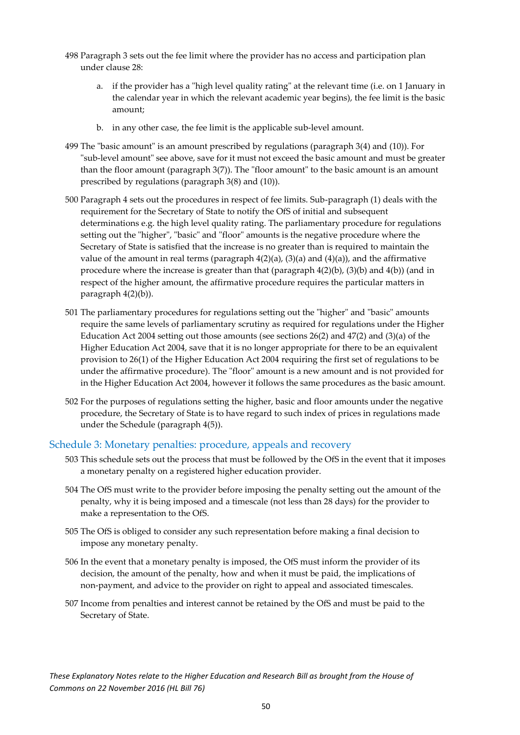498 Paragraph 3 sets out the fee limit where the provider has no access and participation plan under clause 28:

a. if the provider has a "high level quality rating" at the relevant time (i.e. on 1 January in the calendar year in which the relevant academic year begins), the fee limit is the basic amount;

b. in any other case, the fee limit is the applicable sub-level amount.

499 The "basic amount" is an amount prescribed by regulations (paragraph 3(4) and (10)). For "sub-level amount" see above, save for it must not exceed the basic amount and must be greater than the floor amount (paragraph 3(7)). The "floor amount" to the basic amount is an amount prescribed by regulations (paragraph 3(8) and (10)).

500 Paragraph 4 sets out the procedures in respect of fee limits. Sub-paragraph (1) deals with the requirement for the Secretary of State to notify the OfS of initial and subsequent determinations e.g. the high level quality rating. The parliamentary procedure for regulations setting out the "higher", "basic" and "floor" amounts is the negative procedure where the Secretary of State is satisfied that the increase is no greater than is required to maintain the value of the amount in real terms (paragraph 4(2)(a), (3)(a) and (4)(a)), and the affirmative procedure where the increase is greater than that (paragraph 4(2)(b), (3)(b) and 4(b)) (and in respect of the higher amount, the affirmative procedure requires the particular matters in paragraph 4(2)(b)).

501 The parliamentary procedures for regulations setting out the "higher" and "basic" amounts require the same levels of parliamentary scrutiny as required for regulations under the Higher Education Act 2004 setting out those amounts (see sections 26(2) and 47(2) and (3)(a) of the Higher Education Act 2004, save that it is no longer appropriate for there to be an equivalent provision to 26(1) of the Higher Education Act 2004 requiring the first set of regulations to be under the affirmative procedure). The "floor" amount is a new amount and is not provided for in the Higher Education Act 2004, however it follows the same procedures as the basic amount.

502 For the purposes of regulations setting the higher, basic and floor amounts under the negative procedure, the Secretary of State is to have regard to such index of prices in regulations made under the Schedule (paragraph 4(5)).

## Schedule 3: Monetary penalties: procedure, appeals and recovery

503 This schedule sets out the process that must be followed by the OfS in the event that it imposes a monetary penalty on a registered higher education provider.

504 The OfS must write to the provider before imposing the penalty setting out the amount of the penalty, why it is being imposed and a timescale (not less than 28 days) for the provider to make a representation to the OfS.

505 The OfS is obliged to consider any such representation before making a final decision to impose any monetary penalty.

506 In the event that a monetary penalty is imposed, the OfS must inform the provider of its decision, the amount of the penalty, how and when it must be paid, the implications of non-payment, and advice to the provider on right to appeal and associated timescales.

507 Income from penalties and interest cannot be retained by the OfS and must be paid to the Secretary of State.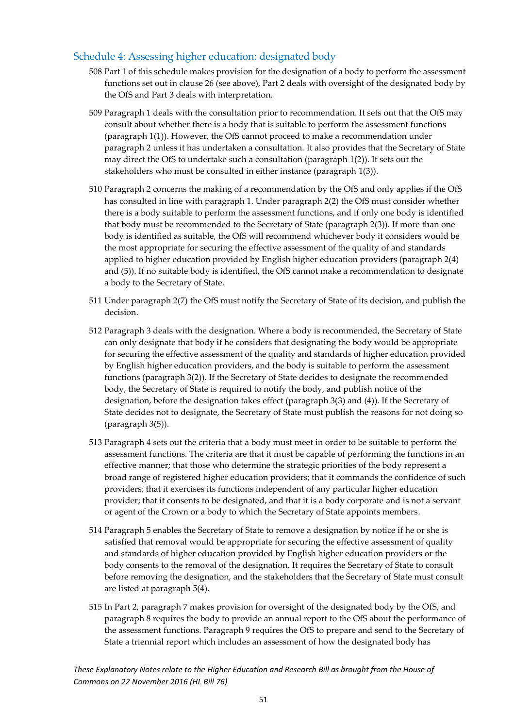## Schedule 4: Assessing higher education: designated body

508 Part 1 of this schedule makes provision for the designation of a body to perform the assessment functions set out in clause 26 (see above), Part 2 deals with oversight of the designated body by the OfS and Part 3 deals with interpretation.

509 Paragraph 1 deals with the consultation prior to recommendation. It sets out that the OfS may consult about whether there is a body that is suitable to perform the assessment functions (paragraph 1(1)). However, the OfS cannot proceed to make a recommendation under paragraph 2 unless it has undertaken a consultation. It also provides that the Secretary of State may direct the OfS to undertake such a consultation (paragraph 1(2)). It sets out the stakeholders who must be consulted in either instance (paragraph 1(3)).

510 Paragraph 2 concerns the making of a recommendation by the OfS and only applies if the OfS has consulted in line with paragraph 1. Under paragraph 2(2) the OfS must consider whether there is a body suitable to perform the assessment functions, and if only one body is identified that body must be recommended to the Secretary of State (paragraph 2(3)). If more than one body is identified as suitable, the OfS will recommend whichever body it considers would be the most appropriate for securing the effective assessment of the quality of and standards applied to higher education provided by English higher education providers (paragraph 2(4) and (5)). If no suitable body is identified, the OfS cannot make a recommendation to designate a body to the Secretary of State.

511 Under paragraph 2(7) the OfS must notify the Secretary of State of its decision, and publish the decision.

512 Paragraph 3 deals with the designation. Where a body is recommended, the Secretary of State can only designate that body if he considers that designating the body would be appropriate for securing the effective assessment of the quality and standards of higher education provided by English higher education providers, and the body is suitable to perform the assessment functions (paragraph 3(2)). If the Secretary of State decides to designate the recommended body, the Secretary of State is required to notify the body, and publish notice of the designation, before the designation takes effect (paragraph 3(3) and (4)). If the Secretary of State decides not to designate, the Secretary of State must publish the reasons for not doing so (paragraph 3(5)).

513 Paragraph 4 sets out the criteria that a body must meet in order to be suitable to perform the assessment functions. The criteria are that it must be capable of performing the functions in an effective manner; that those who determine the strategic priorities of the body represent a broad range of registered higher education providers; that it commands the confidence of such providers; that it exercises its functions independent of any particular higher education provider; that it consents to be designated, and that it is a body corporate and is not a servant or agent of the Crown or a body to which the Secretary of State appoints members.

514 Paragraph 5 enables the Secretary of State to remove a designation by notice if he or she is satisfied that removal would be appropriate for securing the effective assessment of quality and standards of higher education provided by English higher education providers or the body consents to the removal of the designation. It requires the Secretary of State to consult before removing the designation, and the stakeholders that the Secretary of State must consult are listed at paragraph 5(4).

515 In Part 2, paragraph 7 makes provision for oversight of the designated body by the OfS, and paragraph 8 requires the body to provide an annual report to the OfS about the performance of the assessment functions. Paragraph 9 requires the OfS to prepare and send to the Secretary of State a triennial report which includes an assessment of how the designated body has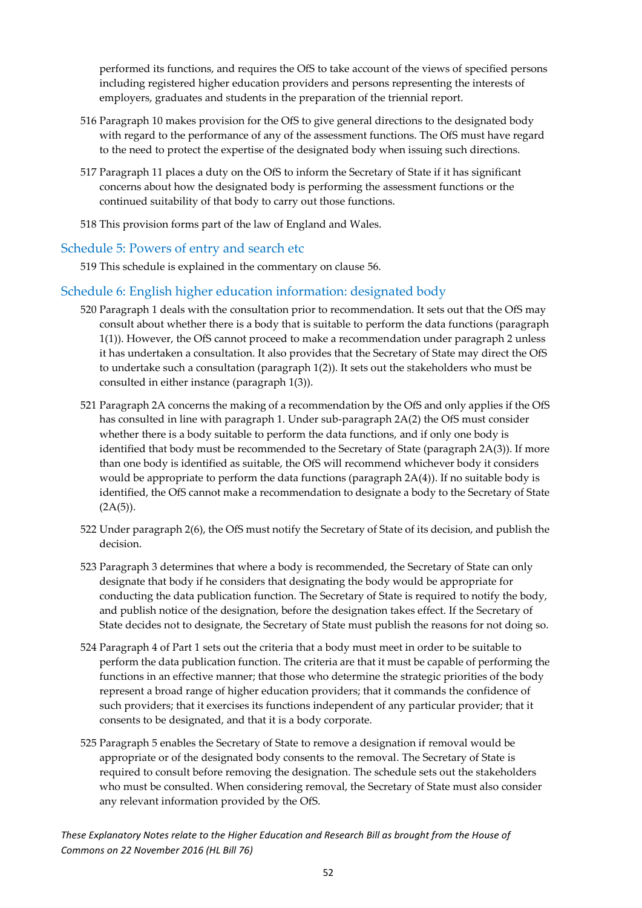performed its functions, and requires the OfS to take account of the views of specified persons including registered higher education providers and persons representing the interests of employers, graduates and students in the preparation of the triennial report.

516 Paragraph 10 makes provision for the OfS to give general directions to the designated body with regard to the performance of any of the assessment functions. The OfS must have regard to the need to protect the expertise of the designated body when issuing such directions.

517 Paragraph 11 places a duty on the OfS to inform the Secretary of State if it has significant concerns about how the designated body is performing the assessment functions or the continued suitability of that body to carry out those functions.

518 This provision forms part of the law of England and Wales.

## Schedule 5: Powers of entry and search etc

519 This schedule is explained in the commentary on clause 56.

## Schedule 6: English higher education information: designated body

520 Paragraph 1 deals with the consultation prior to recommendation. It sets out that the OfS may consult about whether there is a body that is suitable to perform the data functions (paragraph 1(1)). However, the OfS cannot proceed to make a recommendation under paragraph 2 unless it has undertaken a consultation. It also provides that the Secretary of State may direct the OfS to undertake such a consultation (paragraph 1(2)). It sets out the stakeholders who must be consulted in either instance (paragraph 1(3)).

521 Paragraph 2A concerns the making of a recommendation by the OfS and only applies if the OfS has consulted in line with paragraph 1. Under sub-paragraph 2A(2) the OfS must consider whether there is a body suitable to perform the data functions, and if only one body is identified that body must be recommended to the Secretary of State (paragraph 2A(3)). If more than one body is identified as suitable, the OfS will recommend whichever body it considers would be appropriate to perform the data functions (paragraph 2A(4)). If no suitable body is identified, the OfS cannot make a recommendation to designate a body to the Secretary of State (2A(5)).

522 Under paragraph 2(6), the OfS must notify the Secretary of State of its decision, and publish the decision.

523 Paragraph 3 determines that where a body is recommended, the Secretary of State can only designate that body if he considers that designating the body would be appropriate for conducting the data publication function. The Secretary of State is required to notify the body, and publish notice of the designation, before the designation takes effect. If the Secretary of State decides not to designate, the Secretary of State must publish the reasons for not doing so.

524 Paragraph 4 of Part 1 sets out the criteria that a body must meet in order to be suitable to perform the data publication function. The criteria are that it must be capable of performing the functions in an effective manner; that those who determine the strategic priorities of the body represent a broad range of higher education providers; that it commands the confidence of such providers; that it exercises its functions independent of any particular provider; that it consents to be designated, and that it is a body corporate.

525 Paragraph 5 enables the Secretary of State to remove a designation if removal would be appropriate or of the designated body consents to the removal. The Secretary of State is required to consult before removing the designation. The schedule sets out the stakeholders who must be consulted. When considering removal, the Secretary of State must also consider any relevant information provided by the OfS.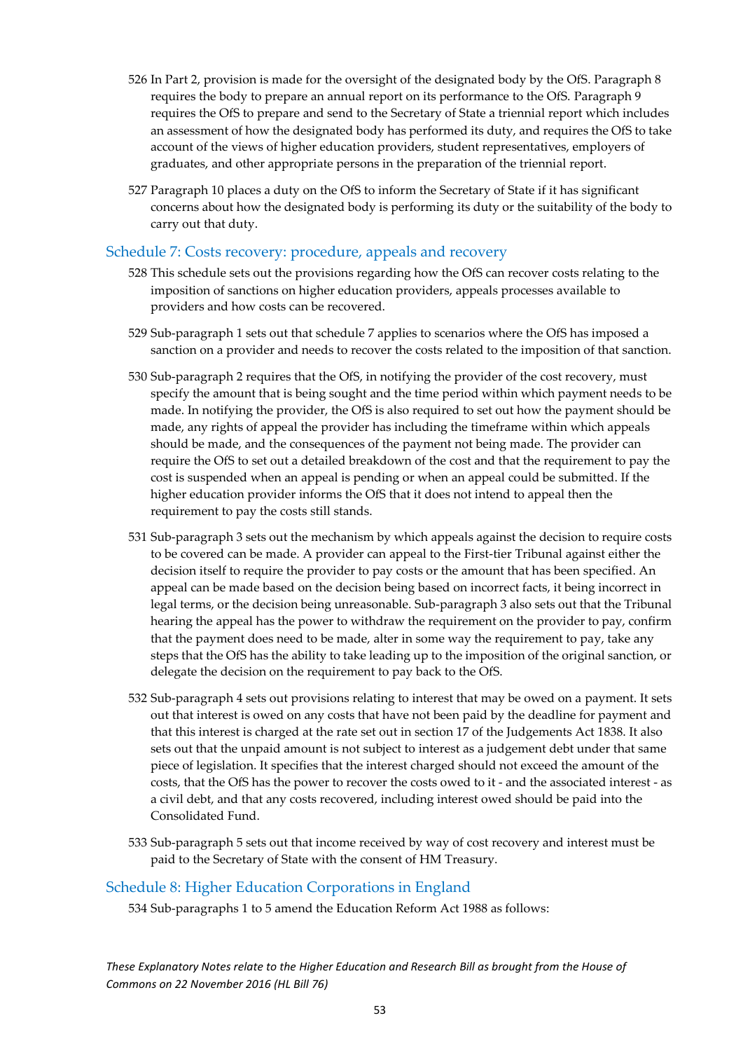526 In Part 2, provision is made for the oversight of the designated body by the OfS. Paragraph 8 requires the body to prepare an annual report on its performance to the OfS. Paragraph 9 requires the OfS to prepare and send to the Secretary of State a triennial report which includes an assessment of how the designated body has performed its duty, and requires the OfS to take account of the views of higher education providers, student representatives, employers of graduates, and other appropriate persons in the preparation of the triennial report.

527 Paragraph 10 places a duty on the OfS to inform the Secretary of State if it has significant concerns about how the designated body is performing its duty or the suitability of the body to carry out that duty.

## Schedule 7: Costs recovery: procedure, appeals and recovery

528 This schedule sets out the provisions regarding how the OfS can recover costs relating to the imposition of sanctions on higher education providers, appeals processes available to providers and how costs can be recovered.

529 Sub-paragraph 1 sets out that schedule 7 applies to scenarios where the OfS has imposed a sanction on a provider and needs to recover the costs related to the imposition of that sanction.

530 Sub-paragraph 2 requires that the OfS, in notifying the provider of the cost recovery, must specify the amount that is being sought and the time period within which payment needs to be made. In notifying the provider, the OfS is also required to set out how the payment should be made, any rights of appeal the provider has including the timeframe within which appeals should be made, and the consequences of the payment not being made. The provider can require the OfS to set out a detailed breakdown of the cost and that the requirement to pay the cost is suspended when an appeal is pending or when an appeal could be submitted. If the higher education provider informs the OfS that it does not intend to appeal then the requirement to pay the costs still stands.

531 Sub-paragraph 3 sets out the mechanism by which appeals against the decision to require costs to be covered can be made. A provider can appeal to the First-tier Tribunal against either the decision itself to require the provider to pay costs or the amount that has been specified. An appeal can be made based on the decision being based on incorrect facts, it being incorrect in legal terms, or the decision being unreasonable. Sub-paragraph 3 also sets out that the Tribunal hearing the appeal has the power to withdraw the requirement on the provider to pay, confirm that the payment does need to be made, alter in some way the requirement to pay, take any steps that the OfS has the ability to take leading up to the imposition of the original sanction, or delegate the decision on the requirement to pay back to the OfS.

532 Sub-paragraph 4 sets out provisions relating to interest that may be owed on a payment. It sets out that interest is owed on any costs that have not been paid by the deadline for payment and that this interest is charged at the rate set out in section 17 of the Judgements Act 1838. It also sets out that the unpaid amount is not subject to interest as a judgement debt under that same piece of legislation. It specifies that the interest charged should not exceed the amount of the costs, that the OfS has the power to recover the costs owed to it - and the associated interest - as a civil debt, and that any costs recovered, including interest owed should be paid into the Consolidated Fund.

533 Sub-paragraph 5 sets out that income received by way of cost recovery and interest must be paid to the Secretary of State with the consent of HM Treasury.

## Schedule 8: Higher Education Corporations in England

534 Sub-paragraphs 1 to 5 amend the Education Reform Act 1988 as follows: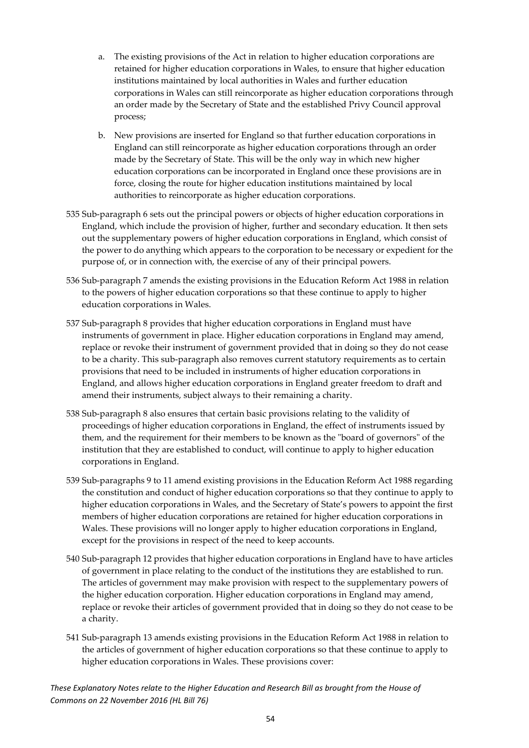a. The existing provisions of the Act in relation to higher education corporations are retained for higher education corporations in Wales, to ensure that higher education institutions maintained by local authorities in Wales and further education corporations in Wales can still reincorporate as higher education corporations through an order made by the Secretary of State and the established Privy Council approval process;

b. New provisions are inserted for England so that further education corporations in England can still reincorporate as higher education corporations through an order made by the Secretary of State. This will be the only way in which new higher education corporations can be incorporated in England once these provisions are in force, closing the route for higher education institutions maintained by local authorities to reincorporate as higher education corporations.

535 Sub-paragraph 6 sets out the principal powers or objects of higher education corporations in England, which include the provision of higher, further and secondary education. It then sets out the supplementary powers of higher education corporations in England, which consist of the power to do anything which appears to the corporation to be necessary or expedient for the purpose of, or in connection with, the exercise of any of their principal powers.

536 Sub-paragraph 7 amends the existing provisions in the Education Reform Act 1988 in relation to the powers of higher education corporations so that these continue to apply to higher education corporations in Wales.

537 Sub-paragraph 8 provides that higher education corporations in England must have instruments of government in place. Higher education corporations in England may amend, replace or revoke their instrument of government provided that in doing so they do not cease to be a charity. This sub-paragraph also removes current statutory requirements as to certain provisions that need to be included in instruments of higher education corporations in England, and allows higher education corporations in England greater freedom to draft and amend their instruments, subject always to their remaining a charity.

538 Sub-paragraph 8 also ensures that certain basic provisions relating to the validity of proceedings of higher education corporations in England, the effect of instruments issued by them, and the requirement for their members to be known as the "board of governors" of the institution that they are established to conduct, will continue to apply to higher education corporations in England.

539 Sub-paragraphs 9 to 11 amend existing provisions in the Education Reform Act 1988 regarding the constitution and conduct of higher education corporations so that they continue to apply to higher education corporations in Wales, and the Secretary of State's powers to appoint the first members of higher education corporations are retained for higher education corporations in Wales. These provisions will no longer apply to higher education corporations in England, except for the provisions in respect of the need to keep accounts.

540 Sub-paragraph 12 provides that higher education corporations in England have to have articles of government in place relating to the conduct of the institutions they are established to run. The articles of government may make provision with respect to the supplementary powers of the higher education corporation. Higher education corporations in England may amend, replace or revoke their articles of government provided that in doing so they do not cease to be a charity.

541 Sub-paragraph 13 amends existing provisions in the Education Reform Act 1988 in relation to the articles of government of higher education corporations so that these continue to apply to higher education corporations in Wales. These provisions cover: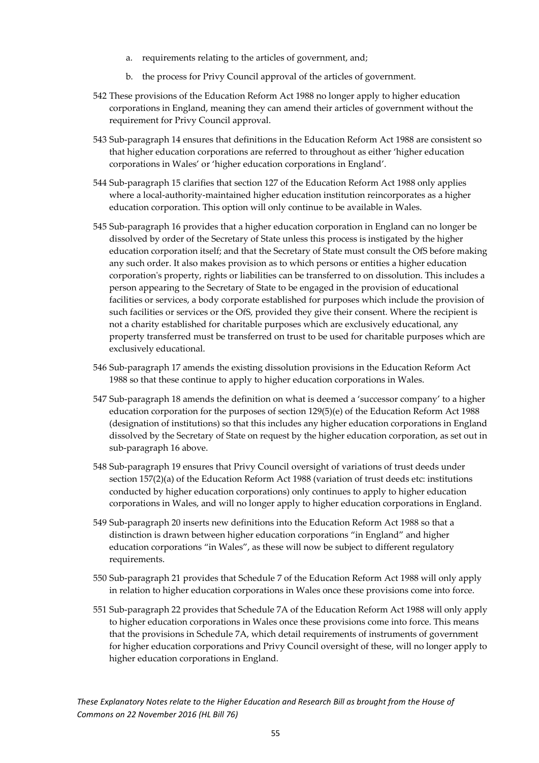a. requirements relating to the articles of government, and;

b. the process for Privy Council approval of the articles of government.

542 These provisions of the Education Reform Act 1988 no longer apply to higher education corporations in England, meaning they can amend their articles of government without the requirement for Privy Council approval.

543 Sub-paragraph 14 ensures that definitions in the Education Reform Act 1988 are consistent so that higher education corporations are referred to throughout as either 'higher education corporations in Wales' or 'higher education corporations in England'.

544 Sub-paragraph 15 clarifies that section 127 of the Education Reform Act 1988 only applies where a local-authority-maintained higher education institution reincorporates as a higher education corporation. This option will only continue to be available in Wales.

545 Sub-paragraph 16 provides that a higher education corporation in England can no longer be dissolved by order of the Secretary of State unless this process is instigated by the higher education corporation itself; and that the Secretary of State must consult the OfS before making any such order. It also makes provision as to which persons or entities a higher education corporation's property, rights or liabilities can be transferred to on dissolution. This includes a person appearing to the Secretary of State to be engaged in the provision of educational facilities or services, a body corporate established for purposes which include the provision of such facilities or services or the OfS, provided they give their consent. Where the recipient is not a charity established for charitable purposes which are exclusively educational, any property transferred must be transferred on trust to be used for charitable purposes which are exclusively educational.

546 Sub-paragraph 17 amends the existing dissolution provisions in the Education Reform Act 1988 so that these continue to apply to higher education corporations in Wales.

547 Sub-paragraph 18 amends the definition on what is deemed a 'successor company' to a higher education corporation for the purposes of section 129(5)(e) of the Education Reform Act 1988 (designation of institutions) so that this includes any higher education corporations in England dissolved by the Secretary of State on request by the higher education corporation, as set out in sub-paragraph 16 above.

548 Sub-paragraph 19 ensures that Privy Council oversight of variations of trust deeds under section 157(2)(a) of the Education Reform Act 1988 (variation of trust deeds etc: institutions conducted by higher education corporations) only continues to apply to higher education corporations in Wales, and will no longer apply to higher education corporations in England.

549 Sub-paragraph 20 inserts new definitions into the Education Reform Act 1988 so that a distinction is drawn between higher education corporations "in England" and higher education corporations "in Wales", as these will now be subject to different regulatory requirements.

550 Sub-paragraph 21 provides that Schedule 7 of the Education Reform Act 1988 will only apply in relation to higher education corporations in Wales once these provisions come into force.

551 Sub-paragraph 22 provides that Schedule 7A of the Education Reform Act 1988 will only apply to higher education corporations in Wales once these provisions come into force. This means that the provisions in Schedule 7A, which detail requirements of instruments of government for higher education corporations and Privy Council oversight of these, will no longer apply to higher education corporations in England.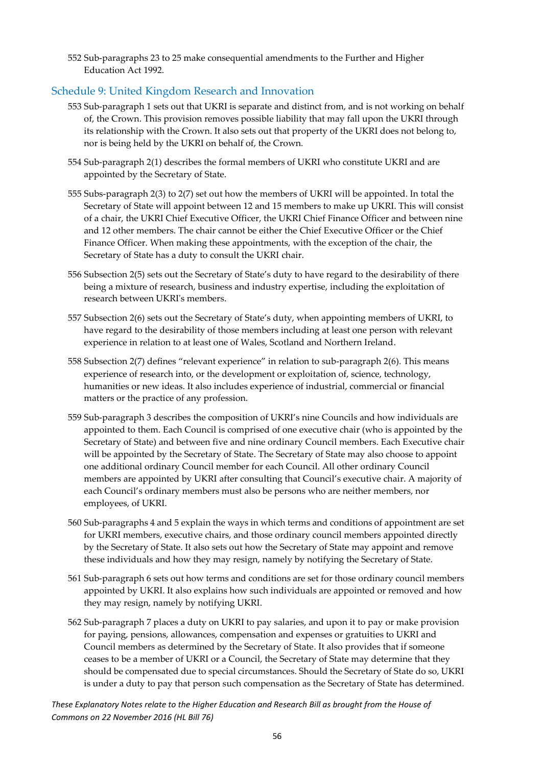552 Sub-paragraphs 23 to 25 make consequential amendments to the Further and Higher Education Act 1992.

## Schedule 9: United Kingdom Research and Innovation

553 Sub-paragraph 1 sets out that UKRI is separate and distinct from, and is not working on behalf of, the Crown. This provision removes possible liability that may fall upon the UKRI through its relationship with the Crown. It also sets out that property of the UKRI does not belong to, nor is being held by the UKRI on behalf of, the Crown.

554 Sub-paragraph 2(1) describes the formal members of UKRI who constitute UKRI and are appointed by the Secretary of State.

555 Subs-paragraph 2(3) to 2(7) set out how the members of UKRI will be appointed. In total the Secretary of State will appoint between 12 and 15 members to make up UKRI. This will consist of a chair, the UKRI Chief Executive Officer, the UKRI Chief Finance Officer and between nine and 12 other members. The chair cannot be either the Chief Executive Officer or the Chief Finance Officer. When making these appointments, with the exception of the chair, the Secretary of State has a duty to consult the UKRI chair.

556 Subsection 2(5) sets out the Secretary of State's duty to have regard to the desirability of there being a mixture of research, business and industry expertise, including the exploitation of research between UKRI's members.

557 Subsection 2(6) sets out the Secretary of State's duty, when appointing members of UKRI, to have regard to the desirability of those members including at least one person with relevant experience in relation to at least one of Wales, Scotland and Northern Ireland.

558 Subsection 2(7) defines "relevant experience" in relation to sub-paragraph 2(6). This means experience of research into, or the development or exploitation of, science, technology, humanities or new ideas. It also includes experience of industrial, commercial or financial matters or the practice of any profession.

559 Sub-paragraph 3 describes the composition of UKRI's nine Councils and how individuals are appointed to them. Each Council is comprised of one executive chair (who is appointed by the Secretary of State) and between five and nine ordinary Council members. Each Executive chair will be appointed by the Secretary of State. The Secretary of State may also choose to appoint one additional ordinary Council member for each Council. All other ordinary Council members are appointed by UKRI after consulting that Council's executive chair. A majority of each Council's ordinary members must also be persons who are neither members, nor employees, of UKRI.

560 Sub-paragraphs 4 and 5 explain the ways in which terms and conditions of appointment are set for UKRI members, executive chairs, and those ordinary council members appointed directly by the Secretary of State. It also sets out how the Secretary of State may appoint and remove these individuals and how they may resign, namely by notifying the Secretary of State.

561 Sub-paragraph 6 sets out how terms and conditions are set for those ordinary council members appointed by UKRI. It also explains how such individuals are appointed or removed and how they may resign, namely by notifying UKRI.

562 Sub-paragraph 7 places a duty on UKRI to pay salaries, and upon it to pay or make provision for paying, pensions, allowances, compensation and expenses or gratuities to UKRI and Council members as determined by the Secretary of State. It also provides that if someone ceases to be a member of UKRI or a Council, the Secretary of State may determine that they should be compensated due to special circumstances. Should the Secretary of State do so, UKRI is under a duty to pay that person such compensation as the Secretary of State has determined.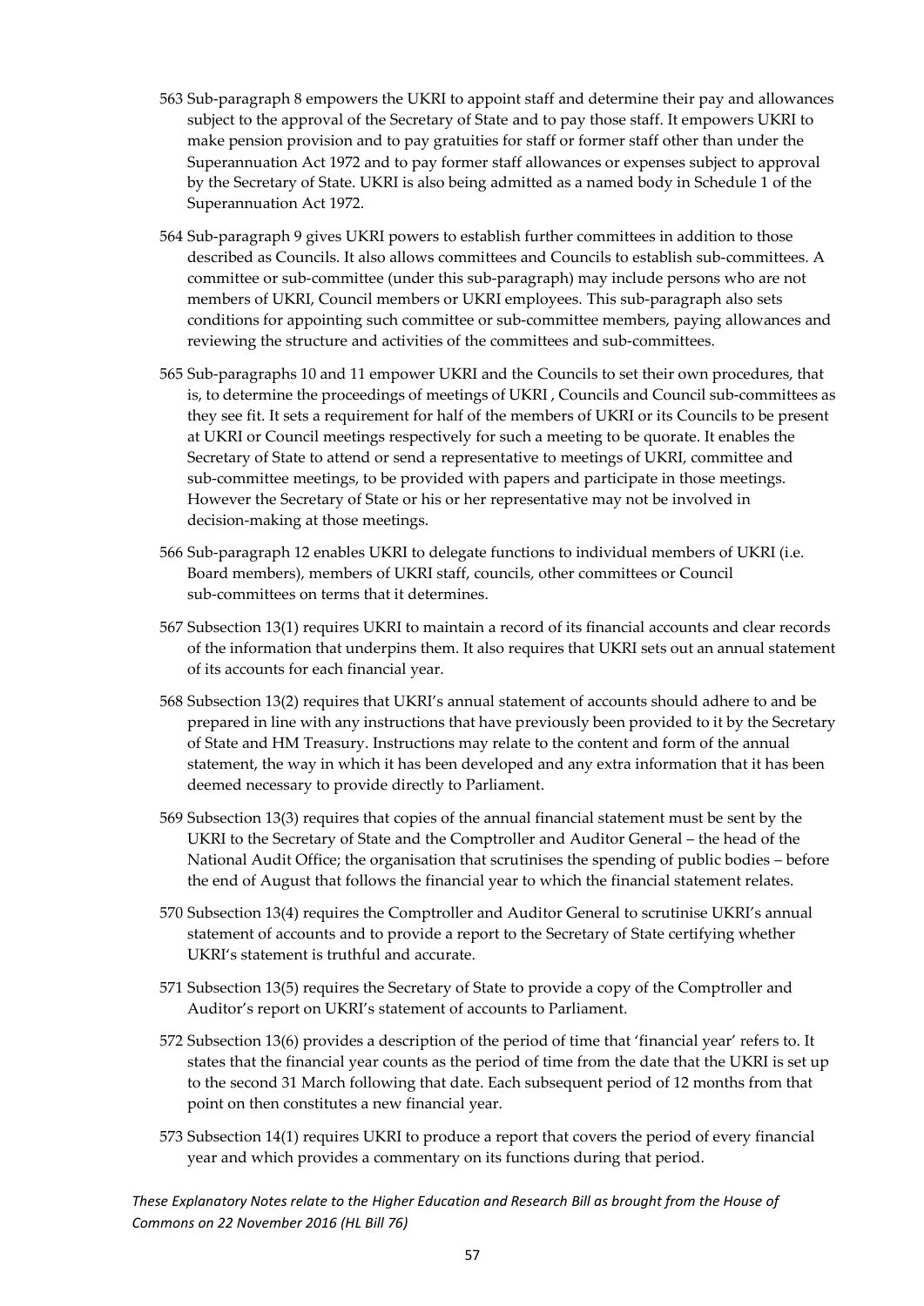563 Sub-paragraph 8 empowers the UKRI to appoint staff and determine their pay and allowances subject to the approval of the Secretary of State and to pay those staff. It empowers UKRI to make pension provision and to pay gratuities for staff or former staff other than under the Superannuation Act 1972 and to pay former staff allowances or expenses subject to approval by the Secretary of State. UKRI is also being admitted as a named body in Schedule 1 of the Superannuation Act 1972.

564 Sub-paragraph 9 gives UKRI powers to establish further committees in addition to those described as Councils. It also allows committees and Councils to establish sub-committees. A committee or sub-committee (under this sub-paragraph) may include persons who are not members of UKRI, Council members or UKRI employees. This sub-paragraph also sets conditions for appointing such committee or sub-committee members, paying allowances and reviewing the structure and activities of the committees and sub-committees.

565 Sub-paragraphs 10 and 11 empower UKRI and the Councils to set their own procedures, that is, to determine the proceedings of meetings of UKRI , Councils and Council sub-committees as they see fit. It sets a requirement for half of the members of UKRI or its Councils to be present at UKRI or Council meetings respectively for such a meeting to be quorate. It enables the Secretary of State to attend or send a representative to meetings of UKRI, committee and sub-committee meetings, to be provided with papers and participate in those meetings. However the Secretary of State or his or her representative may not be involved in decision-making at those meetings.

566 Sub-paragraph 12 enables UKRI to delegate functions to individual members of UKRI (i.e. Board members), members of UKRI staff, councils, other committees or Council sub-committees on terms that it determines.

567 Subsection 13(1) requires UKRI to maintain a record of its financial accounts and clear records of the information that underpins them. It also requires that UKRI sets out an annual statement of its accounts for each financial year.

568 Subsection 13(2) requires that UKRI's annual statement of accounts should adhere to and be prepared in line with any instructions that have previously been provided to it by the Secretary of State and HM Treasury. Instructions may relate to the content and form of the annual statement, the way in which it has been developed and any extra information that it has been deemed necessary to provide directly to Parliament.

569 Subsection 13(3) requires that copies of the annual financial statement must be sent by the UKRI to the Secretary of State and the Comptroller and Auditor General – the head of the National Audit Office; the organisation that scrutinises the spending of public bodies – before the end of August that follows the financial year to which the financial statement relates.

570 Subsection 13(4) requires the Comptroller and Auditor General to scrutinise UKRI's annual statement of accounts and to provide a report to the Secretary of State certifying whether UKRI's statement is truthful and accurate.

571 Subsection 13(5) requires the Secretary of State to provide a copy of the Comptroller and Auditor's report on UKRI's statement of accounts to Parliament.

572 Subsection 13(6) provides a description of the period of time that 'financial year' refers to. It states that the financial year counts as the period of time from the date that the UKRI is set up to the second 31 March following that date. Each subsequent period of 12 months from that point on then constitutes a new financial year.

573 Subsection 14(1) requires UKRI to produce a report that covers the period of every financial year and which provides a commentary on its functions during that period.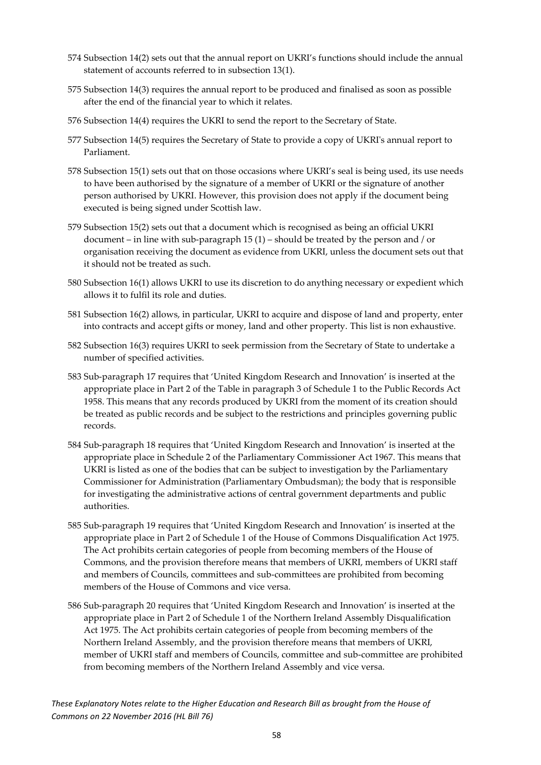574 Subsection 14(2) sets out that the annual report on UKRI's functions should include the annual statement of accounts referred to in subsection 13(1).

575 Subsection 14(3) requires the annual report to be produced and finalised as soon as possible after the end of the financial year to which it relates.

576 Subsection 14(4) requires the UKRI to send the report to the Secretary of State.

577 Subsection 14(5) requires the Secretary of State to provide a copy of UKRI's annual report to Parliament.

578 Subsection 15(1) sets out that on those occasions where UKRI's seal is being used, its use needs to have been authorised by the signature of a member of UKRI or the signature of another person authorised by UKRI. However, this provision does not apply if the document being executed is being signed under Scottish law.

579 Subsection 15(2) sets out that a document which is recognised as being an official UKRI document – in line with sub-paragraph 15 (1) – should be treated by the person and / or organisation receiving the document as evidence from UKRI, unless the document sets out that it should not be treated as such.

580 Subsection 16(1) allows UKRI to use its discretion to do anything necessary or expedient which allows it to fulfil its role and duties.

581 Subsection 16(2) allows, in particular, UKRI to acquire and dispose of land and property, enter into contracts and accept gifts or money, land and other property. This list is non exhaustive.

582 Subsection 16(3) requires UKRI to seek permission from the Secretary of State to undertake a number of specified activities.

583 Sub-paragraph 17 requires that 'United Kingdom Research and Innovation' is inserted at the appropriate place in Part 2 of the Table in paragraph 3 of Schedule 1 to the Public Records Act 1958. This means that any records produced by UKRI from the moment of its creation should be treated as public records and be subject to the restrictions and principles governing public records.

584 Sub-paragraph 18 requires that 'United Kingdom Research and Innovation' is inserted at the appropriate place in Schedule 2 of the Parliamentary Commissioner Act 1967. This means that UKRI is listed as one of the bodies that can be subject to investigation by the Parliamentary Commissioner for Administration (Parliamentary Ombudsman); the body that is responsible for investigating the administrative actions of central government departments and public authorities.

585 Sub-paragraph 19 requires that 'United Kingdom Research and Innovation' is inserted at the appropriate place in Part 2 of Schedule 1 of the House of Commons Disqualification Act 1975. The Act prohibits certain categories of people from becoming members of the House of Commons, and the provision therefore means that members of UKRI, members of UKRI staff and members of Councils, committees and sub-committees are prohibited from becoming members of the House of Commons and vice versa.

586 Sub-paragraph 20 requires that 'United Kingdom Research and Innovation' is inserted at the appropriate place in Part 2 of Schedule 1 of the Northern Ireland Assembly Disqualification Act 1975. The Act prohibits certain categories of people from becoming members of the Northern Ireland Assembly, and the provision therefore means that members of UKRI, member of UKRI staff and members of Councils, committee and sub-committee are prohibited from becoming members of the Northern Ireland Assembly and vice versa.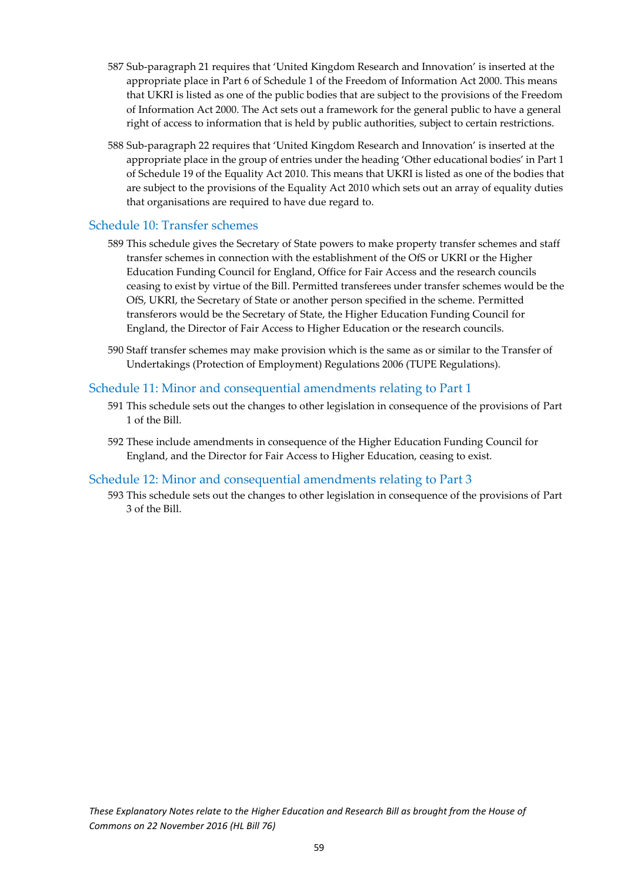587 Sub-paragraph 21 requires that 'United Kingdom Research and Innovation' is inserted at the appropriate place in Part 6 of Schedule 1 of the Freedom of Information Act 2000. This means that UKRI is listed as one of the public bodies that are subject to the provisions of the Freedom of Information Act 2000. The Act sets out a framework for the general public to have a general right of access to information that is held by public authorities, subject to certain restrictions.

588 Sub-paragraph 22 requires that 'United Kingdom Research and Innovation' is inserted at the appropriate place in the group of entries under the heading 'Other educational bodies' in Part 1 of Schedule 19 of the Equality Act 2010. This means that UKRI is listed as one of the bodies that are subject to the provisions of the Equality Act 2010 which sets out an array of equality duties that organisations are required to have due regard to.

## Schedule 10: Transfer schemes

589 This schedule gives the Secretary of State powers to make property transfer schemes and staff transfer schemes in connection with the establishment of the OfS or UKRI or the Higher Education Funding Council for England, Office for Fair Access and the research councils ceasing to exist by virtue of the Bill. Permitted transferees under transfer schemes would be the OfS, UKRI, the Secretary of State or another person specified in the scheme. Permitted transferors would be the Secretary of State, the Higher Education Funding Council for England, the Director of Fair Access to Higher Education or the research councils.

590 Staff transfer schemes may make provision which is the same as or similar to the Transfer of Undertakings (Protection of Employment) Regulations 2006 (TUPE Regulations).

## Schedule 11: Minor and consequential amendments relating to Part 1

591 This schedule sets out the changes to other legislation in consequence of the provisions of Part 1 of the Bill.

592 These include amendments in consequence of the Higher Education Funding Council for England, and the Director for Fair Access to Higher Education, ceasing to exist.

## Schedule 12: Minor and consequential amendments relating to Part 3

593 This schedule sets out the changes to other legislation in consequence of the provisions of Part 3 of the Bill.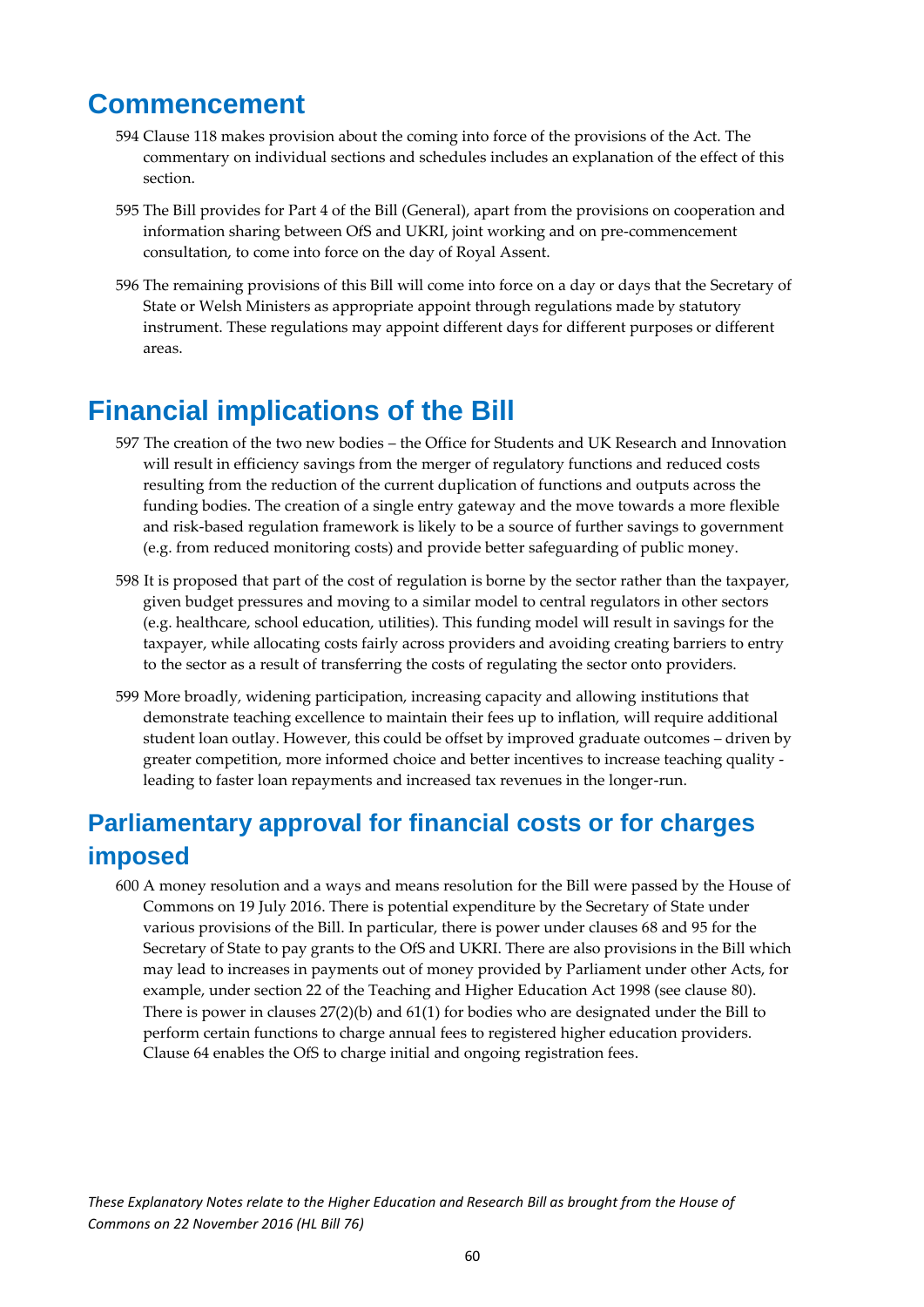# Commencement

594 Clause 118 makes provision about the coming into force of the provisions of the Act. The commentary on individual sections and schedules includes an explanation of the effect of this section.

595 The Bill provides for Part 4 of the Bill (General), apart from the provisions on cooperation and information sharing between OfS and UKRI, joint working and on pre-commencement consultation, to come into force on the day of Royal Assent.

596 The remaining provisions of this Bill will come into force on a day or days that the Secretary of State or Welsh Ministers as appropriate appoint through regulations made by statutory instrument. These regulations may appoint different days for different purposes or different areas.

# Financial implications of the Bill

597 The creation of the two new bodies – the Office for Students and UK Research and Innovation will result in efficiency savings from the merger of regulatory functions and reduced costs resulting from the reduction of the current duplication of functions and outputs across the funding bodies. The creation of a single entry gateway and the move towards a more flexible and risk-based regulation framework is likely to be a source of further savings to government (e.g. from reduced monitoring costs) and provide better safeguarding of public money.

598 It is proposed that part of the cost of regulation is borne by the sector rather than the taxpayer, given budget pressures and moving to a similar model to central regulators in other sectors (e.g. healthcare, school education, utilities). This funding model will result in savings for the taxpayer, while allocating costs fairly across providers and avoiding creating barriers to entry to the sector as a result of transferring the costs of regulating the sector onto providers.

599 More broadly, widening participation, increasing capacity and allowing institutions that demonstrate teaching excellence to maintain their fees up to inflation, will require additional student loan outlay. However, this could be offset by improved graduate outcomes – driven by greater competition, more informed choice and better incentives to increase teaching quality - leading to faster loan repayments and increased tax revenues in the longer-run.

## Parliamentary approval for financial costs or for charges imposed

600 A money resolution and a ways and means resolution for the Bill were passed by the House of Commons on 19 July 2016. There is potential expenditure by the Secretary of State under various provisions of the Bill. In particular, there is power under clauses 68 and 95 for the Secretary of State to pay grants to the OfS and UKRI. There are also provisions in the Bill which may lead to increases in payments out of money provided by Parliament under other Acts, for example, under section 22 of the Teaching and Higher Education Act 1998 (see clause 80). There is power in clauses 27(2)(b) and 61(1) for bodies who are designated under the Bill to perform certain functions to charge annual fees to registered higher education providers. Clause 64 enables the OfS to charge initial and ongoing registration fees.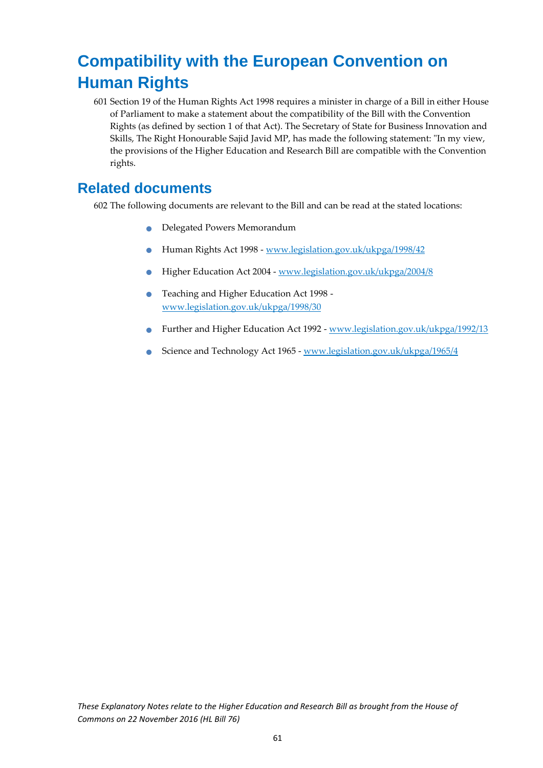# Compatibility with the European Convention on Human Rights

601 Section 19 of the Human Rights Act 1998 requires a minister in charge of a Bill in either House of Parliament to make a statement about the compatibility of the Bill with the Convention Rights (as defined by section 1 of that Act). The Secretary of State for Business Innovation and Skills, The Right Honourable Sajid Javid MP, has made the following statement: "In my view, the provisions of the Higher Education and Research Bill are compatible with the Convention rights.

# Related documents

602 The following documents are relevant to the Bill and can be read at the stated locations:

- Delegated Powers Memorandum
- Human Rights Act 1998 - www.legislation.gov.uk/ukpga/1998/42
- Higher Education Act 2004 - www.legislation.gov.uk/ukpga/2004/8
- Teaching and Higher Education Act 1998 - www.legislation.gov.uk/ukpga/1998/30
- Further and Higher Education Act 1992 - www.legislation.gov.uk/ukpga/1992/13
- Science and Technology Act 1965 - www.legislation.gov.uk/ukpga/1965/4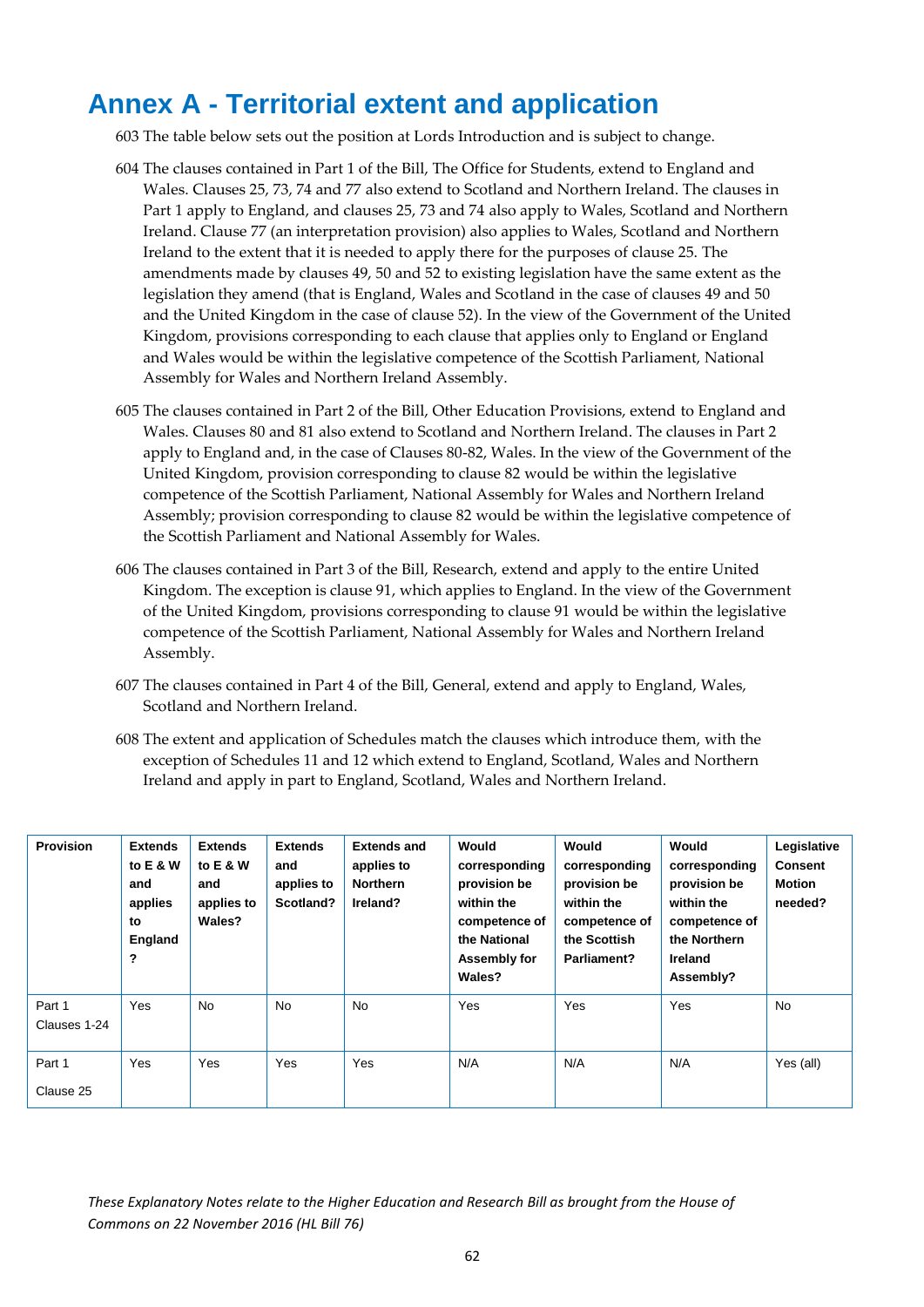# Annex A - Territorial extent and application

603 The table below sets out the position at Lords Introduction and is subject to change.

604 The clauses contained in Part 1 of the Bill, The Office for Students, extend to England and Wales. Clauses 25, 73, 74 and 77 also extend to Scotland and Northern Ireland. The clauses in Part 1 apply to England, and clauses 25, 73 and 74 also apply to Wales, Scotland and Northern Ireland. Clause 77 (an interpretation provision) also applies to Wales, Scotland and Northern Ireland to the extent that it is needed to apply there for the purposes of clause 25. The amendments made by clauses 49, 50 and 52 to existing legislation have the same extent as the legislation they amend (that is England, Wales and Scotland in the case of clauses 49 and 50 and the United Kingdom in the case of clause 52). In the view of the Government of the United Kingdom, provisions corresponding to each clause that applies only to England or England and Wales would be within the legislative competence of the Scottish Parliament, National Assembly for Wales and Northern Ireland Assembly.

605 The clauses contained in Part 2 of the Bill, Other Education Provisions, extend to England and Wales. Clauses 80 and 81 also extend to Scotland and Northern Ireland. The clauses in Part 2 apply to England and, in the case of Clauses 80-82, Wales. In the view of the Government of the United Kingdom, provision corresponding to clause 82 would be within the legislative competence of the Scottish Parliament, National Assembly for Wales and Northern Ireland Assembly; provision corresponding to clause 82 would be within the legislative competence of the Scottish Parliament and National Assembly for Wales.

606 The clauses contained in Part 3 of the Bill, Research, extend and apply to the entire United Kingdom. The exception is clause 91, which applies to England. In the view of the Government of the United Kingdom, provisions corresponding to clause 91 would be within the legislative competence of the Scottish Parliament, National Assembly for Wales and Northern Ireland Assembly.

607 The clauses contained in Part 4 of the Bill, General, extend and apply to England, Wales, Scotland and Northern Ireland.

608 The extent and application of Schedules match the clauses which introduce them, with the exception of Schedules 11 and 12 which extend to England, Scotland, Wales and Northern Ireland and apply in part to England, Scotland, Wales and Northern Ireland.

| Provision | Extends to E & W and applies to England? | Extends to E & W and applies to Wales? | Extends and applies to Scotland? | Extends and applies to Northern Ireland? | Would corresponding provision be within the competence of the National Assembly for Wales? | Would corresponding provision be within the competence of the Scottish Parliament? | Would corresponding provision be within the competence of the Northern Ireland Assembly? | Legislative Consent Motion needed? |
|---|---|---|---|---|---|---|---|---|
| Part 1 Clauses 1-24 | Yes | No | No | No | Yes | Yes | Yes | No |
| Part 1 Clause 25 | Yes | Yes | Yes | Yes | N/A | N/A | N/A | Yes (all) |

*These Explanatory Notes relate to the Higher Education and Research Bill as brought from the House of Commons on 22 November 2016 (HL Bill 76)*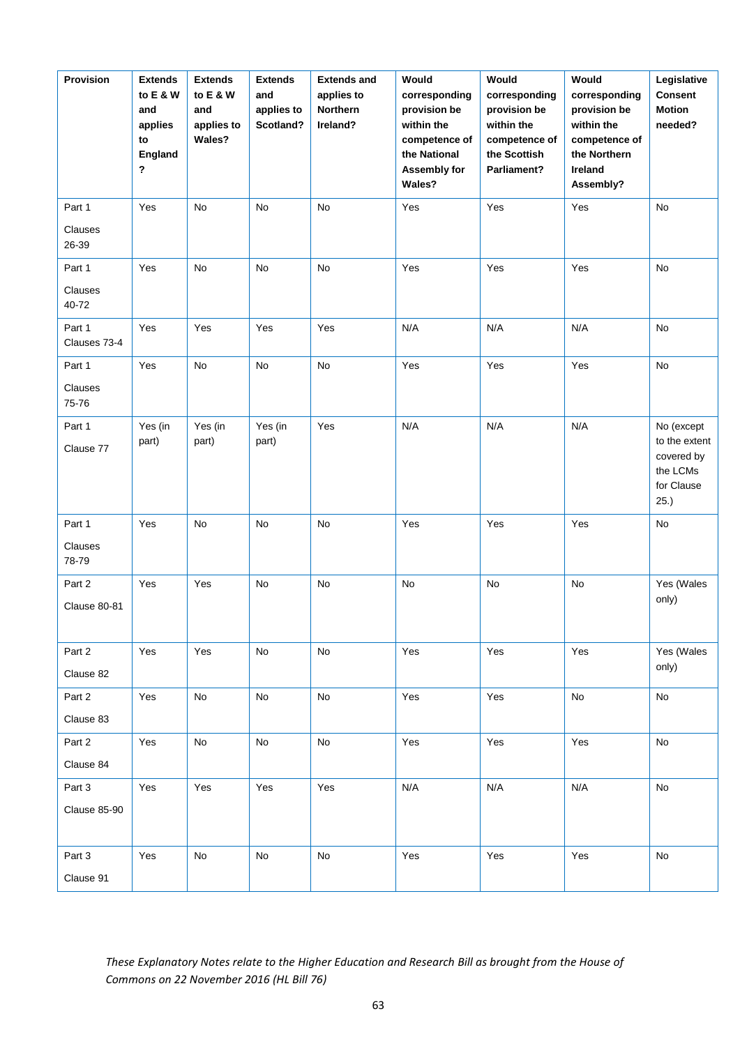| Provision | Extends to E & W and applies to England? | Extends to E & W and applies to Wales? | Extends and applies to Scotland? | Extends and applies to Northern Ireland? | Would corresponding provision be within the competence of the National Assembly for Wales? | Would corresponding provision be within the competence of the Scottish Parliament? | Would corresponding provision be within the competence of the Northern Ireland Assembly? | Legislative Consent Motion needed? |
|---|---|---|---|---|---|---|---|---|
| Part 1 Clauses 26-39 | Yes | No | No | No | Yes | Yes | Yes | No |
| Part 1 Clauses 40-72 | Yes | No | No | No | Yes | Yes | Yes | No |
| Part 1 Clauses 73-4 | Yes | Yes | Yes | Yes | N/A | N/A | N/A | No |
| Part 1 Clauses 75-76 | Yes | No | No | No | Yes | Yes | Yes | No |
| Part 1 Clause 77 | Yes (in part) | Yes (in part) | Yes (in part) | Yes | N/A | N/A | N/A | No (except to the extent covered by the LCMs for Clause 25.) |
| Part 1 Clauses 78-79 | Yes | No | No | No | Yes | Yes | Yes | No |
| Part 2 Clause 80-81 | Yes | Yes | No | No | No | No | No | Yes (Wales only) |
| Part 2 Clause 82 | Yes | Yes | No | No | Yes | Yes | Yes | Yes (Wales only) |
| Part 2 Clause 83 | Yes | No | No | No | Yes | Yes | No | No |
| Part 2 Clause 84 | Yes | No | No | No | Yes | Yes | Yes | No |
| Part 3 Clause 85-90 | Yes | Yes | Yes | Yes | N/A | N/A | N/A | No |
| Part 3 Clause 91 | Yes | No | No | No | Yes | Yes | Yes | No |

*These Explanatory Notes relate to the Higher Education and Research Bill as brought from the House of Commons on 22 November 2016 (HL Bill 76)*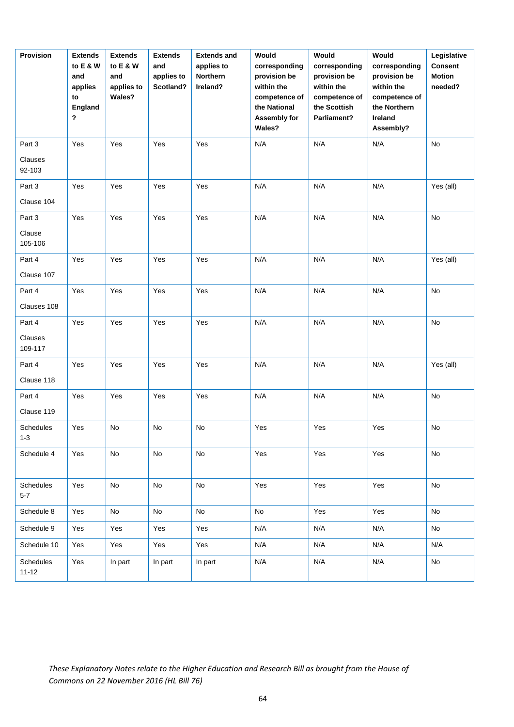| Provision | Extends to E & W and applies to England? | Extends to E & W and applies to Wales? | Extends and applies to Scotland? | Extends and applies to Northern Ireland? | Would corresponding provision be within the competence of the National Assembly for Wales? | Would corresponding provision be within the competence of the Scottish Parliament? | Would corresponding provision be within the competence of the Northern Ireland Assembly? | Legislative Consent Motion needed? |
|---|---|---|---|---|---|---|---|---|
| Part 3 Clauses 92-103 | Yes | Yes | Yes | Yes | N/A | N/A | N/A | No |
| Part 3 Clause 104 | Yes | Yes | Yes | Yes | N/A | N/A | N/A | Yes (all) |
| Part 3 Clause 105-106 | Yes | Yes | Yes | Yes | N/A | N/A | N/A | No |
| Part 4 Clause 107 | Yes | Yes | Yes | Yes | N/A | N/A | N/A | Yes (all) |
| Part 4 Clauses 108 | Yes | Yes | Yes | Yes | N/A | N/A | N/A | No |
| Part 4 Clauses 109-117 | Yes | Yes | Yes | Yes | N/A | N/A | N/A | No |
| Part 4 Clause 118 | Yes | Yes | Yes | Yes | N/A | N/A | N/A | Yes (all) |
| Part 4 Clause 119 | Yes | Yes | Yes | Yes | N/A | N/A | N/A | No |
| Schedules 1-3 | Yes | No | No | No | Yes | Yes | Yes | No |
| Schedule 4 | Yes | No | No | No | Yes | Yes | Yes | No |
| Schedules 5-7 | Yes | No | No | No | Yes | Yes | Yes | No |
| Schedule 8 | Yes | No | No | No | No | Yes | Yes | No |
| Schedule 9 | Yes | Yes | Yes | Yes | N/A | N/A | N/A | No |
| Schedule 10 | Yes | Yes | Yes | Yes | N/A | N/A | N/A | N/A |
| Schedules 11-12 | Yes | In part | In part | In part | N/A | N/A | N/A | No |

*These Explanatory Notes relate to the Higher Education and Research Bill as brought from the House of Commons on 22 November 2016 (HL Bill 76)*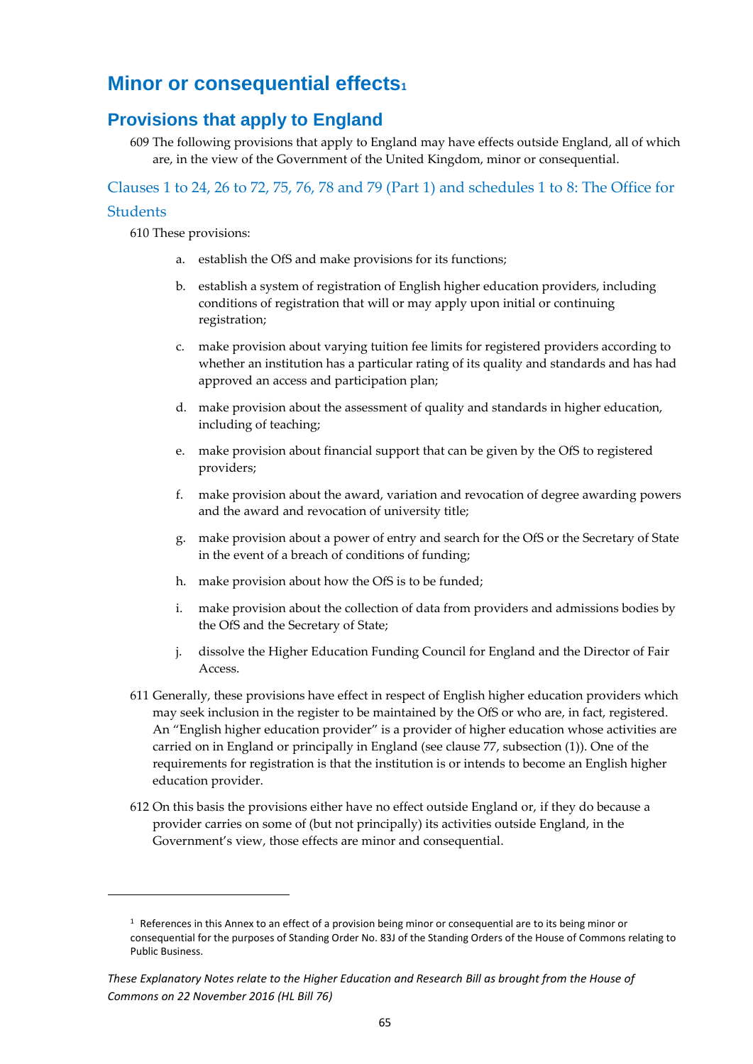# Minor or consequential effects[1]

## Provisions that apply to England

609 The following provisions that apply to England may have effects outside England, all of which are, in the view of the Government of the United Kingdom, minor or consequential.

### Clauses 1 to 24, 26 to 72, 75, 76, 78 and 79 (Part 1) and schedules 1 to 8: The Office for Students

610 These provisions:

a. establish the OfS and make provisions for its functions;

b. establish a system of registration of English higher education providers, including conditions of registration that will or may apply upon initial or continuing registration;

c. make provision about varying tuition fee limits for registered providers according to whether an institution has a particular rating of its quality and standards and has had approved an access and participation plan;

d. make provision about the assessment of quality and standards in higher education, including of teaching;

e. make provision about financial support that can be given by the OfS to registered providers;

f. make provision about the award, variation and revocation of degree awarding powers and the award and revocation of university title;

g. make provision about a power of entry and search for the OfS or the Secretary of State in the event of a breach of conditions of funding;

h. make provision about how the OfS is to be funded;

i. make provision about the collection of data from providers and admissions bodies by the OfS and the Secretary of State;

j. dissolve the Higher Education Funding Council for England and the Director of Fair Access.

611 Generally, these provisions have effect in respect of English higher education providers which may seek inclusion in the register to be maintained by the OfS or who are, in fact, registered. An "English higher education provider" is a provider of higher education whose activities are carried on in England or principally in England (see clause 77, subsection (1)). One of the requirements for registration is that the institution is or intends to become an English higher education provider.

612 On this basis the provisions either have no effect outside England or, if they do because a provider carries on some of (but not principally) its activities outside England, in the Government's view, those effects are minor and consequential.

---

[1] References in this Annex to an effect of a provision being minor or consequential are to its being minor or consequential for the purposes of Standing Order No. 83J of the Standing Orders of the House of Commons relating to Public Business.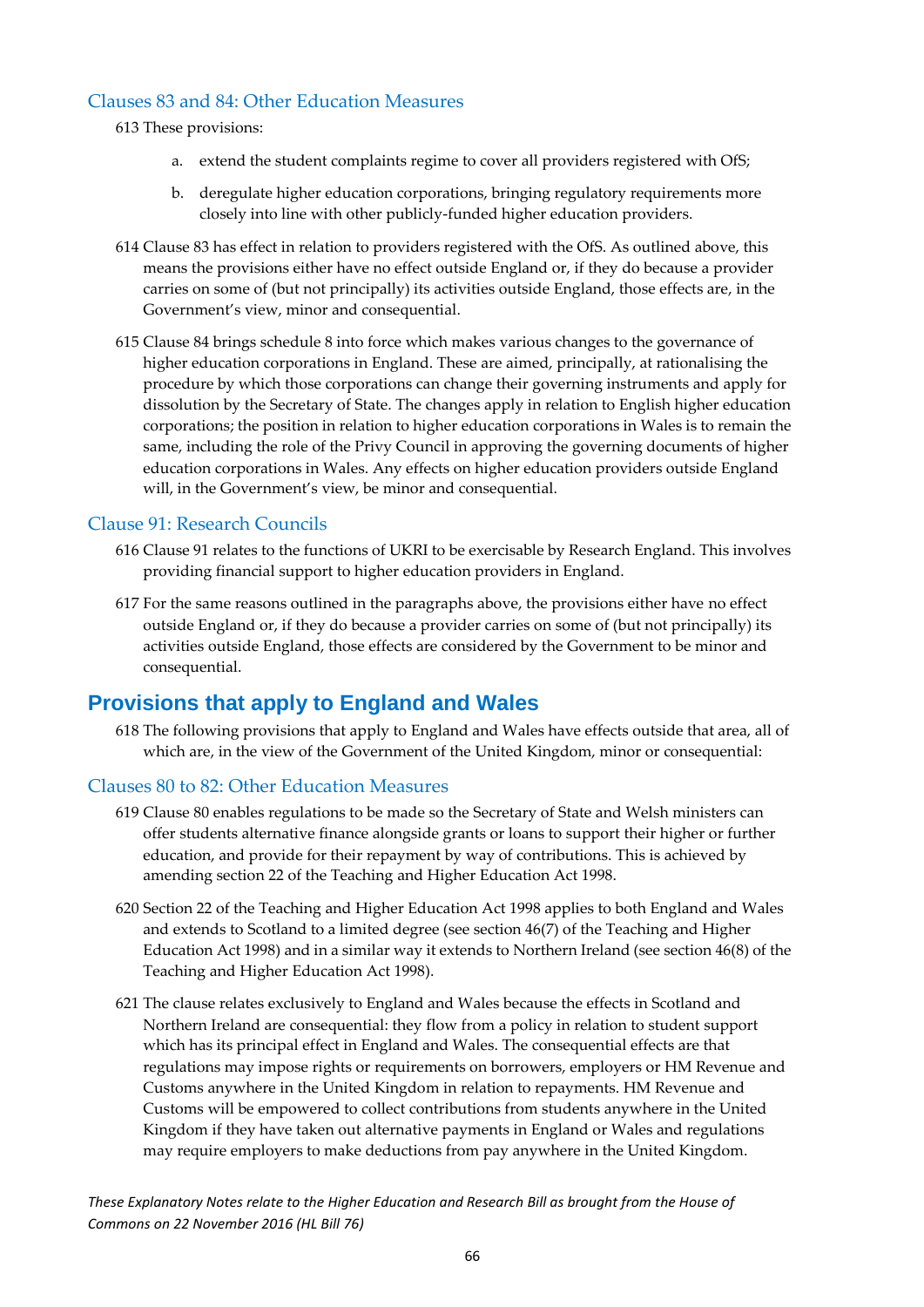### Clauses 83 and 84: Other Education Measures

613 These provisions:

a. extend the student complaints regime to cover all providers registered with OfS;

b. deregulate higher education corporations, bringing regulatory requirements more closely into line with other publicly-funded higher education providers.

614 Clause 83 has effect in relation to providers registered with the OfS. As outlined above, this means the provisions either have no effect outside England or, if they do because a provider carries on some of (but not principally) its activities outside England, those effects are, in the Government's view, minor and consequential.

615 Clause 84 brings schedule 8 into force which makes various changes to the governance of higher education corporations in England. These are aimed, principally, at rationalising the procedure by which those corporations can change their governing instruments and apply for dissolution by the Secretary of State. The changes apply in relation to English higher education corporations; the position in relation to higher education corporations in Wales is to remain the same, including the role of the Privy Council in approving the governing documents of higher education corporations in Wales. Any effects on higher education providers outside England will, in the Government's view, be minor and consequential.

### Clause 91: Research Councils

616 Clause 91 relates to the functions of UKRI to be exercisable by Research England. This involves providing financial support to higher education providers in England.

617 For the same reasons outlined in the paragraphs above, the provisions either have no effect outside England or, if they do because a provider carries on some of (but not principally) its activities outside England, those effects are considered by the Government to be minor and consequential.

## Provisions that apply to England and Wales

618 The following provisions that apply to England and Wales have effects outside that area, all of which are, in the view of the Government of the United Kingdom, minor or consequential:

### Clauses 80 to 82: Other Education Measures

619 Clause 80 enables regulations to be made so the Secretary of State and Welsh ministers can offer students alternative finance alongside grants or loans to support their higher or further education, and provide for their repayment by way of contributions. This is achieved by amending section 22 of the Teaching and Higher Education Act 1998.

620 Section 22 of the Teaching and Higher Education Act 1998 applies to both England and Wales and extends to Scotland to a limited degree (see section 46(7) of the Teaching and Higher Education Act 1998) and in a similar way it extends to Northern Ireland (see section 46(8) of the Teaching and Higher Education Act 1998).

621 The clause relates exclusively to England and Wales because the effects in Scotland and Northern Ireland are consequential: they flow from a policy in relation to student support which has its principal effect in England and Wales. The consequential effects are that regulations may impose rights or requirements on borrowers, employers or HM Revenue and Customs anywhere in the United Kingdom in relation to repayments. HM Revenue and Customs will be empowered to collect contributions from students anywhere in the United Kingdom if they have taken out alternative payments in England or Wales and regulations may require employers to make deductions from pay anywhere in the United Kingdom.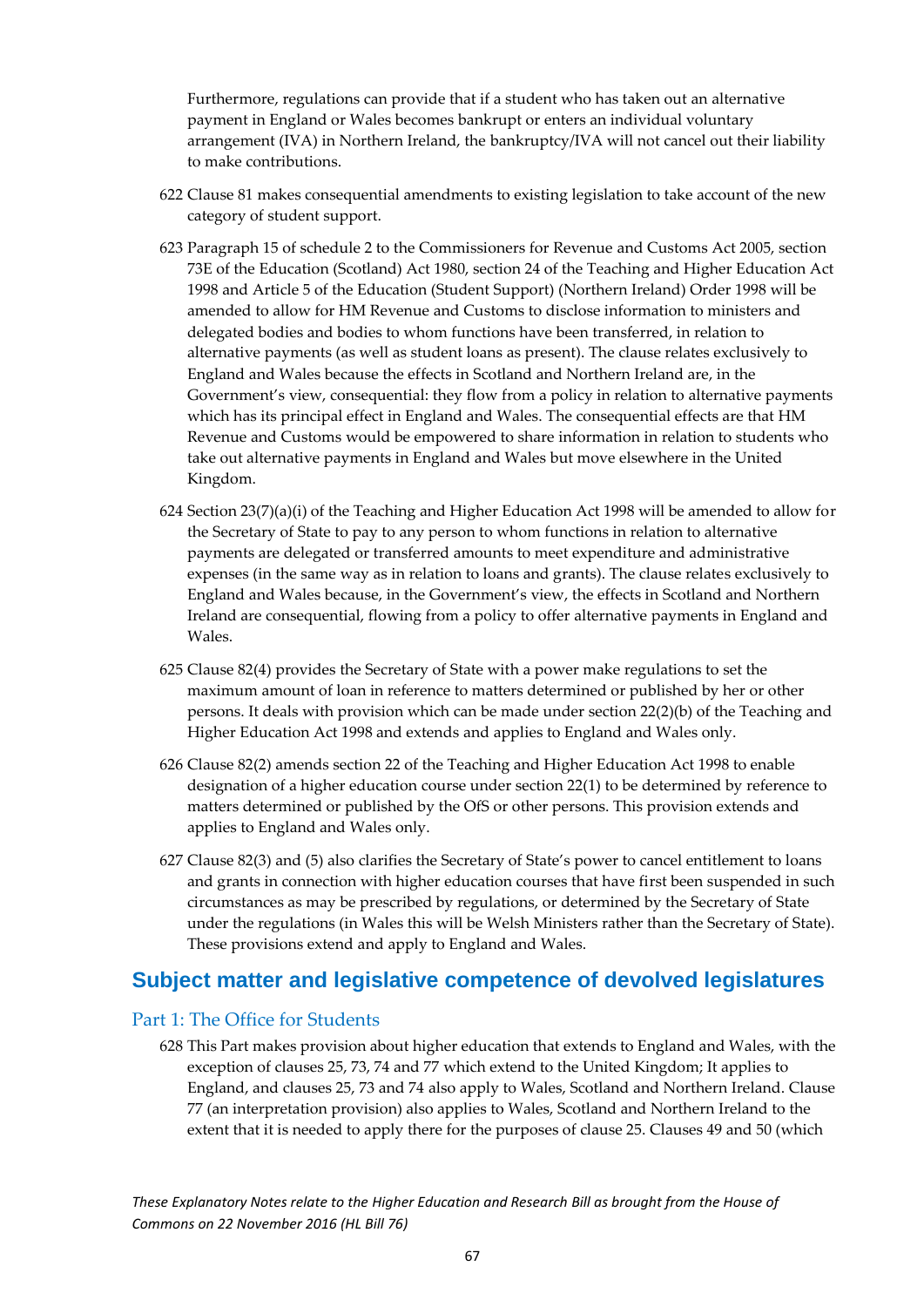Furthermore, regulations can provide that if a student who has taken out an alternative payment in England or Wales becomes bankrupt or enters an individual voluntary arrangement (IVA) in Northern Ireland, the bankruptcy/IVA will not cancel out their liability to make contributions.

622 Clause 81 makes consequential amendments to existing legislation to take account of the new category of student support.

623 Paragraph 15 of schedule 2 to the Commissioners for Revenue and Customs Act 2005, section 73E of the Education (Scotland) Act 1980, section 24 of the Teaching and Higher Education Act 1998 and Article 5 of the Education (Student Support) (Northern Ireland) Order 1998 will be amended to allow for HM Revenue and Customs to disclose information to ministers and delegated bodies and bodies to whom functions have been transferred, in relation to alternative payments (as well as student loans as present). The clause relates exclusively to England and Wales because the effects in Scotland and Northern Ireland are, in the Government's view, consequential: they flow from a policy in relation to alternative payments which has its principal effect in England and Wales. The consequential effects are that HM Revenue and Customs would be empowered to share information in relation to students who take out alternative payments in England and Wales but move elsewhere in the United Kingdom.

624 Section 23(7)(a)(i) of the Teaching and Higher Education Act 1998 will be amended to allow for the Secretary of State to pay to any person to whom functions in relation to alternative payments are delegated or transferred amounts to meet expenditure and administrative expenses (in the same way as in relation to loans and grants). The clause relates exclusively to England and Wales because, in the Government's view, the effects in Scotland and Northern Ireland are consequential, flowing from a policy to offer alternative payments in England and Wales.

625 Clause 82(4) provides the Secretary of State with a power make regulations to set the maximum amount of loan in reference to matters determined or published by her or other persons. It deals with provision which can be made under section 22(2)(b) of the Teaching and Higher Education Act 1998 and extends and applies to England and Wales only.

626 Clause 82(2) amends section 22 of the Teaching and Higher Education Act 1998 to enable designation of a higher education course under section 22(1) to be determined by reference to matters determined or published by the OfS or other persons. This provision extends and applies to England and Wales only.

627 Clause 82(3) and (5) also clarifies the Secretary of State's power to cancel entitlement to loans and grants in connection with higher education courses that have first been suspended in such circumstances as may be prescribed by regulations, or determined by the Secretary of State under the regulations (in Wales this will be Welsh Ministers rather than the Secretary of State). These provisions extend and apply to England and Wales.

## Subject matter and legislative competence of devolved legislatures

### Part 1: The Office for Students

628 This Part makes provision about higher education that extends to England and Wales, with the exception of clauses 25, 73, 74 and 77 which extend to the United Kingdom; It applies to England, and clauses 25, 73 and 74 also apply to Wales, Scotland and Northern Ireland. Clause 77 (an interpretation provision) also applies to Wales, Scotland and Northern Ireland to the extent that it is needed to apply there for the purposes of clause 25. Clauses 49 and 50 (which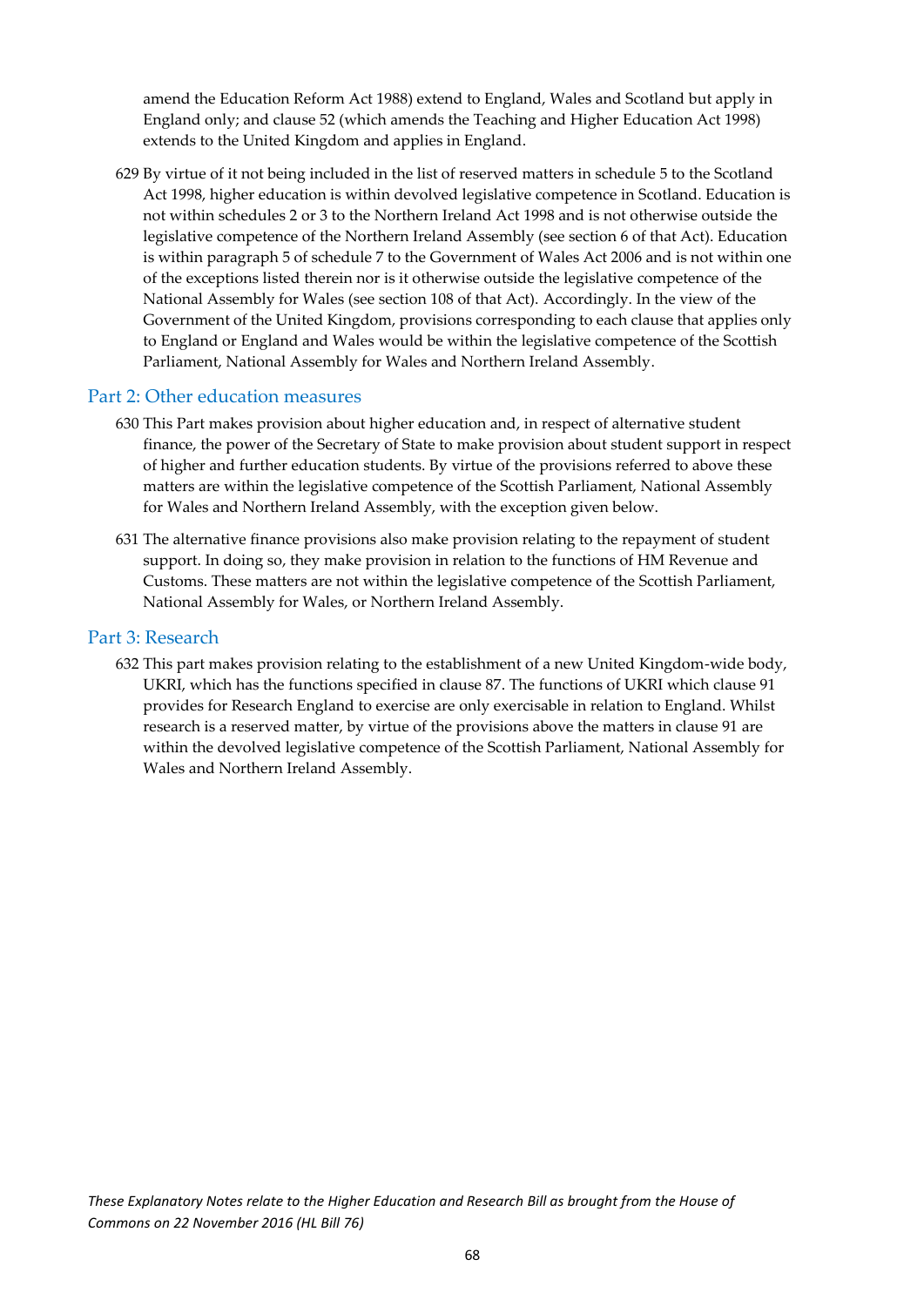amend the Education Reform Act 1988) extend to England, Wales and Scotland but apply in England only; and clause 52 (which amends the Teaching and Higher Education Act 1998) extends to the United Kingdom and applies in England.

629 By virtue of it not being included in the list of reserved matters in schedule 5 to the Scotland Act 1998, higher education is within devolved legislative competence in Scotland. Education is not within schedules 2 or 3 to the Northern Ireland Act 1998 and is not otherwise outside the legislative competence of the Northern Ireland Assembly (see section 6 of that Act). Education is within paragraph 5 of schedule 7 to the Government of Wales Act 2006 and is not within one of the exceptions listed therein nor is it otherwise outside the legislative competence of the National Assembly for Wales (see section 108 of that Act). Accordingly. In the view of the Government of the United Kingdom, provisions corresponding to each clause that applies only to England or England and Wales would be within the legislative competence of the Scottish Parliament, National Assembly for Wales and Northern Ireland Assembly.

## Part 2: Other education measures

630 This Part makes provision about higher education and, in respect of alternative student finance, the power of the Secretary of State to make provision about student support in respect of higher and further education students. By virtue of the provisions referred to above these matters are within the legislative competence of the Scottish Parliament, National Assembly for Wales and Northern Ireland Assembly, with the exception given below.

631 The alternative finance provisions also make provision relating to the repayment of student support. In doing so, they make provision in relation to the functions of HM Revenue and Customs. These matters are not within the legislative competence of the Scottish Parliament, National Assembly for Wales, or Northern Ireland Assembly.

## Part 3: Research

632 This part makes provision relating to the establishment of a new United Kingdom-wide body, UKRI, which has the functions specified in clause 87. The functions of UKRI which clause 91 provides for Research England to exercise are only exercisable in relation to England. Whilst research is a reserved matter, by virtue of the provisions above the matters in clause 91 are within the devolved legislative competence of the Scottish Parliament, National Assembly for Wales and Northern Ireland Assembly.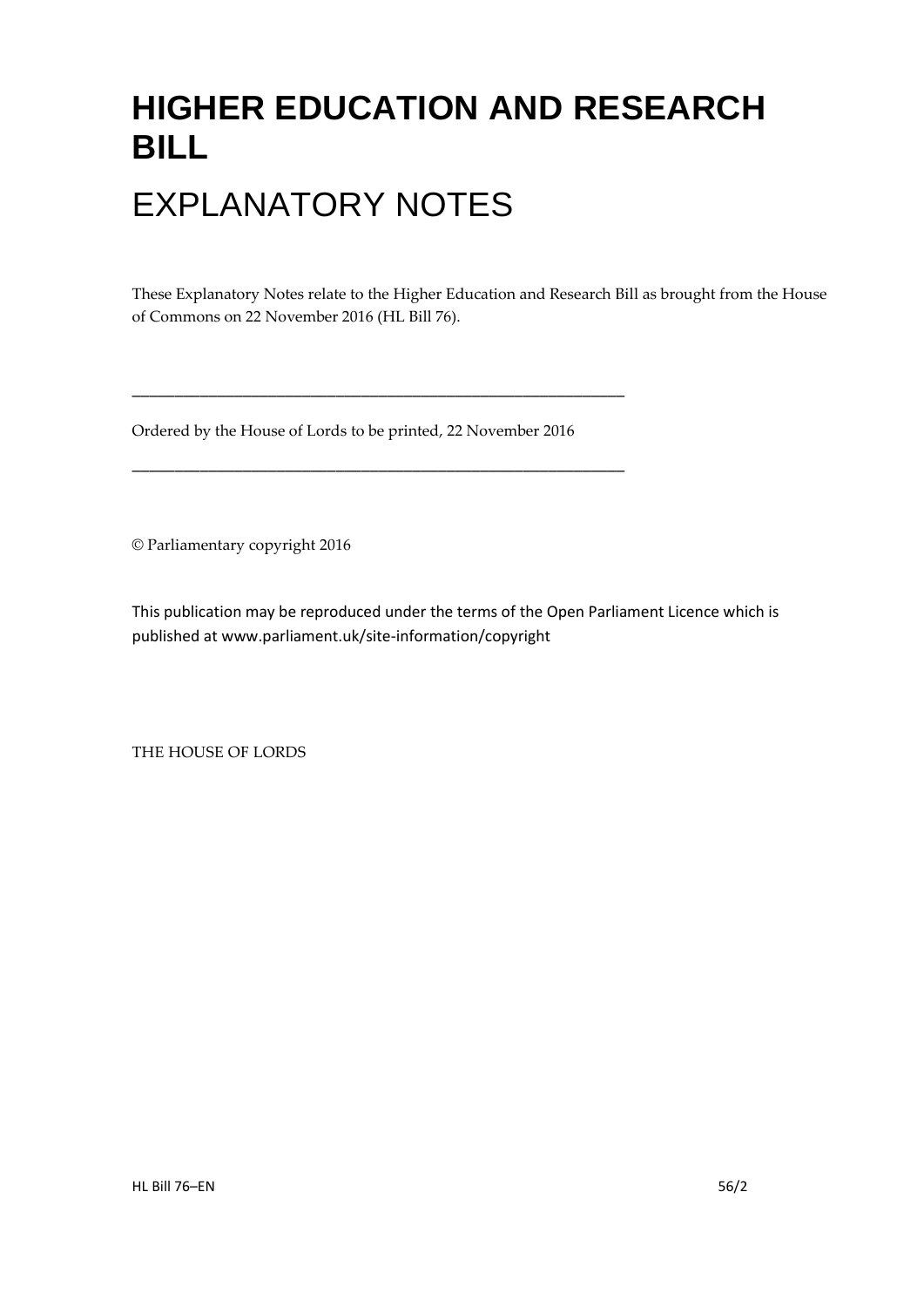# HIGHER EDUCATION AND RESEARCH BILL

# EXPLANATORY NOTES

These Explanatory Notes relate to the Higher Education and Research Bill as brought from the House of Commons on 22 November 2016 (HL Bill 76).

---

Ordered by the House of Lords to be printed, 22 November 2016

---

© Parliamentary copyright 2016

This publication may be reproduced under the terms of the Open Parliament Licence which is published at www.parliament.uk/site-information/copyright

THE HOUSE OF LORDS

HL Bill 76–EN 56/2